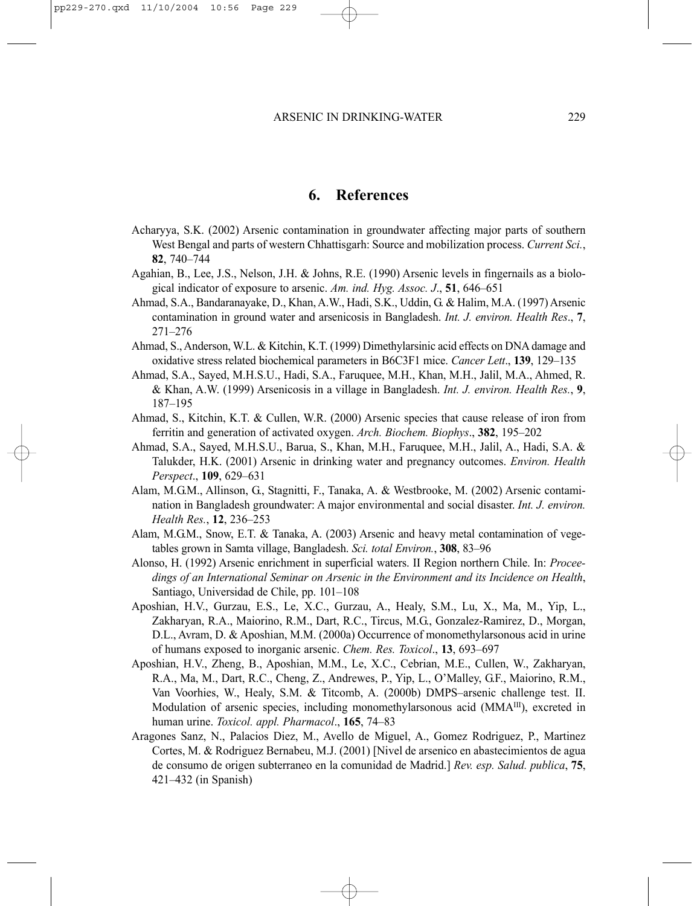## 6. References

Acharyya, S.K. (2002) Arsenic contamination in groundwater affecting major parts of southern West Bengal and parts of western Chhattisgarh: Source and mobilization process. *Current Sci.*, **82**, 740–744

Agahian, B., Lee, J.S., Nelson, J.H. & Johns, R.E. (1990) Arsenic levels in fingernails as a biological indicator of exposure to arsenic. *Am. ind. Hyg. Assoc. J.*, **51**, 646–651

Ahmad, S.A., Bandaranayake, D., Khan, A.W., Hadi, S.K., Uddin, G. & Halim, M.A. (1997) Arsenic contamination in ground water and arsenicosis in Bangladesh. *Int. J. environ. Health Res*., **7**, 271–276

Ahmad, S., Anderson, W.L. & Kitchin, K.T. (1999) Dimethylarsinic acid effects on DNA damage and oxidative stress related biochemical parameters in B6C3F1 mice. *Cancer Lett*., **139**, 129–135

Ahmad, S.A., Sayed, M.H.S.U., Hadi, S.A., Faruquee, M.H., Khan, M.H., Jalil, M.A., Ahmed, R. & Khan, A.W. (1999) Arsenicosis in a village in Bangladesh. *Int. J. environ. Health Res.*, **9**, 187–195

Ahmad, S., Kitchin, K.T. & Cullen, W.R. (2000) Arsenic species that cause release of iron from ferritin and generation of activated oxygen. *Arch. Biochem. Biophys*., **382**, 195–202

Ahmad, S.A., Sayed, M.H.S.U., Barua, S., Khan, M.H., Faruquee, M.H., Jalil, A., Hadi, S.A. & Talukder, H.K. (2001) Arsenic in drinking water and pregnancy outcomes. *Environ. Health Perspect*., **109**, 629–631

Alam, M.G.M., Allinson, G., Stagnitti, F., Tanaka, A. & Westbrooke, M. (2002) Arsenic contamination in Bangladesh groundwater: A major environmental and social disaster. *Int. J. environ. Health Res.*, **12**, 236–253

Alam, M.G.M., Snow, E.T. & Tanaka, A. (2003) Arsenic and heavy metal contamination of vegetables grown in Samta village, Bangladesh. *Sci. total Environ.*, **308**, 83–96

Alonso, H. (1992) Arsenic enrichment in superficial waters. II Region northern Chile. In: *Proceedings of an International Seminar on Arsenic in the Environment and its Incidence on Health*, Santiago, Universidad de Chile, pp. 101–108

Aposhian, H.V., Gurzau, E.S., Le, X.C., Gurzau, A., Healy, S.M., Lu, X., Ma, M., Yip, L., Zakharyan, R.A., Maiorino, R.M., Dart, R.C., Tircus, M.G., Gonzalez-Ramirez, D., Morgan, D.L., Avram, D. & Aposhian, M.M. (2000a) Occurrence of monomethylarsonous acid in urine of humans exposed to inorganic arsenic. *Chem. Res. Toxicol*., **13**, 693–697

Aposhian, H.V., Zheng, B., Aposhian, M.M., Le, X.C., Cebrian, M.E., Cullen, W., Zakharyan, R.A., Ma, M., Dart, R.C., Cheng, Z., Andrewes, P., Yip, L., O'Malley, G.F., Maiorino, R.M., Van Voorhies, W., Healy, S.M. & Titcomb, A. (2000b) DMPS–arsenic challenge test. II. Modulation of arsenic species, including monomethylarsonous acid ($MMA^{III}$), excreted in human urine. *Toxicol. appl. Pharmacol*., **165**, 74–83

Aragones Sanz, N., Palacios Diez, M., Avello de Miguel, A., Gomez Rodriguez, P., Martinez Cortes, M. & Rodriguez Bernabeu, M.J. (2001) [Nivel de arsenico en abastecimientos de agua de consumo de origen subterraneo en la comunidad de Madrid.] *Rev. esp. Salud. publica*, **75**, 421–432 (in Spanish)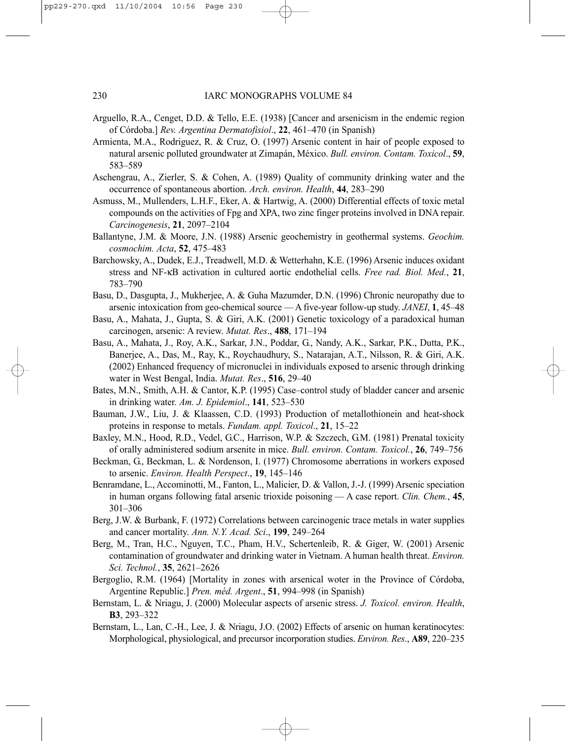Arguello, R.A., Cenget, D.D. & Tello, E.E. (1938) [Cancer and arsenicism in the endemic region of Córdoba.] *Rev. Argentina Dermatofisiol*., **22**, 461–470 (in Spanish)

Armienta, M.A., Rodriguez, R. & Cruz, O. (1997) Arsenic content in hair of people exposed to natural arsenic polluted groundwater at Zimapán, México. *Bull. environ. Contam. Toxicol*., **59**, 583–589

Aschengrau, A., Zierler, S. & Cohen, A. (1989) Quality of community drinking water and the occurrence of spontaneous abortion. *Arch. environ. Health*, **44**, 283–290

Asmuss, M., Mullenders, L.H.F., Eker, A. & Hartwig, A. (2000) Differential effects of toxic metal compounds on the activities of Fpg and XPA, two zinc finger proteins involved in DNA repair. *Carcinogenesis*, **21**, 2097–2104

Ballantyne, J.M. & Moore, J.N. (1988) Arsenic geochemistry in geothermal systems. *Geochim. cosmochim. Acta*, **52**, 475–483

Barchowsky, A., Dudek, E.J., Treadwell, M.D. & Wetterhahn, K.E. (1996) Arsenic induces oxidant stress and NF-κB activation in cultured aortic endothelial cells. *Free rad. Biol. Med.*, **21**, 783–790

Basu, D., Dasgupta, J., Mukherjee, A. & Guha Mazumder, D.N. (1996) Chronic neuropathy due to arsenic intoxication from geo-chemical source — A five-year follow-up study. *JANEI*, **1**, 45–48

Basu, A., Mahata, J., Gupta, S. & Giri, A.K. (2001) Genetic toxicology of a paradoxical human carcinogen, arsenic: A review. *Mutat. Res*., **488**, 171–194

Basu, A., Mahata, J., Roy, A.K., Sarkar, J.N., Poddar, G., Nandy, A.K., Sarkar, P.K., Dutta, P.K., Banerjee, A., Das, M., Ray, K., Roychaudhury, S., Natarajan, A.T., Nilsson, R. & Giri, A.K. (2002) Enhanced frequency of micronuclei in individuals exposed to arsenic through drinking water in West Bengal, India. *Mutat. Res*., **516**, 29–40

Bates, M.N., Smith, A.H. & Cantor, K.P. (1995) Case–control study of bladder cancer and arsenic in drinking water. *Am. J. Epidemiol*., **141**, 523–530

Bauman, J.W., Liu, J. & Klaassen, C.D. (1993) Production of metallothionein and heat-shock proteins in response to metals. *Fundam. appl. Toxicol*., **21**, 15–22

Baxley, M.N., Hood, R.D., Vedel, G.C., Harrison, W.P. & Szczech, G.M. (1981) Prenatal toxicity of orally administered sodium arsenite in mice. *Bull. environ. Contam. Toxicol.*, **26**, 749–756

Beckman, G., Beckman, L. & Nordenson, I. (1977) Chromosome aberrations in workers exposed to arsenic. *Environ. Health Perspect*., **19**, 145–146

Benramdane, L., Accominotti, M., Fanton, L., Malicier, D. & Vallon, J.-J. (1999) Arsenic speciation in human organs following fatal arsenic trioxide poisoning — A case report. *Clin. Chem.*, **45**, 301–306

Berg, J.W. & Burbank, F. (1972) Correlations between carcinogenic trace metals in water supplies and cancer mortality. *Ann. N.Y. Acad. Sci*., **199**, 249–264

Berg, M., Tran, H.C., Nguyen, T.C., Pham, H.V., Schertenleib, R. & Giger, W. (2001) Arsenic contamination of groundwater and drinking water in Vietnam. A human health threat. *Environ. Sci. Technol.*, **35**, 2621–2626

Bergoglio, R.M. (1964) [Mortality in zones with arsenical woter in the Province of Córdoba, Argentine Republic.] *Pren. méd. Argent*., **51**, 994–998 (in Spanish)

Bernstam, L. & Nriagu, J. (2000) Molecular aspects of arsenic stress. *J. Toxicol. environ. Health*, **B3**, 293–322

Bernstam, L., Lan, C.-H., Lee, J. & Nriagu, J.O. (2002) Effects of arsenic on human keratinocytes: Morphological, physiological, and precursor incorporation studies. *Environ. Res*., **A89**, 220–235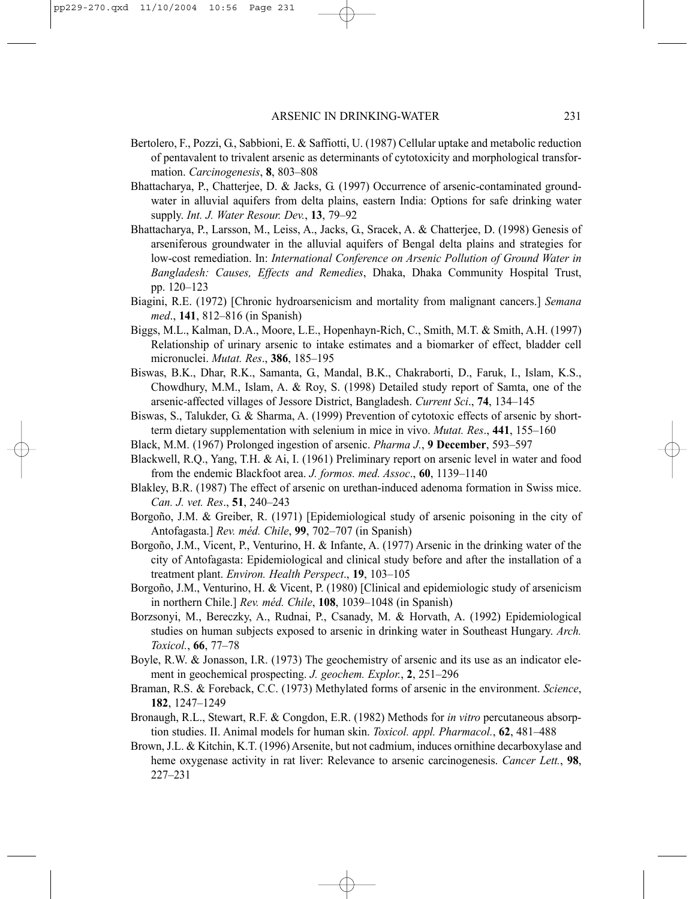Bertolero, F., Pozzi, G., Sabbioni, E. & Saffiotti, U. (1987) Cellular uptake and metabolic reduction of pentavalent to trivalent arsenic as determinants of cytotoxicity and morphological transformation. *Carcinogenesis*, **8**, 803–808

Bhattacharya, P., Chatterjee, D. & Jacks, G. (1997) Occurrence of arsenic-contaminated groundwater in alluvial aquifers from delta plains, eastern India: Options for safe drinking water supply. *Int. J. Water Resour. Dev.*, **13**, 79–92

Bhattacharya, P., Larsson, M., Leiss, A., Jacks, G., Sracek, A. & Chatterjee, D. (1998) Genesis of arseniferous groundwater in the alluvial aquifers of Bengal delta plains and strategies for low-cost remediation. In: *International Conference on Arsenic Pollution of Ground Water in Bangladesh: Causes, Effects and Remedies*, Dhaka, Dhaka Community Hospital Trust, pp. 120–123

Biagini, R.E. (1972) [Chronic hydroarsenicism and mortality from malignant cancers.] *Semana med*., **141**, 812–816 (in Spanish)

Biggs, M.L., Kalman, D.A., Moore, L.E., Hopenhayn-Rich, C., Smith, M.T. & Smith, A.H. (1997) Relationship of urinary arsenic to intake estimates and a biomarker of effect, bladder cell micronuclei. *Mutat. Res*., **386**, 185–195

Biswas, B.K., Dhar, R.K., Samanta, G., Mandal, B.K., Chakraborti, D., Faruk, I., Islam, K.S., Chowdhury, M.M., Islam, A. & Roy, S. (1998) Detailed study report of Samta, one of the arsenic-affected villages of Jessore District, Bangladesh. *Current Sci*., **74**, 134–145

Biswas, S., Talukder, G. & Sharma, A. (1999) Prevention of cytotoxic effects of arsenic by short-term dietary supplementation with selenium in mice in vivo. *Mutat. Res*., **441**, 155–160

Black, M.M. (1967) Prolonged ingestion of arsenic. *Pharma J.*, **9 December**, 593–597

Blackwell, R.Q., Yang, T.H. & Ai, I. (1961) Preliminary report on arsenic level in water and food from the endemic Blackfoot area. *J. formos. med. Assoc*., **60**, 1139–1140

Blakley, B.R. (1987) The effect of arsenic on urethan-induced adenoma formation in Swiss mice. *Can. J. vet. Res*., **51**, 240–243

Borgoño, J.M. & Greiber, R. (1971) [Epidemiological study of arsenic poisoning in the city of Antofagasta.] *Rev. méd. Chile*, **99**, 702–707 (in Spanish)

Borgoño, J.M., Vicent, P., Venturino, H. & Infante, A. (1977) Arsenic in the drinking water of the city of Antofagasta: Epidemiological and clinical study before and after the installation of a treatment plant. *Environ. Health Perspect*., **19**, 103–105

Borgoño, J.M., Venturino, H. & Vicent, P. (1980) [Clinical and epidemiologic study of arsenicism in northern Chile.] *Rev. méd. Chile*, **108**, 1039–1048 (in Spanish)

Borzsonyi, M., Bereczky, A., Rudnai, P., Csanady, M. & Horvath, A. (1992) Epidemiological studies on human subjects exposed to arsenic in drinking water in Southeast Hungary. *Arch. Toxicol.*, **66**, 77–78

Boyle, R.W. & Jonasson, I.R. (1973) The geochemistry of arsenic and its use as an indicator element in geochemical prospecting. *J. geochem. Explor.*, **2**, 251–296

Braman, R.S. & Foreback, C.C. (1973) Methylated forms of arsenic in the environment. *Science*, **182**, 1247–1249

Bronaugh, R.L., Stewart, R.F. & Congdon, E.R. (1982) Methods for *in vitro* percutaneous absorption studies. II. Animal models for human skin. *Toxicol. appl. Pharmacol.*, **62**, 481–488

Brown, J.L. & Kitchin, K.T. (1996) Arsenite, but not cadmium, induces ornithine decarboxylase and heme oxygenase activity in rat liver: Relevance to arsenic carcinogenesis. *Cancer Lett.*, **98**, 227–231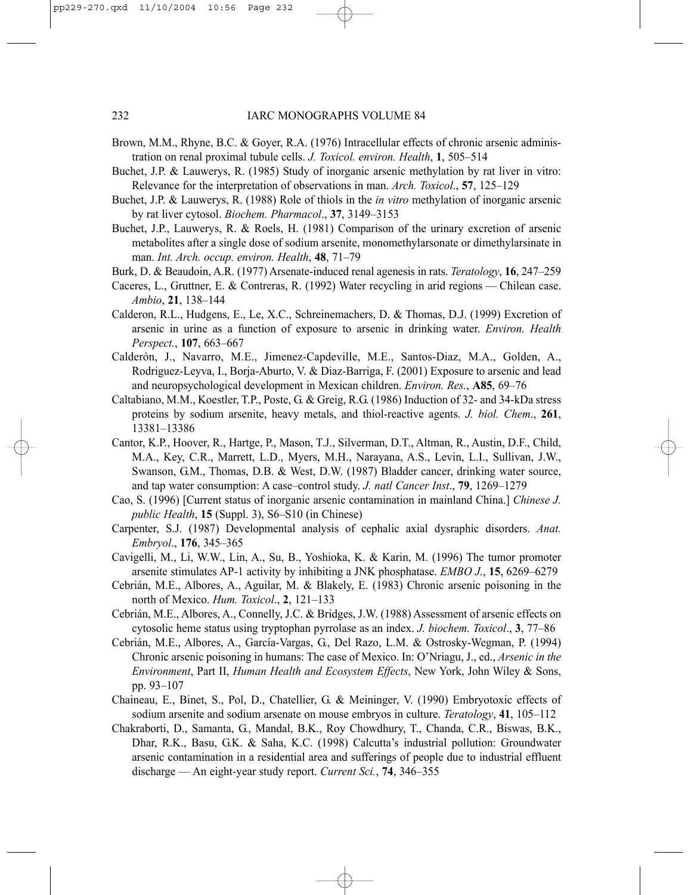Brown, M.M., Rhyne, B.C. & Goyer, R.A. (1976) Intracellular effects of chronic arsenic administration on renal proximal tubule cells. *J. Toxicol. environ. Health*, **1**, 505–514

Buchet, J.P. & Lauwerys, R. (1985) Study of inorganic arsenic methylation by rat liver in vitro: Relevance for the interpretation of observations in man. *Arch. Toxicol*., **57**, 125–129

Buchet, J.P. & Lauwerys, R. (1988) Role of thiols in the *in vitro* methylation of inorganic arsenic by rat liver cytosol. *Biochem. Pharmacol*., **37**, 3149–3153

Buchet, J.P., Lauwerys, R. & Roels, H. (1981) Comparison of the urinary excretion of arsenic metabolites after a single dose of sodium arsenite, monomethylarsonate or dimethylarsinate in man. *Int. Arch. occup. environ. Health*, **48**, 71–79

Burk, D. & Beaudoin, A.R. (1977) Arsenate-induced renal agenesis in rats. *Teratology*, **16**, 247–259

Caceres, L., Gruttner, E. & Contreras, R. (1992) Water recycling in arid regions — Chilean case. *Ambio*, **21**, 138–144

Calderon, R.L., Hudgens, E., Le, X.C., Schreinemachers, D. & Thomas, D.J. (1999) Excretion of arsenic in urine as a function of exposure to arsenic in drinking water. *Environ. Health Perspect.*, **107**, 663–667

Calderón, J., Navarro, M.E., Jimenez-Capdeville, M.E., Santos-Diaz, M.A., Golden, A., Rodriguez-Leyva, I., Borja-Aburto, V. & Diaz-Barriga, F. (2001) Exposure to arsenic and lead and neuropsychological development in Mexican children. *Environ. Res.*, **A85**, 69–76

Caltabiano, M.M., Koestler, T.P., Poste, G. & Greig, R.G. (1986) Induction of 32- and 34-kDa stress proteins by sodium arsenite, heavy metals, and thiol-reactive agents. *J. biol. Chem*., **261**, 13381–13386

Cantor, K.P., Hoover, R., Hartge, P., Mason, T.J., Silverman, D.T., Altman, R., Austin, D.F., Child, M.A., Key, C.R., Marrett, L.D., Myers, M.H., Narayana, A.S., Levin, L.I., Sullivan, J.W., Swanson, G.M., Thomas, D.B. & West, D.W. (1987) Bladder cancer, drinking water source, and tap water consumption: A case–control study. *J. natl Cancer Inst*., **79**, 1269–1279

Cao, S. (1996) [Current status of inorganic arsenic contamination in mainland China.] *Chinese J. public Health*, **15** (Suppl. 3), S6–S10 (in Chinese)

Carpenter, S.J. (1987) Developmental analysis of cephalic axial dysraphic disorders. *Anat. Embryol*., **176**, 345–365

Cavigelli, M., Li, W.W., Lin, A., Su, B., Yoshioka, K. & Karin, M. (1996) The tumor promoter arsenite stimulates AP-1 activity by inhibiting a JNK phosphatase. *EMBO J.*, **15**, 6269–6279

Cebrián, M.E., Albores, A., Aguilar, M. & Blakely, E. (1983) Chronic arsenic poisoning in the north of Mexico. *Hum. Toxicol*., **2**, 121–133

Cebrián, M.E., Albores, A., Connelly, J.C. & Bridges, J.W. (1988) Assessment of arsenic effects on cytosolic heme status using tryptophan pyrrolase as an index. *J. biochem. Toxicol*., **3**, 77–86

Cebrián, M.E., Albores, A., García-Vargas, G., Del Razo, L.M. & Ostrosky-Wegman, P. (1994) Chronic arsenic poisoning in humans: The case of Mexico. In: O'Nriagu, J., ed., *Arsenic in the Environment*, Part II, *Human Health and Ecosystem Effects*, New York, John Wiley & Sons, pp. 93–107

Chaineau, E., Binet, S., Pol, D., Chatellier, G. & Meininger, V. (1990) Embryotoxic effects of sodium arsenite and sodium arsenate on mouse embryos in culture. *Teratology*, **41**, 105–112

Chakraborti, D., Samanta, G., Mandal, B.K., Roy Chowdhury, T., Chanda, C.R., Biswas, B.K., Dhar, R.K., Basu, G.K. & Saha, K.C. (1998) Calcutta's industrial pollution: Groundwater arsenic contamination in a residential area and sufferings of people due to industrial effluent discharge — An eight-year study report. *Current Sci.*, **74**, 346–355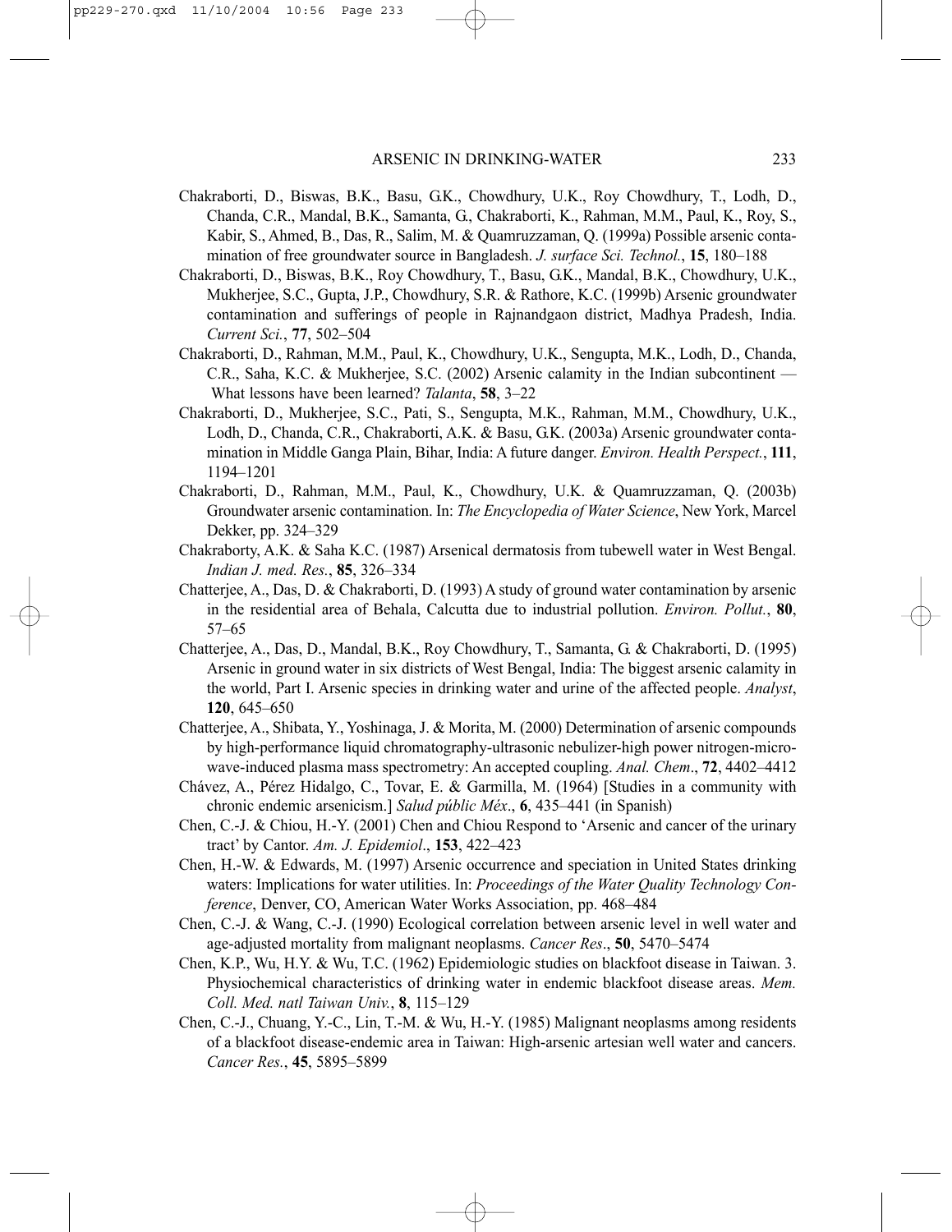Chakraborti, D., Biswas, B.K., Basu, G.K., Chowdhury, U.K., Roy Chowdhury, T., Lodh, D., Chanda, C.R., Mandal, B.K., Samanta, G., Chakraborti, K., Rahman, M.M., Paul, K., Roy, S., Kabir, S., Ahmed, B., Das, R., Salim, M. & Quamruzzaman, Q. (1999a) Possible arsenic contamination of free groundwater source in Bangladesh. *J. surface Sci. Technol.*, **15**, 180–188

Chakraborti, D., Biswas, B.K., Roy Chowdhury, T., Basu, G.K., Mandal, B.K., Chowdhury, U.K., Mukherjee, S.C., Gupta, J.P., Chowdhury, S.R. & Rathore, K.C. (1999b) Arsenic groundwater contamination and sufferings of people in Rajnandgaon district, Madhya Pradesh, India. *Current Sci.*, **77**, 502–504

Chakraborti, D., Rahman, M.M., Paul, K., Chowdhury, U.K., Sengupta, M.K., Lodh, D., Chanda, C.R., Saha, K.C. & Mukherjee, S.C. (2002) Arsenic calamity in the Indian subcontinent — What lessons have been learned? *Talanta*, **58**, 3–22

Chakraborti, D., Mukherjee, S.C., Pati, S., Sengupta, M.K., Rahman, M.M., Chowdhury, U.K., Lodh, D., Chanda, C.R., Chakraborti, A.K. & Basu, G.K. (2003a) Arsenic groundwater contamination in Middle Ganga Plain, Bihar, India: A future danger. *Environ. Health Perspect.*, **111**, 1194–1201

Chakraborti, D., Rahman, M.M., Paul, K., Chowdhury, U.K. & Quamruzzaman, Q. (2003b) Groundwater arsenic contamination. In: *The Encyclopedia of Water Science*, New York, Marcel Dekker, pp. 324–329

Chakraborty, A.K. & Saha K.C. (1987) Arsenical dermatosis from tubewell water in West Bengal. *Indian J. med. Res.*, **85**, 326–334

Chatterjee, A., Das, D. & Chakraborti, D. (1993) A study of ground water contamination by arsenic in the residential area of Behala, Calcutta due to industrial pollution. *Environ. Pollut.*, **80**, 57–65

Chatterjee, A., Das, D., Mandal, B.K., Roy Chowdhury, T., Samanta, G. & Chakraborti, D. (1995) Arsenic in ground water in six districts of West Bengal, India: The biggest arsenic calamity in the world, Part I. Arsenic species in drinking water and urine of the affected people. *Analyst*, **120**, 645–650

Chatterjee, A., Shibata, Y., Yoshinaga, J. & Morita, M. (2000) Determination of arsenic compounds by high-performance liquid chromatography-ultrasonic nebulizer-high power nitrogen-microwave-induced plasma mass spectrometry: An accepted coupling. *Anal. Chem*., **72**, 4402–4412

Chávez, A., Pérez Hidalgo, C., Tovar, E. & Garmilla, M. (1964) [Studies in a community with chronic endemic arsenicism.] *Salud públic Méx*., **6**, 435–441 (in Spanish)

Chen, C.-J. & Chiou, H.-Y. (2001) Chen and Chiou Respond to 'Arsenic and cancer of the urinary tract' by Cantor. *Am. J. Epidemiol*., **153**, 422–423

Chen, H.-W. & Edwards, M. (1997) Arsenic occurrence and speciation in United States drinking waters: Implications for water utilities. In: *Proceedings of the Water Quality Technology Conference*, Denver, CO, American Water Works Association, pp. 468–484

Chen, C.-J. & Wang, C.-J. (1990) Ecological correlation between arsenic level in well water and age-adjusted mortality from malignant neoplasms. *Cancer Res*., **50**, 5470–5474

Chen, K.P., Wu, H.Y. & Wu, T.C. (1962) Epidemiologic studies on blackfoot disease in Taiwan. 3. Physiochemical characteristics of drinking water in endemic blackfoot disease areas. *Mem. Coll. Med. natl Taiwan Univ.*, **8**, 115–129

Chen, C.-J., Chuang, Y.-C., Lin, T.-M. & Wu, H.-Y. (1985) Malignant neoplasms among residents of a blackfoot disease-endemic area in Taiwan: High-arsenic artesian well water and cancers. *Cancer Res.*, **45**, 5895–5899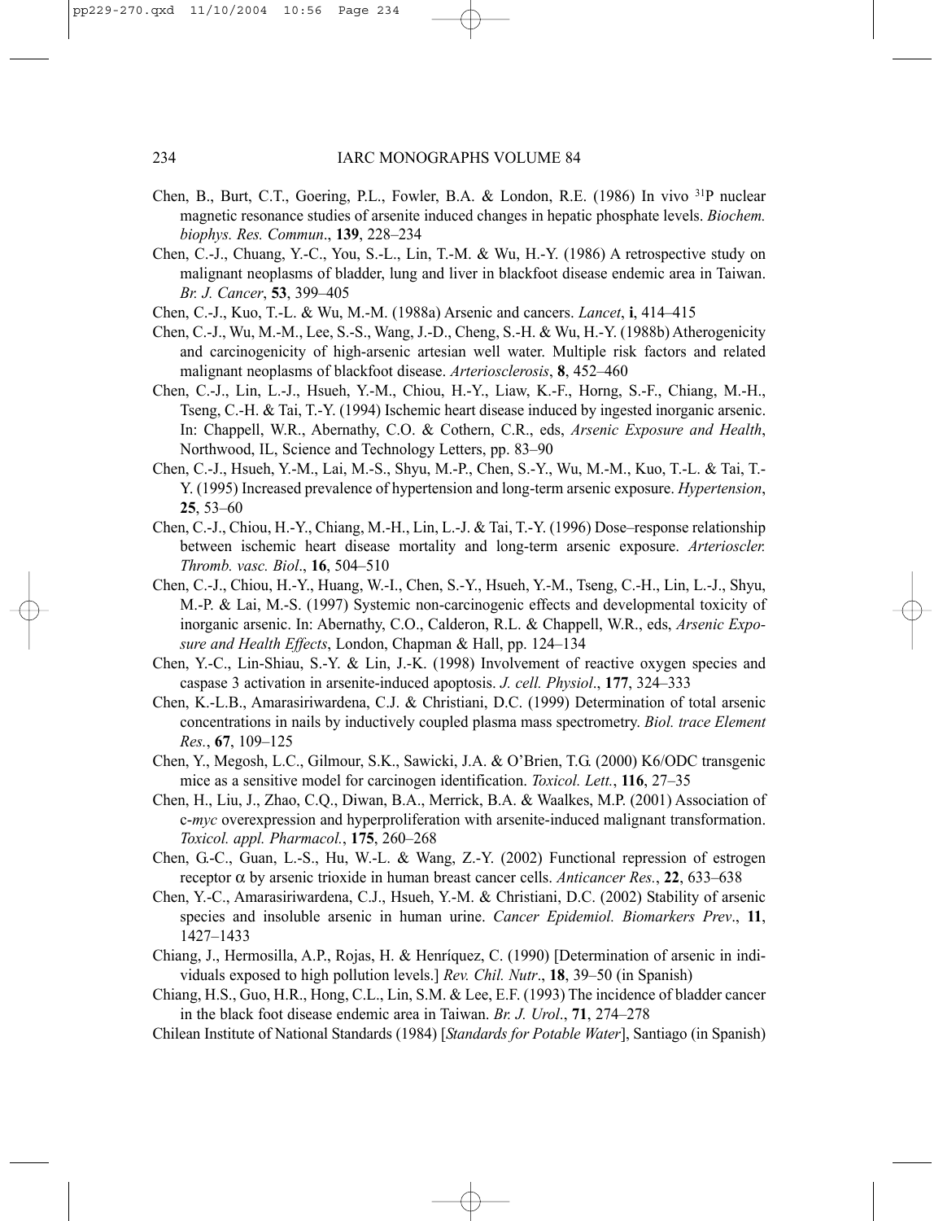Chen, B., Burt, C.T., Goering, P.L., Fowler, B.A. & London, R.E. (1986) In vivo $^{31}$P nuclear magnetic resonance studies of arsenite induced changes in hepatic phosphate levels. *Biochem. biophys. Res. Commun*., **139**, 228–234

Chen, C.-J., Chuang, Y.-C., You, S.-L., Lin, T.-M. & Wu, H.-Y. (1986) A retrospective study on malignant neoplasms of bladder, lung and liver in blackfoot disease endemic area in Taiwan. *Br. J. Cancer*, **53**, 399–405

Chen, C.-J., Kuo, T.-L. & Wu, M.-M. (1988a) Arsenic and cancers. *Lancet*, **i**, 414–415

Chen, C.-J., Wu, M.-M., Lee, S.-S., Wang, J.-D., Cheng, S.-H. & Wu, H.-Y. (1988b) Atherogenicity and carcinogenicity of high-arsenic artesian well water. Multiple risk factors and related malignant neoplasms of blackfoot disease. *Arteriosclerosis*, **8**, 452–460

Chen, C.-J., Lin, L.-J., Hsueh, Y.-M., Chiou, H.-Y., Liaw, K.-F., Horng, S.-F., Chiang, M.-H., Tseng, C.-H. & Tai, T.-Y. (1994) Ischemic heart disease induced by ingested inorganic arsenic. In: Chappell, W.R., Abernathy, C.O. & Cothern, C.R., eds, *Arsenic Exposure and Health*, Northwood, IL, Science and Technology Letters, pp. 83–90

Chen, C.-J., Hsueh, Y.-M., Lai, M.-S., Shyu, M.-P., Chen, S.-Y., Wu, M.-M., Kuo, T.-L. & Tai, T.-Y. (1995) Increased prevalence of hypertension and long-term arsenic exposure. *Hypertension*, **25**, 53–60

Chen, C.-J., Chiou, H.-Y., Chiang, M.-H., Lin, L.-J. & Tai, T.-Y. (1996) Dose–response relationship between ischemic heart disease mortality and long-term arsenic exposure. *Arterioscler. Thromb. vasc. Biol*., **16**, 504–510

Chen, C.-J., Chiou, H.-Y., Huang, W.-I., Chen, S.-Y., Hsueh, Y.-M., Tseng, C.-H., Lin, L.-J., Shyu, M.-P. & Lai, M.-S. (1997) Systemic non-carcinogenic effects and developmental toxicity of inorganic arsenic. In: Abernathy, C.O., Calderon, R.L. & Chappell, W.R., eds, *Arsenic Exposure and Health Effects*, London, Chapman & Hall, pp. 124–134

Chen, Y.-C., Lin-Shiau, S.-Y. & Lin, J.-K. (1998) Involvement of reactive oxygen species and caspase 3 activation in arsenite-induced apoptosis. *J. cell. Physiol*., **177**, 324–333

Chen, K.-L.B., Amarasiriwardena, C.J. & Christiani, D.C. (1999) Determination of total arsenic concentrations in nails by inductively coupled plasma mass spectrometry. *Biol. trace Element Res.*, **67**, 109–125

Chen, Y., Megosh, L.C., Gilmour, S.K., Sawicki, J.A. & O'Brien, T.G. (2000) K6/ODC transgenic mice as a sensitive model for carcinogen identification. *Toxicol. Lett.*, **116**, 27–35

Chen, H., Liu, J., Zhao, C.Q., Diwan, B.A., Merrick, B.A. & Waalkes, M.P. (2001) Association of c-*myc* overexpression and hyperproliferation with arsenite-induced malignant transformation. *Toxicol. appl. Pharmacol.*, **175**, 260–268

Chen, G.-C., Guan, L.-S., Hu, W.-L. & Wang, Z.-Y. (2002) Functional repression of estrogen receptor α by arsenic trioxide in human breast cancer cells. *Anticancer Res.*, **22**, 633–638

Chen, Y.-C., Amarasiriwardena, C.J., Hsueh, Y.-M. & Christiani, D.C. (2002) Stability of arsenic species and insoluble arsenic in human urine. *Cancer Epidemiol. Biomarkers Prev*., **11**, 1427–1433

Chiang, J., Hermosilla, A.P., Rojas, H. & Henríquez, C. (1990) [Determination of arsenic in individuals exposed to high pollution levels.] *Rev. Chil. Nutr*., **18**, 39–50 (in Spanish)

Chiang, H.S., Guo, H.R., Hong, C.L., Lin, S.M. & Lee, E.F. (1993) The incidence of bladder cancer in the black foot disease endemic area in Taiwan. *Br. J. Urol*., **71**, 274–278

Chilean Institute of National Standards (1984) [*Standards for Potable Water*], Santiago (in Spanish)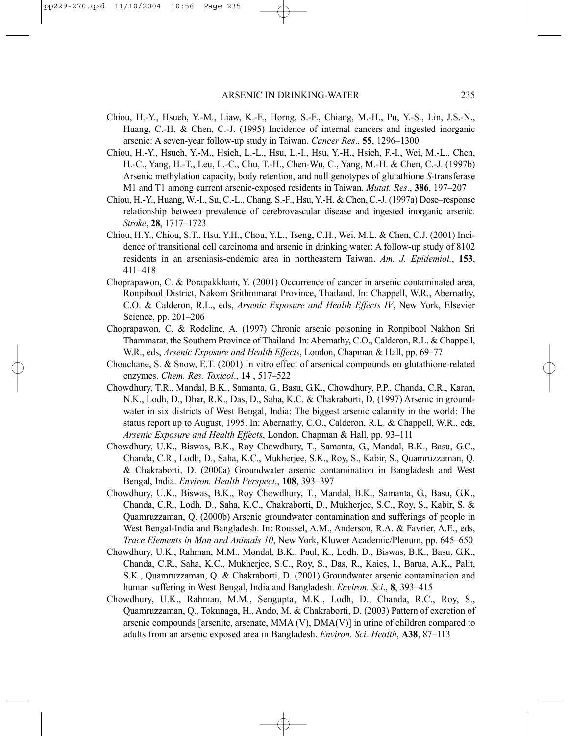Chiou, H.-Y., Hsueh, Y.-M., Liaw, K.-F., Horng, S.-F., Chiang, M.-H., Pu, Y.-S., Lin, J.S.-N., Huang, C.-H. & Chen, C.-J. (1995) Incidence of internal cancers and ingested inorganic arsenic: A seven-year follow-up study in Taiwan. *Cancer Res*., **55**, 1296–1300

Chiou, H.-Y., Hsueh, Y.-M., Hsieh, L.-L., Hsu, L.-I., Hsu, Y.-H., Hsieh, F.-I., Wei, M.-L., Chen, H.-C., Yang, H.-T., Leu, L.-C., Chu, T.-H., Chen-Wu, C., Yang, M.-H. & Chen, C.-J. (1997b) Arsenic methylation capacity, body retention, and null genotypes of glutathione *S*-transferase M1 and T1 among current arsenic-exposed residents in Taiwan. *Mutat. Res*., **386**, 197–207

Chiou, H.-Y., Huang, W.-I., Su, C.-L., Chang, S.-F., Hsu, Y.-H. & Chen, C.-J. (1997a) Dose–response relationship between prevalence of cerebrovascular disease and ingested inorganic arsenic. *Stroke*, **28**, 1717–1723

Chiou, H.Y., Chiou, S.T., Hsu, Y.H., Chou, Y.L., Tseng, C.H., Wei, M.L. & Chen, C.J. (2001) Incidence of transitional cell carcinoma and arsenic in drinking water: A follow-up study of 8102 residents in an arseniasis-endemic area in northeastern Taiwan. *Am. J. Epidemiol.*, **153**, 411–418

Choprapawon, C. & Porapakkham, Y. (2001) Occurrence of cancer in arsenic contaminated area, Ronpibool District, Nakorn Srithmmarat Province, Thailand. In: Chappell, W.R., Abernathy, C.O. & Calderon, R.L., eds, *Arsenic Exposure and Health Effects IV*, New York, Elsevier Science, pp. 201–206

Choprapawon, C. & Rodcline, A. (1997) Chronic arsenic poisoning in Ronpibool Nakhon Sri Thammarat, the Southern Province of Thailand. In: Abernathy, C.O., Calderon, R.L. & Chappell, W.R., eds, *Arsenic Exposure and Health Effects*, London, Chapman & Hall, pp. 69–77

Chouchane, S. & Snow, E.T. (2001) In vitro effect of arsenical compounds on glutathione-related enzymes. *Chem. Res. Toxicol*., **14** , 517–522

Chowdhury, T.R., Mandal, B.K., Samanta, G., Basu, G.K., Chowdhury, P.P., Chanda, C.R., Karan, N.K., Lodh, D., Dhar, R.K., Das, D., Saha, K.C. & Chakraborti, D. (1997) Arsenic in groundwater in six districts of West Bengal, India: The biggest arsenic calamity in the world: The status report up to August, 1995. In: Abernathy, C.O., Calderon, R.L. & Chappell, W.R., eds, *Arsenic Exposure and Health Effects*, London, Chapman & Hall, pp. 93–111

Chowdhury, U.K., Biswas, B.K., Roy Chowdhury, T., Samanta, G., Mandal, B.K., Basu, G.C., Chanda, C.R., Lodh, D., Saha, K.C., Mukherjee, S.K., Roy, S., Kabir, S., Quamruzzaman, Q. & Chakraborti, D. (2000a) Groundwater arsenic contamination in Bangladesh and West Bengal, India. *Environ. Health Perspect*., **108**, 393–397

Chowdhury, U.K., Biswas, B.K., Roy Chowdhury, T., Mandal, B.K., Samanta, G., Basu, G.K., Chanda, C.R., Lodh, D., Saha, K.C., Chakraborti, D., Mukherjee, S.C., Roy, S., Kabir, S. & Quamruzzaman, Q. (2000b) Arsenic groundwater contamination and sufferings of people in West Bengal-India and Bangladesh. In: Roussel, A.M., Anderson, R.A. & Favrier, A.E., eds, *Trace Elements in Man and Animals 10*, New York, Kluwer Academic/Plenum, pp. 645–650

Chowdhury, U.K., Rahman, M.M., Mondal, B.K., Paul, K., Lodh, D., Biswas, B.K., Basu, G.K., Chanda, C.R., Saha, K.C., Mukherjee, S.C., Roy, S., Das, R., Kaies, I., Barua, A.K., Palit, S.K., Quamruzzaman, Q. & Chakraborti, D. (2001) Groundwater arsenic contamination and human suffering in West Bengal, India and Bangladesh. *Environ. Sci*., **8**, 393–415

Chowdhury, U.K., Rahman, M.M., Sengupta, M.K., Lodh, D., Chanda, R.C., Roy, S., Quamruzzaman, Q., Tokunaga, H., Ando, M. & Chakraborti, D. (2003) Pattern of excretion of arsenic compounds [arsenite, arsenate, MMA (V), DMA(V)] in urine of children compared to adults from an arsenic exposed area in Bangladesh. *Environ. Sci. Health*, **A38**, 87–113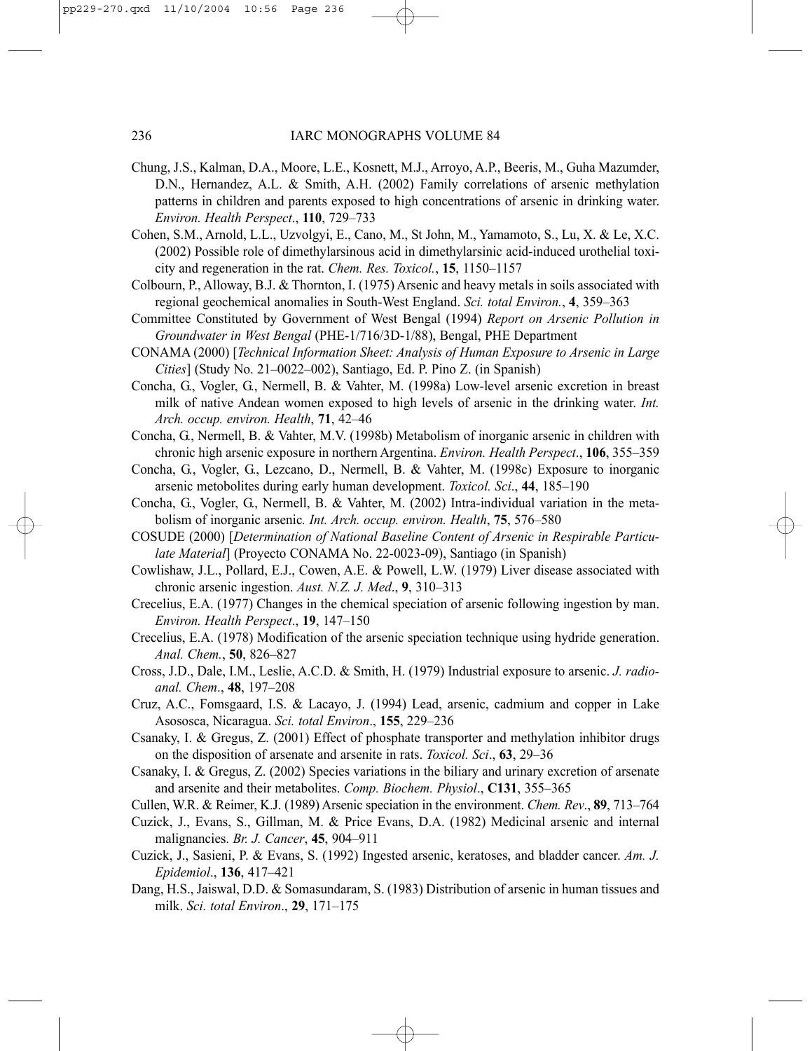Chung, J.S., Kalman, D.A., Moore, L.E., Kosnett, M.J., Arroyo, A.P., Beeris, M., Guha Mazumder, D.N., Hernandez, A.L. & Smith, A.H. (2002) Family correlations of arsenic methylation patterns in children and parents exposed to high concentrations of arsenic in drinking water. *Environ. Health Perspect*., **110**, 729–733

Cohen, S.M., Arnold, L.L., Uzvolgyi, E., Cano, M., St John, M., Yamamoto, S., Lu, X. & Le, X.C. (2002) Possible role of dimethylarsinous acid in dimethylarsinic acid-induced urothelial toxicity and regeneration in the rat. *Chem. Res. Toxicol.*, **15**, 1150–1157

Colbourn, P., Alloway, B.J. & Thornton, I. (1975) Arsenic and heavy metals in soils associated with regional geochemical anomalies in South-West England. *Sci. total Environ.*, **4**, 359–363

Committee Constituted by Government of West Bengal (1994) *Report on Arsenic Pollution in Groundwater in West Bengal* (PHE-1/716/3D-1/88), Bengal, PHE Department

CONAMA (2000) [*Technical Information Sheet: Analysis of Human Exposure to Arsenic in Large Cities*] (Study No. 21–0022–002), Santiago, Ed. P. Pino Z. (in Spanish)

Concha, G., Vogler, G., Nermell, B. & Vahter, M. (1998a) Low-level arsenic excretion in breast milk of native Andean women exposed to high levels of arsenic in the drinking water. *Int. Arch. occup. environ. Health*, **71**, 42–46

Concha, G., Nermell, B. & Vahter, M.V. (1998b) Metabolism of inorganic arsenic in children with chronic high arsenic exposure in northern Argentina. *Environ. Health Perspect*., **106**, 355–359

Concha, G., Vogler, G., Lezcano, D., Nermell, B. & Vahter, M. (1998c) Exposure to inorganic arsenic metobolites during early human development. *Toxicol. Sci*., **44**, 185–190

Concha, G., Vogler, G., Nermell, B. & Vahter, M. (2002) Intra-individual variation in the metabolism of inorganic arsenic*. Int. Arch. occup. environ. Health*, **75**, 576–580

COSUDE (2000) [*Determination of National Baseline Content of Arsenic in Respirable Particulate Material*] (Proyecto CONAMA No. 22-0023-09), Santiago (in Spanish)

Cowlishaw, J.L., Pollard, E.J., Cowen, A.E. & Powell, L.W. (1979) Liver disease associated with chronic arsenic ingestion. *Aust. N.Z. J. Med*., **9**, 310–313

Crecelius, E.A. (1977) Changes in the chemical speciation of arsenic following ingestion by man. *Environ. Health Perspect*., **19**, 147–150

Crecelius, E.A. (1978) Modification of the arsenic speciation technique using hydride generation. *Anal. Chem.*, **50**, 826–827

Cross, J.D., Dale, I.M., Leslie, A.C.D. & Smith, H. (1979) Industrial exposure to arsenic. *J. radioanal. Chem*., **48**, 197–208

Cruz, A.C., Fomsgaard, I.S. & Lacayo, J. (1994) Lead, arsenic, cadmium and copper in Lake Asososca, Nicaragua. *Sci. total Environ*., **155**, 229–236

Csanaky, I. & Gregus, Z. (2001) Effect of phosphate transporter and methylation inhibitor drugs on the disposition of arsenate and arsenite in rats. *Toxicol. Sci*., **63**, 29–36

Csanaky, I. & Gregus, Z. (2002) Species variations in the biliary and urinary excretion of arsenate and arsenite and their metabolites. *Comp. Biochem. Physiol*., **C131**, 355–365

Cullen, W.R. & Reimer, K.J. (1989) Arsenic speciation in the environment. *Chem. Rev*., **89**, 713–764

Cuzick, J., Evans, S., Gillman, M. & Price Evans, D.A. (1982) Medicinal arsenic and internal malignancies. *Br. J. Cancer*, **45**, 904–911

Cuzick, J., Sasieni, P. & Evans, S. (1992) Ingested arsenic, keratoses, and bladder cancer. *Am. J. Epidemiol*., **136**, 417–421

Dang, H.S., Jaiswal, D.D. & Somasundaram, S. (1983) Distribution of arsenic in human tissues and milk. *Sci. total Environ*., **29**, 171–175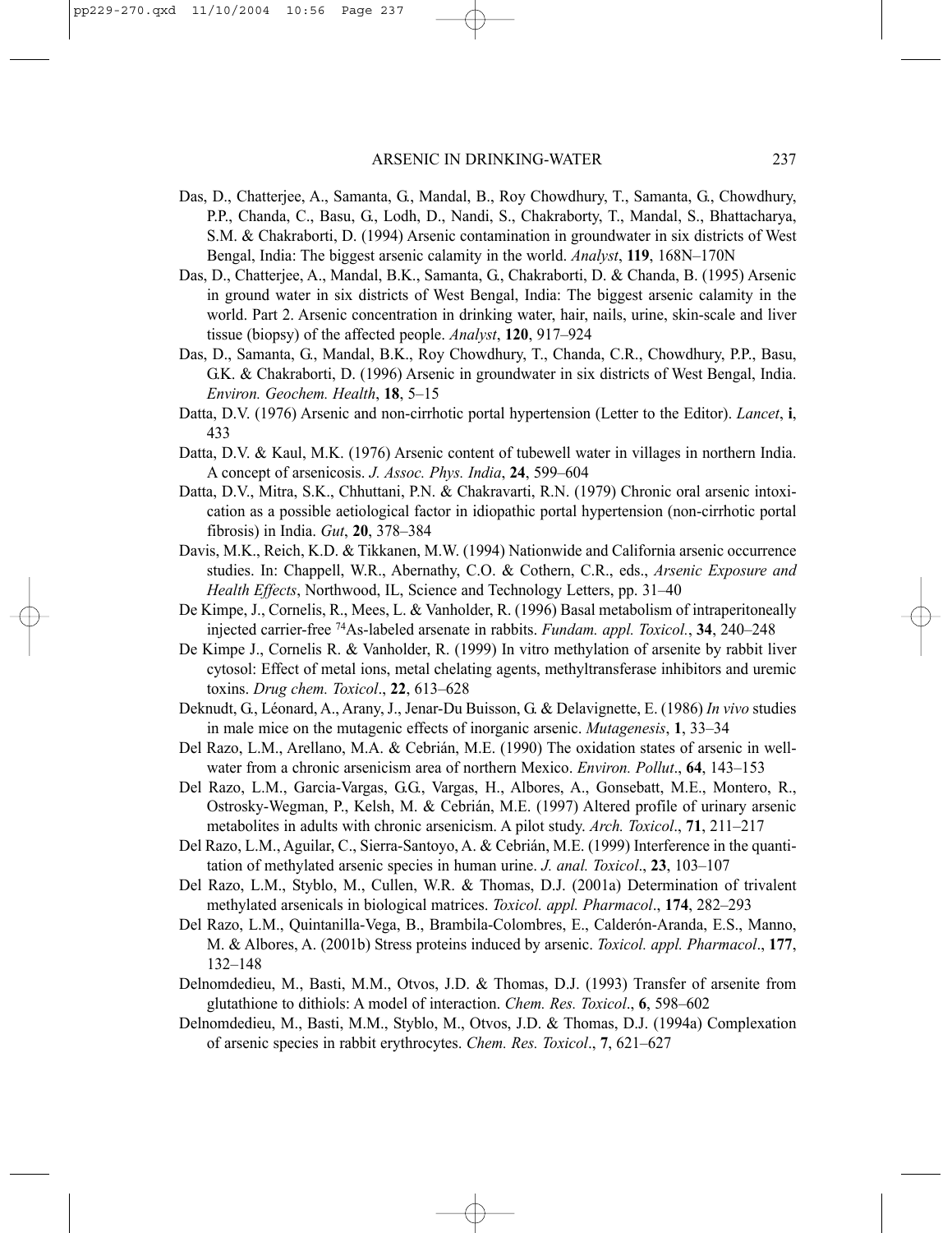Das, D., Chatterjee, A., Samanta, G., Mandal, B., Roy Chowdhury, T., Samanta, G., Chowdhury, P.P., Chanda, C., Basu, G., Lodh, D., Nandi, S., Chakraborty, T., Mandal, S., Bhattacharya, S.M. & Chakraborti, D. (1994) Arsenic contamination in groundwater in six districts of West Bengal, India: The biggest arsenic calamity in the world. *Analyst*, **119**, 168N–170N

Das, D., Chatterjee, A., Mandal, B.K., Samanta, G., Chakraborti, D. & Chanda, B. (1995) Arsenic in ground water in six districts of West Bengal, India: The biggest arsenic calamity in the world. Part 2. Arsenic concentration in drinking water, hair, nails, urine, skin-scale and liver tissue (biopsy) of the affected people. *Analyst*, **120**, 917–924

Das, D., Samanta, G., Mandal, B.K., Roy Chowdhury, T., Chanda, C.R., Chowdhury, P.P., Basu, G.K. & Chakraborti, D. (1996) Arsenic in groundwater in six districts of West Bengal, India. *Environ. Geochem. Health*, **18**, 5–15

Datta, D.V. (1976) Arsenic and non-cirrhotic portal hypertension (Letter to the Editor). *Lancet*, **i**, 433

Datta, D.V. & Kaul, M.K. (1976) Arsenic content of tubewell water in villages in northern India. A concept of arsenicosis. *J. Assoc. Phys. India*, **24**, 599–604

Datta, D.V., Mitra, S.K., Chhuttani, P.N. & Chakravarti, R.N. (1979) Chronic oral arsenic intoxication as a possible aetiological factor in idiopathic portal hypertension (non-cirrhotic portal fibrosis) in India. *Gut*, **20**, 378–384

Davis, M.K., Reich, K.D. & Tikkanen, M.W. (1994) Nationwide and California arsenic occurrence studies. In: Chappell, W.R., Abernathy, C.O. & Cothern, C.R., eds., *Arsenic Exposure and Health Effects*, Northwood, IL, Science and Technology Letters, pp. 31–40

De Kimpe, J., Cornelis, R., Mees, L. & Vanholder, R. (1996) Basal metabolism of intraperitoneally injected carrier-free $^{74}$As-labeled arsenate in rabbits. *Fundam. appl. Toxicol.*, **34**, 240–248

De Kimpe J., Cornelis R. & Vanholder, R. (1999) In vitro methylation of arsenite by rabbit liver cytosol: Effect of metal ions, metal chelating agents, methyltransferase inhibitors and uremic toxins. *Drug chem. Toxicol*., **22**, 613–628

Deknudt, G., Léonard, A., Arany, J., Jenar-Du Buisson, G. & Delavignette, E. (1986) *In vivo* studies in male mice on the mutagenic effects of inorganic arsenic. *Mutagenesis*, **1**, 33–34

Del Razo, L.M., Arellano, M.A. & Cebrián, M.E. (1990) The oxidation states of arsenic in well-water from a chronic arsenicism area of northern Mexico. *Environ. Pollut*., **64**, 143–153

Del Razo, L.M., Garcia-Vargas, G.G., Vargas, H., Albores, A., Gonsebatt, M.E., Montero, R., Ostrosky-Wegman, P., Kelsh, M. & Cebrián, M.E. (1997) Altered profile of urinary arsenic metabolites in adults with chronic arsenicism. A pilot study. *Arch. Toxicol*., **71**, 211–217

Del Razo, L.M., Aguilar, C., Sierra-Santoyo, A. & Cebrián, M.E. (1999) Interference in the quantitation of methylated arsenic species in human urine. *J. anal. Toxicol*., **23**, 103–107

Del Razo, L.M., Styblo, M., Cullen, W.R. & Thomas, D.J. (2001a) Determination of trivalent methylated arsenicals in biological matrices. *Toxicol. appl. Pharmacol*., **174**, 282–293

Del Razo, L.M., Quintanilla-Vega, B., Brambila-Colombres, E., Calderón-Aranda, E.S., Manno, M. & Albores, A. (2001b) Stress proteins induced by arsenic. *Toxicol. appl. Pharmacol*., **177**, 132–148

Delnomdedieu, M., Basti, M.M., Otvos, J.D. & Thomas, D.J. (1993) Transfer of arsenite from glutathione to dithiols: A model of interaction. *Chem. Res. Toxicol*., **6**, 598–602

Delnomdedieu, M., Basti, M.M., Styblo, M., Otvos, J.D. & Thomas, D.J. (1994a) Complexation of arsenic species in rabbit erythrocytes. *Chem. Res. Toxicol*., **7**, 621–627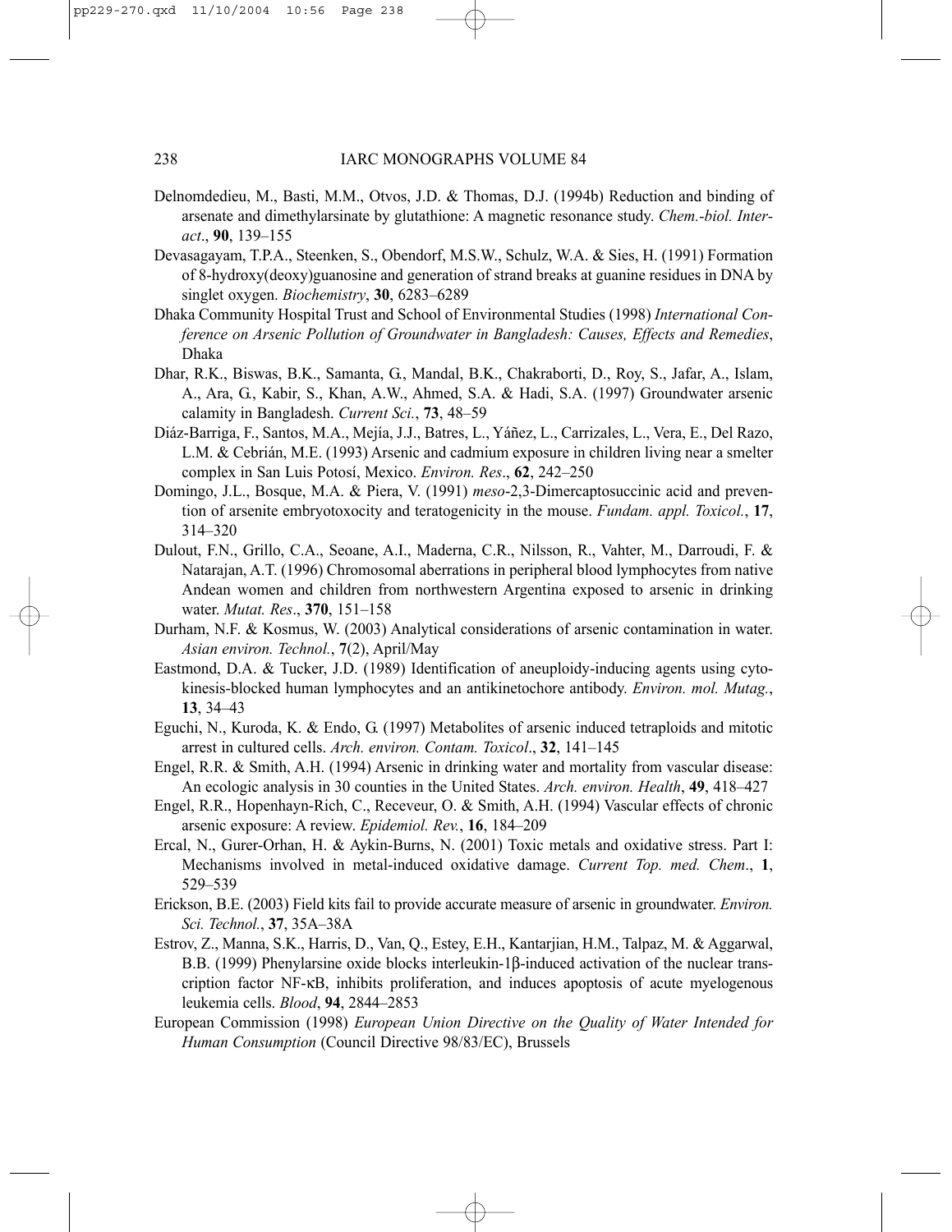Delnomdedieu, M., Basti, M.M., Otvos, J.D. & Thomas, D.J. (1994b) Reduction and binding of arsenate and dimethylarsinate by glutathione: A magnetic resonance study. *Chem.-biol. Interact.*, **90**, 139–155

Devasagayam, T.P.A., Steenken, S., Obendorf, M.S.W., Schulz, W.A. & Sies, H. (1991) Formation of 8-hydroxy(deoxy)guanosine and generation of strand breaks at guanine residues in DNA by singlet oxygen. *Biochemistry*, **30**, 6283–6289

Dhaka Community Hospital Trust and School of Environmental Studies (1998) *International Conference on Arsenic Pollution of Groundwater in Bangladesh: Causes, Effects and Remedies*, Dhaka

Dhar, R.K., Biswas, B.K., Samanta, G., Mandal, B.K., Chakraborti, D., Roy, S., Jafar, A., Islam, A., Ara, G., Kabir, S., Khan, A.W., Ahmed, S.A. & Hadi, S.A. (1997) Groundwater arsenic calamity in Bangladesh. *Current Sci.*, **73**, 48–59

Diáz-Barriga, F., Santos, M.A., Mejía, J.J., Batres, L., Yáñez, L., Carrizales, L., Vera, E., Del Razo, L.M. & Cebrián, M.E. (1993) Arsenic and cadmium exposure in children living near a smelter complex in San Luis Potosí, Mexico. *Environ. Res.*, **62**, 242–250

Domingo, J.L., Bosque, M.A. & Piera, V. (1991) *meso*-2,3-Dimercaptosuccinic acid and prevention of arsenite embryotoxocity and teratogenicity in the mouse. *Fundam. appl. Toxicol.*, **17**, 314–320

Dulout, F.N., Grillo, C.A., Seoane, A.I., Maderna, C.R., Nilsson, R., Vahter, M., Darroudi, F. & Natarajan, A.T. (1996) Chromosomal aberrations in peripheral blood lymphocytes from native Andean women and children from northwestern Argentina exposed to arsenic in drinking water. *Mutat. Res.*, **370**, 151–158

Durham, N.F. & Kosmus, W. (2003) Analytical considerations of arsenic contamination in water. *Asian environ. Technol.*, **7**(2), April/May

Eastmond, D.A. & Tucker, J.D. (1989) Identification of aneuploidy-inducing agents using cytokinesis-blocked human lymphocytes and an antikinetochore antibody. *Environ. mol. Mutag.*, **13**, 34–43

Eguchi, N., Kuroda, K. & Endo, G. (1997) Metabolites of arsenic induced tetraploids and mitotic arrest in cultured cells. *Arch. environ. Contam. Toxicol.*, **32**, 141–145

Engel, R.R. & Smith, A.H. (1994) Arsenic in drinking water and mortality from vascular disease: An ecologic analysis in 30 counties in the United States. *Arch. environ. Health*, **49**, 418–427

Engel, R.R., Hopenhayn-Rich, C., Receveur, O. & Smith, A.H. (1994) Vascular effects of chronic arsenic exposure: A review. *Epidemiol. Rev.*, **16**, 184–209

Ercal, N., Gurer-Orhan, H. & Aykin-Burns, N. (2001) Toxic metals and oxidative stress. Part I: Mechanisms involved in metal-induced oxidative damage. *Current Top. med. Chem.*, **1**, 529–539

Erickson, B.E. (2003) Field kits fail to provide accurate measure of arsenic in groundwater. *Environ. Sci. Technol.*, **37**, 35A–38A

Estrov, Z., Manna, S.K., Harris, D., Van, Q., Estey, E.H., Kantarjian, H.M., Talpaz, M. & Aggarwal, B.B. (1999) Phenylarsine oxide blocks interleukin-1β-induced activation of the nuclear transcription factor NF-κB, inhibits proliferation, and induces apoptosis of acute myelogenous leukemia cells. *Blood*, **94**, 2844–2853

European Commission (1998) *European Union Directive on the Quality of Water Intended for Human Consumption* (Council Directive 98/83/EC), Brussels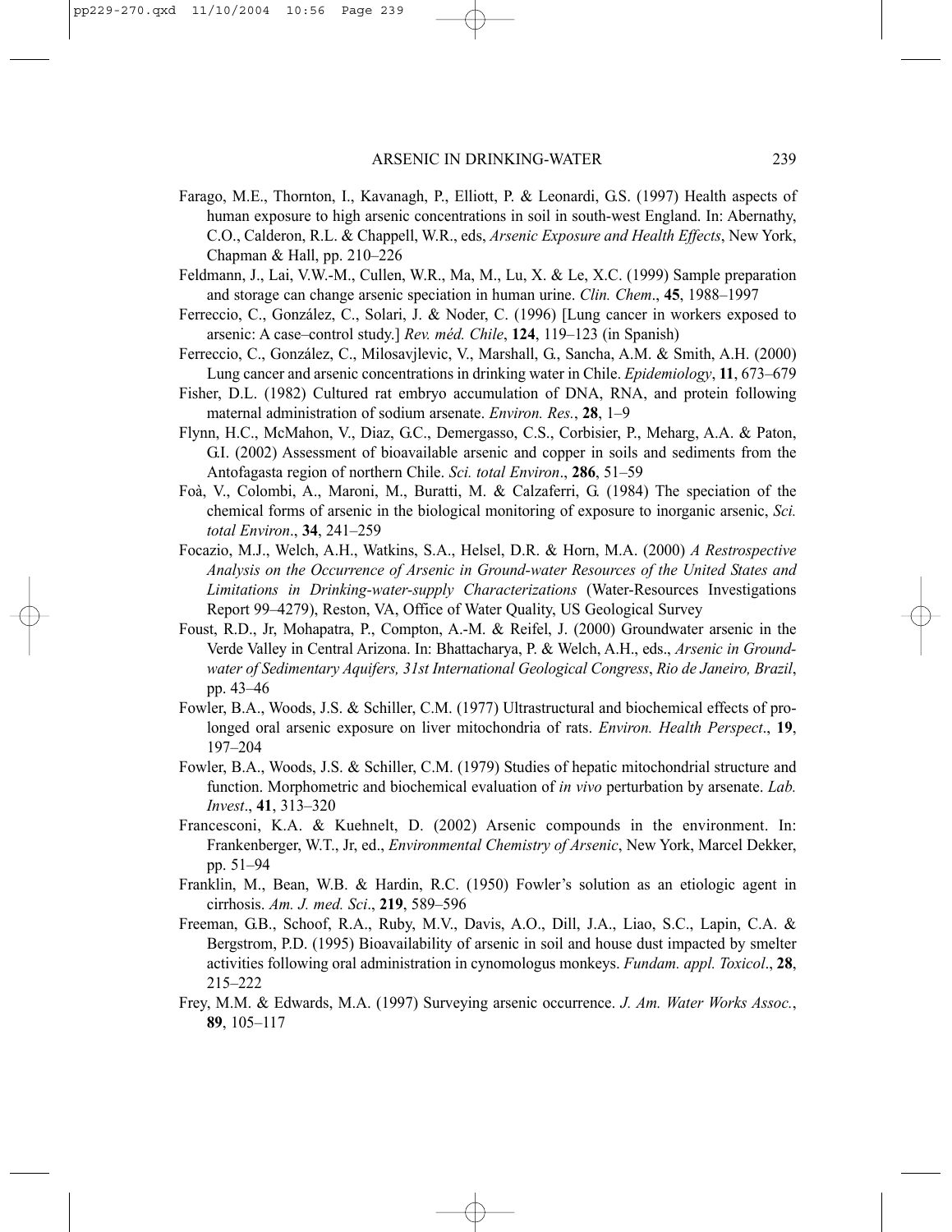Farago, M.E., Thornton, I., Kavanagh, P., Elliott, P. & Leonardi, G.S. (1997) Health aspects of human exposure to high arsenic concentrations in soil in south-west England. In: Abernathy, C.O., Calderon, R.L. & Chappell, W.R., eds, *Arsenic Exposure and Health Effects*, New York, Chapman & Hall, pp. 210–226

Feldmann, J., Lai, V.W.-M., Cullen, W.R., Ma, M., Lu, X. & Le, X.C. (1999) Sample preparation and storage can change arsenic speciation in human urine. *Clin. Chem*., **45**, 1988–1997

Ferreccio, C., González, C., Solari, J. & Noder, C. (1996) [Lung cancer in workers exposed to arsenic: A case–control study.] *Rev. méd. Chile*, **124**, 119–123 (in Spanish)

Ferreccio, C., González, C., Milosavjlevic, V., Marshall, G., Sancha, A.M. & Smith, A.H. (2000) Lung cancer and arsenic concentrations in drinking water in Chile. *Epidemiology*, **11**, 673–679

Fisher, D.L. (1982) Cultured rat embryo accumulation of DNA, RNA, and protein following maternal administration of sodium arsenate. *Environ. Res.*, **28**, 1–9

Flynn, H.C., McMahon, V., Diaz, G.C., Demergasso, C.S., Corbisier, P., Meharg, A.A. & Paton, G.I. (2002) Assessment of bioavailable arsenic and copper in soils and sediments from the Antofagasta region of northern Chile. *Sci. total Environ*., **286**, 51–59

Foà, V., Colombi, A., Maroni, M., Buratti, M. & Calzaferri, G. (1984) The speciation of the chemical forms of arsenic in the biological monitoring of exposure to inorganic arsenic, *Sci. total Environ*., **34**, 241–259

Focazio, M.J., Welch, A.H., Watkins, S.A., Helsel, D.R. & Horn, M.A. (2000) *A Restrospective Analysis on the Occurrence of Arsenic in Ground-water Resources of the United States and Limitations in Drinking-water-supply Characterizations* (Water-Resources Investigations Report 99–4279), Reston, VA, Office of Water Quality, US Geological Survey

Foust, R.D., Jr, Mohapatra, P., Compton, A.-M. & Reifel, J. (2000) Groundwater arsenic in the Verde Valley in Central Arizona. In: Bhattacharya, P. & Welch, A.H., eds., *Arsenic in Groundwater of Sedimentary Aquifers, 31st International Geological Congress*, *Rio de Janeiro, Brazil*, pp. 43–46

Fowler, B.A., Woods, J.S. & Schiller, C.M. (1977) Ultrastructural and biochemical effects of prolonged oral arsenic exposure on liver mitochondria of rats. *Environ. Health Perspect*., **19**, 197–204

Fowler, B.A., Woods, J.S. & Schiller, C.M. (1979) Studies of hepatic mitochondrial structure and function. Morphometric and biochemical evaluation of *in vivo* perturbation by arsenate. *Lab. Invest*., **41**, 313–320

Francesconi, K.A. & Kuehnelt, D. (2002) Arsenic compounds in the environment. In: Frankenberger, W.T., Jr, ed., *Environmental Chemistry of Arsenic*, New York, Marcel Dekker, pp. 51–94

Franklin, M., Bean, W.B. & Hardin, R.C. (1950) Fowler's solution as an etiologic agent in cirrhosis. *Am. J. med. Sci*., **219**, 589–596

Freeman, G.B., Schoof, R.A., Ruby, M.V., Davis, A.O., Dill, J.A., Liao, S.C., Lapin, C.A. & Bergstrom, P.D. (1995) Bioavailability of arsenic in soil and house dust impacted by smelter activities following oral administration in cynomologus monkeys. *Fundam. appl. Toxicol*., **28**, 215–222

Frey, M.M. & Edwards, M.A. (1997) Surveying arsenic occurrence. *J. Am. Water Works Assoc.*, **89**, 105–117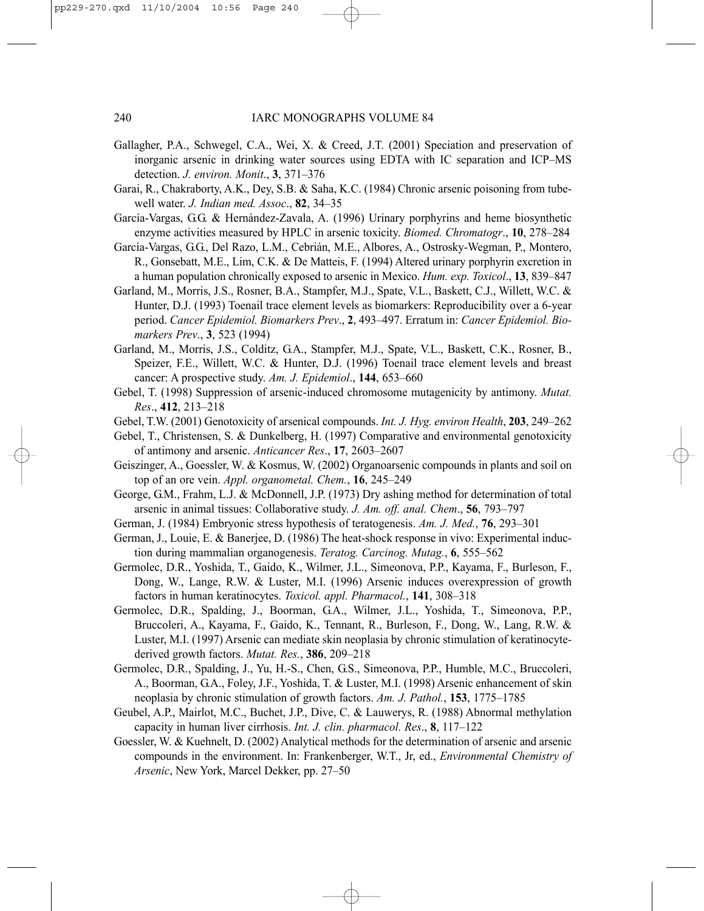Gallagher, P.A., Schwegel, C.A., Wei, X. & Creed, J.T. (2001) Speciation and preservation of inorganic arsenic in drinking water sources using EDTA with IC separation and ICP–MS detection. *J. environ. Monit*., **3**, 371–376

Garai, R., Chakraborty, A.K., Dey, S.B. & Saha, K.C. (1984) Chronic arsenic poisoning from tube-well water. *J. Indian med. Assoc*., **82**, 34–35

García-Vargas, G.G. & Hernández-Zavala, A. (1996) Urinary porphyrins and heme biosynthetic enzyme activities measured by HPLC in arsenic toxicity. *Biomed. Chromatogr*., **10**, 278–284

García-Vargas, G.G., Del Razo, L.M., Cebrián, M.E., Albores, A., Ostrosky-Wegman, P., Montero, R., Gonsebatt, M.E., Lim, C.K. & De Matteis, F. (1994) Altered urinary porphyrin excretion in a human population chronically exposed to arsenic in Mexico. *Hum. exp. Toxicol*., **13**, 839–847

Garland, M., Morris, J.S., Rosner, B.A., Stampfer, M.J., Spate, V.L., Baskett, C.J., Willett, W.C. & Hunter, D.J. (1993) Toenail trace element levels as biomarkers: Reproducibility over a 6-year period. *Cancer Epidemiol. Biomarkers Prev*., **2**, 493–497. Erratum in: *Cancer Epidemiol. Biomarkers Prev*., **3**, 523 (1994)

Garland, M., Morris, J.S., Colditz, G.A., Stampfer, M.J., Spate, V.L., Baskett, C.K., Rosner, B., Speizer, F.E., Willett, W.C. & Hunter, D.J. (1996) Toenail trace element levels and breast cancer: A prospective study. *Am. J. Epidemiol*., **144**, 653–660

Gebel, T. (1998) Suppression of arsenic-induced chromosome mutagenicity by antimony. *Mutat. Res*., **412**, 213–218

Gebel, T.W. (2001) Genotoxicity of arsenical compounds. *Int. J. Hyg. environ Health*, **203**, 249–262

Gebel, T., Christensen, S. & Dunkelberg, H. (1997) Comparative and environmental genotoxicity of antimony and arsenic. *Anticancer Res*., **17**, 2603–2607

Geiszinger, A., Goessler, W. & Kosmus, W. (2002) Organoarsenic compounds in plants and soil on top of an ore vein. *Appl. organometal. Chem.*, **16**, 245–249

George, G.M., Frahm, L.J. & McDonnell, J.P. (1973) Dry ashing method for determination of total arsenic in animal tissues: Collaborative study. *J. Am. off. anal. Chem*., **56**, 793–797

German, J. (1984) Embryonic stress hypothesis of teratogenesis. *Am. J. Med.*, **76**, 293–301

German, J., Louie, E. & Banerjee, D. (1986) The heat-shock response in vivo: Experimental induction during mammalian organogenesis. *Teratog. Carcinog. Mutag.*, **6**, 555–562

Germolec, D.R., Yoshida, T., Gaido, K., Wilmer, J.L., Simeonova, P.P., Kayama, F., Burleson, F., Dong, W., Lange, R.W. & Luster, M.I. (1996) Arsenic induces overexpression of growth factors in human keratinocytes. *Toxicol. appl. Pharmacol.*, **141**, 308–318

Germolec, D.R., Spalding, J., Boorman, G.A., Wilmer, J.L., Yoshida, T., Simeonova, P.P., Bruccoleri, A., Kayama, F., Gaido, K., Tennant, R., Burleson, F., Dong, W., Lang, R.W. & Luster, M.I. (1997) Arsenic can mediate skin neoplasia by chronic stimulation of keratinocyte-derived growth factors. *Mutat. Res.*, **386**, 209–218

Germolec, D.R., Spalding, J., Yu, H.-S., Chen, G.S., Simeonova, P.P., Humble, M.C., Bruccoleri, A., Boorman, G.A., Foley, J.F., Yoshida, T. & Luster, M.I. (1998) Arsenic enhancement of skin neoplasia by chronic stimulation of growth factors. *Am. J. Pathol.*, **153**, 1775–1785

Geubel, A.P., Mairlot, M.C., Buchet, J.P., Dive, C. & Lauwerys, R. (1988) Abnormal methylation capacity in human liver cirrhosis. *Int. J. clin. pharmacol. Res*., **8**, 117–122

Goessler, W. & Kuehnelt, D. (2002) Analytical methods for the determination of arsenic and arsenic compounds in the environment. In: Frankenberger, W.T., Jr, ed., *Environmental Chemistry of Arsenic*, New York, Marcel Dekker, pp. 27–50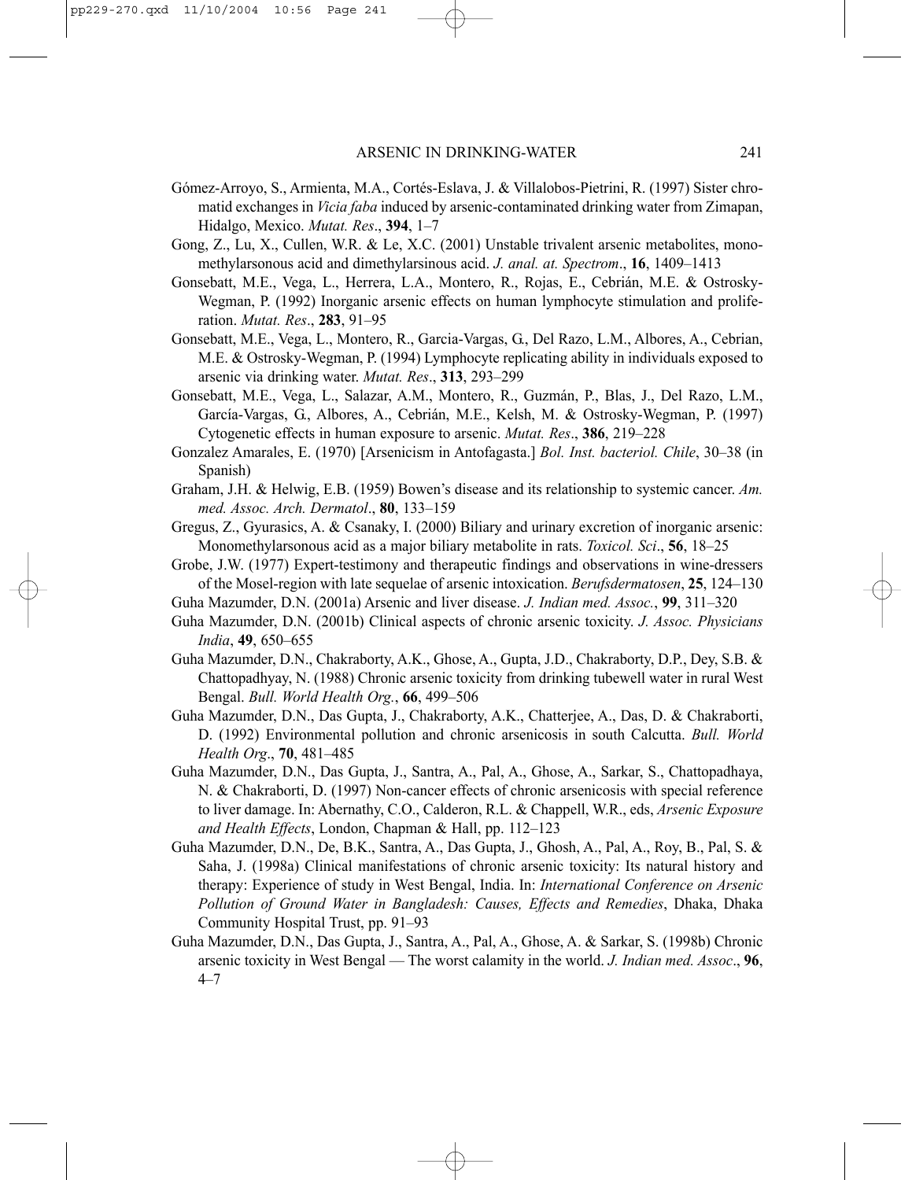Gómez-Arroyo, S., Armienta, M.A., Cortés-Eslava, J. & Villalobos-Pietrini, R. (1997) Sister chromatid exchanges in *Vicia faba* induced by arsenic-contaminated drinking water from Zimapan, Hidalgo, Mexico. *Mutat. Res*., **394**, 1–7

Gong, Z., Lu, X., Cullen, W.R. & Le, X.C. (2001) Unstable trivalent arsenic metabolites, monomethylarsonous acid and dimethylarsinous acid. *J. anal. at. Spectrom*., **16**, 1409–1413

Gonsebatt, M.E., Vega, L., Herrera, L.A., Montero, R., Rojas, E., Cebrián, M.E. & Ostrosky-Wegman, P. (1992) Inorganic arsenic effects on human lymphocyte stimulation and proliferation. *Mutat. Res*., **283**, 91–95

Gonsebatt, M.E., Vega, L., Montero, R., Garcia-Vargas, G., Del Razo, L.M., Albores, A., Cebrian, M.E. & Ostrosky-Wegman, P. (1994) Lymphocyte replicating ability in individuals exposed to arsenic via drinking water. *Mutat. Res*., **313**, 293–299

Gonsebatt, M.E., Vega, L., Salazar, A.M., Montero, R., Guzmán, P., Blas, J., Del Razo, L.M., García-Vargas, G., Albores, A., Cebrián, M.E., Kelsh, M. & Ostrosky-Wegman, P. (1997) Cytogenetic effects in human exposure to arsenic. *Mutat. Res*., **386**, 219–228

Gonzalez Amarales, E. (1970) [Arsenicism in Antofagasta.] *Bol. Inst. bacteriol. Chile*, 30–38 (in Spanish)

Graham, J.H. & Helwig, E.B. (1959) Bowen's disease and its relationship to systemic cancer. *Am. med. Assoc. Arch. Dermatol*., **80**, 133–159

Gregus, Z., Gyurasics, A. & Csanaky, I. (2000) Biliary and urinary excretion of inorganic arsenic: Monomethylarsonous acid as a major biliary metabolite in rats. *Toxicol. Sci*., **56**, 18–25

Grobe, J.W. (1977) Expert-testimony and therapeutic findings and observations in wine-dressers of the Mosel-region with late sequelae of arsenic intoxication. *Berufsdermatosen*, **25**, 124–130

Guha Mazumder, D.N. (2001a) Arsenic and liver disease. *J. Indian med. Assoc.*, **99**, 311–320

Guha Mazumder, D.N. (2001b) Clinical aspects of chronic arsenic toxicity. *J. Assoc. Physicians India*, **49**, 650–655

Guha Mazumder, D.N., Chakraborty, A.K., Ghose, A., Gupta, J.D., Chakraborty, D.P., Dey, S.B. & Chattopadhyay, N. (1988) Chronic arsenic toxicity from drinking tubewell water in rural West Bengal. *Bull. World Health Org.*, **66**, 499–506

Guha Mazumder, D.N., Das Gupta, J., Chakraborty, A.K., Chatterjee, A., Das, D. & Chakraborti, D. (1992) Environmental pollution and chronic arsenicosis in south Calcutta. *Bull. World Health Org*., **70**, 481–485

Guha Mazumder, D.N., Das Gupta, J., Santra, A., Pal, A., Ghose, A., Sarkar, S., Chattopadhaya, N. & Chakraborti, D. (1997) Non-cancer effects of chronic arsenicosis with special reference to liver damage. In: Abernathy, C.O., Calderon, R.L. & Chappell, W.R., eds, *Arsenic Exposure and Health Effects*, London, Chapman & Hall, pp. 112–123

Guha Mazumder, D.N., De, B.K., Santra, A., Das Gupta, J., Ghosh, A., Pal, A., Roy, B., Pal, S. & Saha, J. (1998a) Clinical manifestations of chronic arsenic toxicity: Its natural history and therapy: Experience of study in West Bengal, India. In: *International Conference on Arsenic Pollution of Ground Water in Bangladesh: Causes, Effects and Remedies*, Dhaka, Dhaka Community Hospital Trust, pp. 91–93

Guha Mazumder, D.N., Das Gupta, J., Santra, A., Pal, A., Ghose, A. & Sarkar, S. (1998b) Chronic arsenic toxicity in West Bengal — The worst calamity in the world. *J. Indian med. Assoc*., **96**, 4–7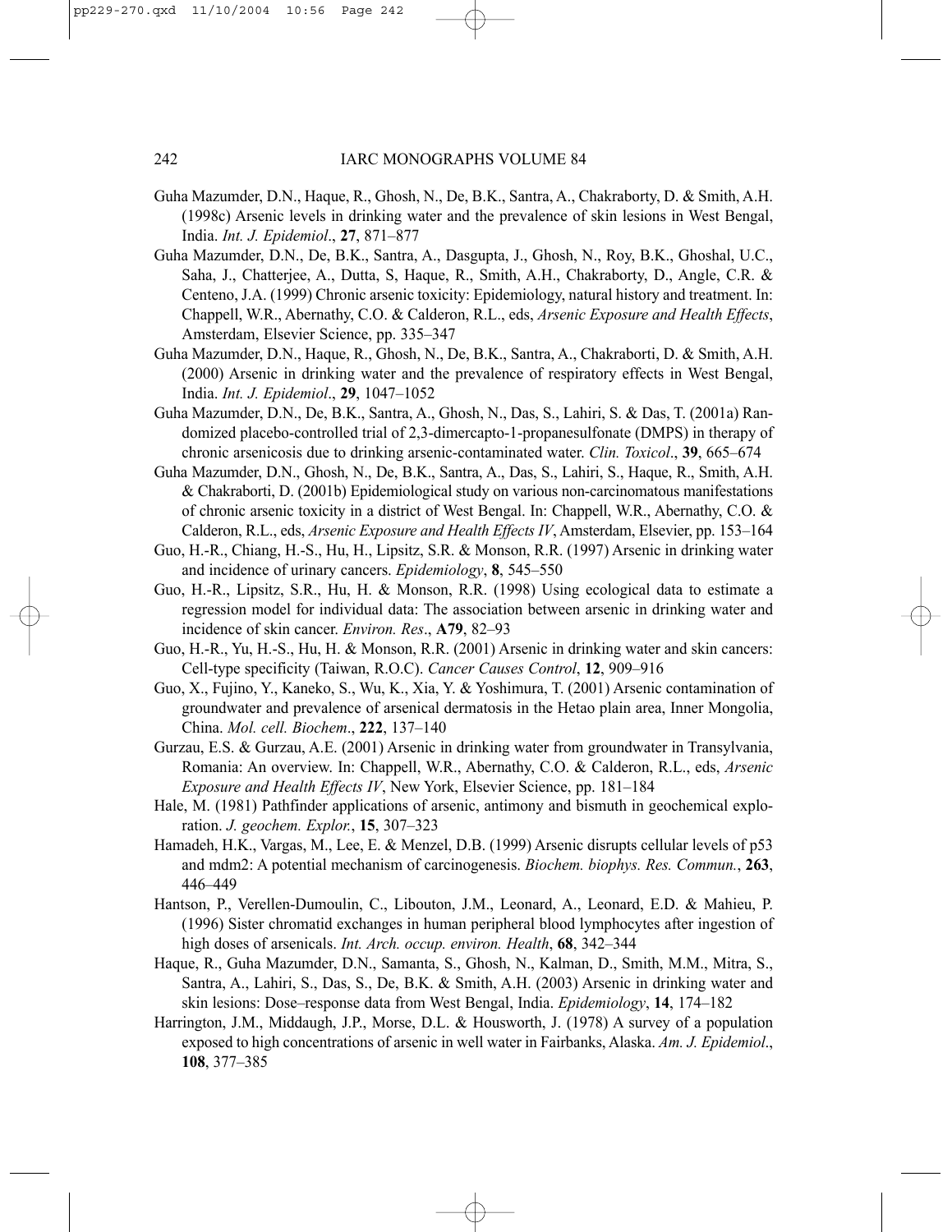Guha Mazumder, D.N., Haque, R., Ghosh, N., De, B.K., Santra, A., Chakraborty, D. & Smith, A.H. (1998c) Arsenic levels in drinking water and the prevalence of skin lesions in West Bengal, India. *Int. J. Epidemiol*., **27**, 871–877

Guha Mazumder, D.N., De, B.K., Santra, A., Dasgupta, J., Ghosh, N., Roy, B.K., Ghoshal, U.C., Saha, J., Chatterjee, A., Dutta, S, Haque, R., Smith, A.H., Chakraborty, D., Angle, C.R. & Centeno, J.A. (1999) Chronic arsenic toxicity: Epidemiology, natural history and treatment. In: Chappell, W.R., Abernathy, C.O. & Calderon, R.L., eds, *Arsenic Exposure and Health Effects*, Amsterdam, Elsevier Science, pp. 335–347

Guha Mazumder, D.N., Haque, R., Ghosh, N., De, B.K., Santra, A., Chakraborti, D. & Smith, A.H. (2000) Arsenic in drinking water and the prevalence of respiratory effects in West Bengal, India. *Int. J. Epidemiol*., **29**, 1047–1052

Guha Mazumder, D.N., De, B.K., Santra, A., Ghosh, N., Das, S., Lahiri, S. & Das, T. (2001a) Randomized placebo-controlled trial of 2,3-dimercapto-1-propanesulfonate (DMPS) in therapy of chronic arsenicosis due to drinking arsenic-contaminated water. *Clin. Toxicol*., **39**, 665–674

Guha Mazumder, D.N., Ghosh, N., De, B.K., Santra, A., Das, S., Lahiri, S., Haque, R., Smith, A.H. & Chakraborti, D. (2001b) Epidemiological study on various non-carcinomatous manifestations of chronic arsenic toxicity in a district of West Bengal. In: Chappell, W.R., Abernathy, C.O. & Calderon, R.L., eds, *Arsenic Exposure and Health Effects IV*, Amsterdam, Elsevier, pp. 153–164

Guo, H.-R., Chiang, H.-S., Hu, H., Lipsitz, S.R. & Monson, R.R. (1997) Arsenic in drinking water and incidence of urinary cancers. *Epidemiology*, **8**, 545–550

Guo, H.-R., Lipsitz, S.R., Hu, H. & Monson, R.R. (1998) Using ecological data to estimate a regression model for individual data: The association between arsenic in drinking water and incidence of skin cancer. *Environ. Res*., **A79**, 82–93

Guo, H.-R., Yu, H.-S., Hu, H. & Monson, R.R. (2001) Arsenic in drinking water and skin cancers: Cell-type specificity (Taiwan, R.O.C). *Cancer Causes Control*, **12**, 909–916

Guo, X., Fujino, Y., Kaneko, S., Wu, K., Xia, Y. & Yoshimura, T. (2001) Arsenic contamination of groundwater and prevalence of arsenical dermatosis in the Hetao plain area, Inner Mongolia, China. *Mol. cell. Biochem*., **222**, 137–140

Gurzau, E.S. & Gurzau, A.E. (2001) Arsenic in drinking water from groundwater in Transylvania, Romania: An overview. In: Chappell, W.R., Abernathy, C.O. & Calderon, R.L., eds, *Arsenic Exposure and Health Effects IV*, New York, Elsevier Science, pp. 181–184

Hale, M. (1981) Pathfinder applications of arsenic, antimony and bismuth in geochemical exploration. *J. geochem. Explor.*, **15**, 307–323

Hamadeh, H.K., Vargas, M., Lee, E. & Menzel, D.B. (1999) Arsenic disrupts cellular levels of p53 and mdm2: A potential mechanism of carcinogenesis. *Biochem. biophys. Res. Commun.*, **263**, 446–449

Hantson, P., Verellen-Dumoulin, C., Libouton, J.M., Leonard, A., Leonard, E.D. & Mahieu, P. (1996) Sister chromatid exchanges in human peripheral blood lymphocytes after ingestion of high doses of arsenicals. *Int. Arch. occup. environ. Health*, **68**, 342–344

Haque, R., Guha Mazumder, D.N., Samanta, S., Ghosh, N., Kalman, D., Smith, M.M., Mitra, S., Santra, A., Lahiri, S., Das, S., De, B.K. & Smith, A.H. (2003) Arsenic in drinking water and skin lesions: Dose–response data from West Bengal, India. *Epidemiology*, **14**, 174–182

Harrington, J.M., Middaugh, J.P., Morse, D.L. & Housworth, J. (1978) A survey of a population exposed to high concentrations of arsenic in well water in Fairbanks, Alaska. *Am. J. Epidemiol*., **108**, 377–385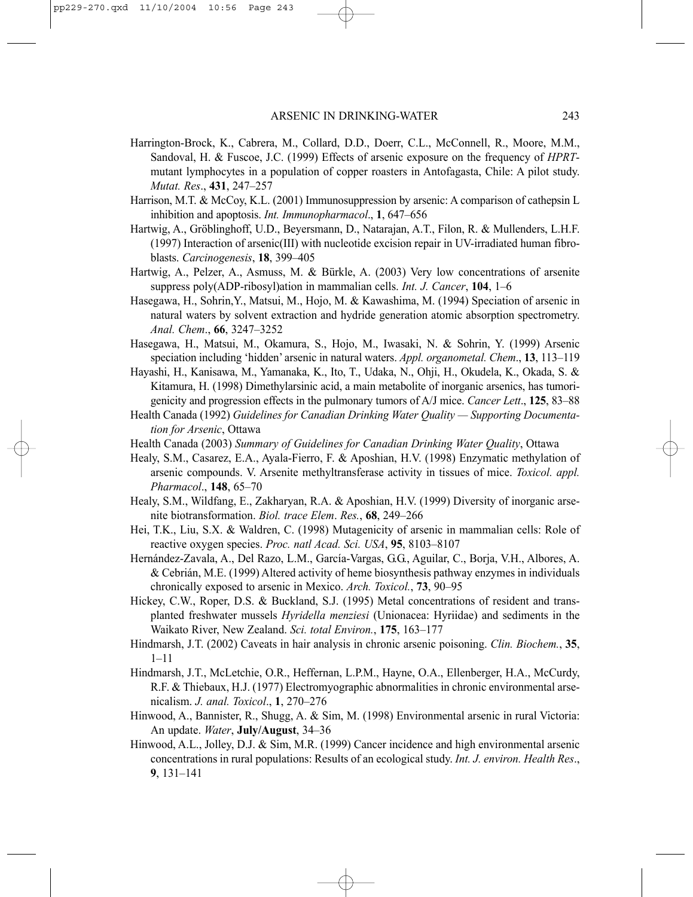Harrington-Brock, K., Cabrera, M., Collard, D.D., Doerr, C.L., McConnell, R., Moore, M.M., Sandoval, H. & Fuscoe, J.C. (1999) Effects of arsenic exposure on the frequency of *HPRT*-mutant lymphocytes in a population of copper roasters in Antofagasta, Chile: A pilot study. *Mutat. Res*., **431**, 247–257

Harrison, M.T. & McCoy, K.L. (2001) Immunosuppression by arsenic: A comparison of cathepsin L inhibition and apoptosis. *Int. Immunopharmacol*., **1**, 647–656

Hartwig, A., Gröblinghoff, U.D., Beyersmann, D., Natarajan, A.T., Filon, R. & Mullenders, L.H.F. (1997) Interaction of arsenic(III) with nucleotide excision repair in UV-irradiated human fibroblasts. *Carcinogenesis*, **18**, 399–405

Hartwig, A., Pelzer, A., Asmuss, M. & Bürkle, A. (2003) Very low concentrations of arsenite suppress poly(ADP-ribosyl)ation in mammalian cells. *Int. J. Cancer*, **104**, 1–6

Hasegawa, H., Sohrin,Y., Matsui, M., Hojo, M. & Kawashima, M. (1994) Speciation of arsenic in natural waters by solvent extraction and hydride generation atomic absorption spectrometry. *Anal. Chem*., **66**, 3247–3252

Hasegawa, H., Matsui, M., Okamura, S., Hojo, M., Iwasaki, N. & Sohrin, Y. (1999) Arsenic speciation including 'hidden' arsenic in natural waters. *Appl. organometal. Chem*., **13**, 113–119

Hayashi, H., Kanisawa, M., Yamanaka, K., Ito, T., Udaka, N., Ohji, H., Okudela, K., Okada, S. & Kitamura, H. (1998) Dimethylarsinic acid, a main metabolite of inorganic arsenics, has tumorigenicity and progression effects in the pulmonary tumors of A/J mice. *Cancer Lett*., **125**, 83–88

Health Canada (1992) *Guidelines for Canadian Drinking Water Quality — Supporting Documentation for Arsenic*, Ottawa

Health Canada (2003) *Summary of Guidelines for Canadian Drinking Water Quality*, Ottawa

Healy, S.M., Casarez, E.A., Ayala-Fierro, F. & Aposhian, H.V. (1998) Enzymatic methylation of arsenic compounds. V. Arsenite methyltransferase activity in tissues of mice. *Toxicol. appl. Pharmacol*., **148**, 65–70

Healy, S.M., Wildfang, E., Zakharyan, R.A. & Aposhian, H.V. (1999) Diversity of inorganic arsenite biotransformation. *Biol. trace Elem*. *Res.*, **68**, 249–266

Hei, T.K., Liu, S.X. & Waldren, C. (1998) Mutagenicity of arsenic in mammalian cells: Role of reactive oxygen species. *Proc. natl Acad. Sci. USA*, **95**, 8103–8107

Hernández-Zavala, A., Del Razo, L.M., García-Vargas, G.G., Aguilar, C., Borja, V.H., Albores, A. & Cebrián, M.E. (1999) Altered activity of heme biosynthesis pathway enzymes in individuals chronically exposed to arsenic in Mexico. *Arch. Toxicol.*, **73**, 90–95

Hickey, C.W., Roper, D.S. & Buckland, S.J. (1995) Metal concentrations of resident and transplanted freshwater mussels *Hyridella menziesi* (Unionacea: Hyriidae) and sediments in the Waikato River, New Zealand. *Sci. total Environ.*, **175**, 163–177

Hindmarsh, J.T. (2002) Caveats in hair analysis in chronic arsenic poisoning. *Clin. Biochem.*, **35**, 1–11

Hindmarsh, J.T., McLetchie, O.R., Heffernan, L.P.M., Hayne, O.A., Ellenberger, H.A., McCurdy, R.F. & Thiebaux, H.J. (1977) Electromyographic abnormalities in chronic environmental arsenicalism. *J. anal. Toxicol*., **1**, 270–276

Hinwood, A., Bannister, R., Shugg, A. & Sim, M. (1998) Environmental arsenic in rural Victoria: An update. *Water*, **July/August**, 34–36

Hinwood, A.L., Jolley, D.J. & Sim, M.R. (1999) Cancer incidence and high environmental arsenic concentrations in rural populations: Results of an ecological study. *Int. J. environ. Health Res*., **9**, 131–141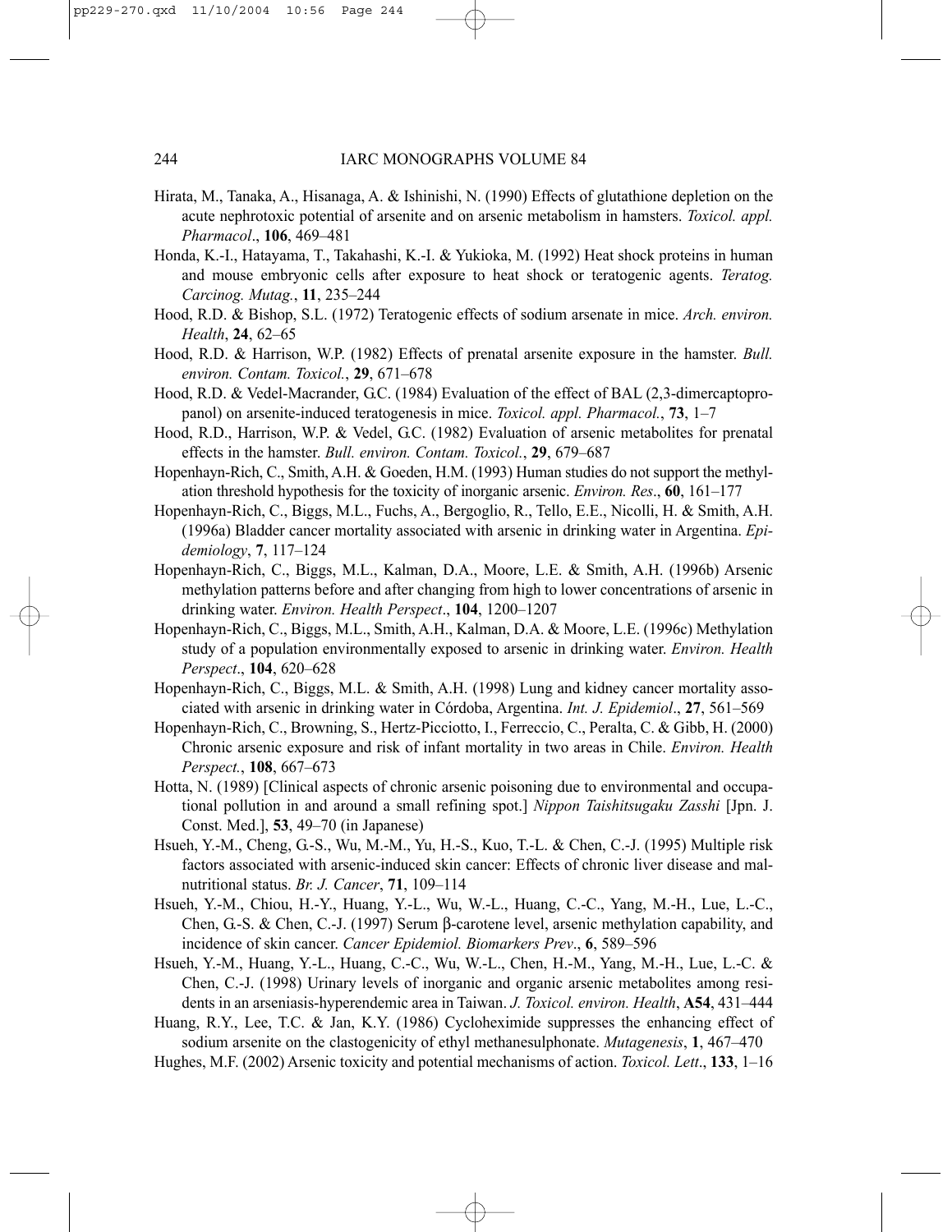Hirata, M., Tanaka, A., Hisanaga, A. & Ishinishi, N. (1990) Effects of glutathione depletion on the acute nephrotoxic potential of arsenite and on arsenic metabolism in hamsters. *Toxicol. appl. Pharmacol*., **106**, 469–481

Honda, K.-I., Hatayama, T., Takahashi, K.-I. & Yukioka, M. (1992) Heat shock proteins in human and mouse embryonic cells after exposure to heat shock or teratogenic agents. *Teratog. Carcinog. Mutag.*, **11**, 235–244

Hood, R.D. & Bishop, S.L. (1972) Teratogenic effects of sodium arsenate in mice. *Arch. environ. Health*, **24**, 62–65

Hood, R.D. & Harrison, W.P. (1982) Effects of prenatal arsenite exposure in the hamster. *Bull. environ. Contam. Toxicol.*, **29**, 671–678

Hood, R.D. & Vedel-Macrander, G.C. (1984) Evaluation of the effect of BAL (2,3-dimercaptopropanol) on arsenite-induced teratogenesis in mice. *Toxicol. appl. Pharmacol.*, **73**, 1–7

Hood, R.D., Harrison, W.P. & Vedel, G.C. (1982) Evaluation of arsenic metabolites for prenatal effects in the hamster. *Bull. environ. Contam. Toxicol.*, **29**, 679–687

Hopenhayn-Rich, C., Smith, A.H. & Goeden, H.M. (1993) Human studies do not support the methylation threshold hypothesis for the toxicity of inorganic arsenic. *Environ. Res*., **60**, 161–177

Hopenhayn-Rich, C., Biggs, M.L., Fuchs, A., Bergoglio, R., Tello, E.E., Nicolli, H. & Smith, A.H. (1996a) Bladder cancer mortality associated with arsenic in drinking water in Argentina. *Epidemiology*, **7**, 117–124

Hopenhayn-Rich, C., Biggs, M.L., Kalman, D.A., Moore, L.E. & Smith, A.H. (1996b) Arsenic methylation patterns before and after changing from high to lower concentrations of arsenic in drinking water. *Environ. Health Perspect*., **104**, 1200–1207

Hopenhayn-Rich, C., Biggs, M.L., Smith, A.H., Kalman, D.A. & Moore, L.E. (1996c) Methylation study of a population environmentally exposed to arsenic in drinking water. *Environ. Health Perspect*., **104**, 620–628

Hopenhayn-Rich, C., Biggs, M.L. & Smith, A.H. (1998) Lung and kidney cancer mortality associated with arsenic in drinking water in Córdoba, Argentina. *Int. J. Epidemiol*., **27**, 561–569

Hopenhayn-Rich, C., Browning, S., Hertz-Picciotto, I., Ferreccio, C., Peralta, C. & Gibb, H. (2000) Chronic arsenic exposure and risk of infant mortality in two areas in Chile. *Environ. Health Perspect.*, **108**, 667–673

Hotta, N. (1989) [Clinical aspects of chronic arsenic poisoning due to environmental and occupational pollution in and around a small refining spot.] *Nippon Taishitsugaku Zasshi* [Jpn. J. Const. Med.], **53**, 49–70 (in Japanese)

Hsueh, Y.-M., Cheng, G.-S., Wu, M.-M., Yu, H.-S., Kuo, T.-L. & Chen, C.-J. (1995) Multiple risk factors associated with arsenic-induced skin cancer: Effects of chronic liver disease and malnutritional status. *Br. J. Cancer*, **71**, 109–114

Hsueh, Y.-M., Chiou, H.-Y., Huang, Y.-L., Wu, W.-L., Huang, C.-C., Yang, M.-H., Lue, L.-C., Chen, G.-S. & Chen, C.-J. (1997) Serum β-carotene level, arsenic methylation capability, and incidence of skin cancer. *Cancer Epidemiol. Biomarkers Prev*., **6**, 589–596

Hsueh, Y.-M., Huang, Y.-L., Huang, C.-C., Wu, W.-L., Chen, H.-M., Yang, M.-H., Lue, L.-C. & Chen, C.-J. (1998) Urinary levels of inorganic and organic arsenic metabolites among residents in an arseniasis-hyperendemic area in Taiwan. *J. Toxicol. environ. Health*, **A54**, 431–444

Huang, R.Y., Lee, T.C. & Jan, K.Y. (1986) Cycloheximide suppresses the enhancing effect of sodium arsenite on the clastogenicity of ethyl methanesulphonate. *Mutagenesis*, **1**, 467–470

Hughes, M.F. (2002) Arsenic toxicity and potential mechanisms of action. *Toxicol. Lett*., **133**, 1–16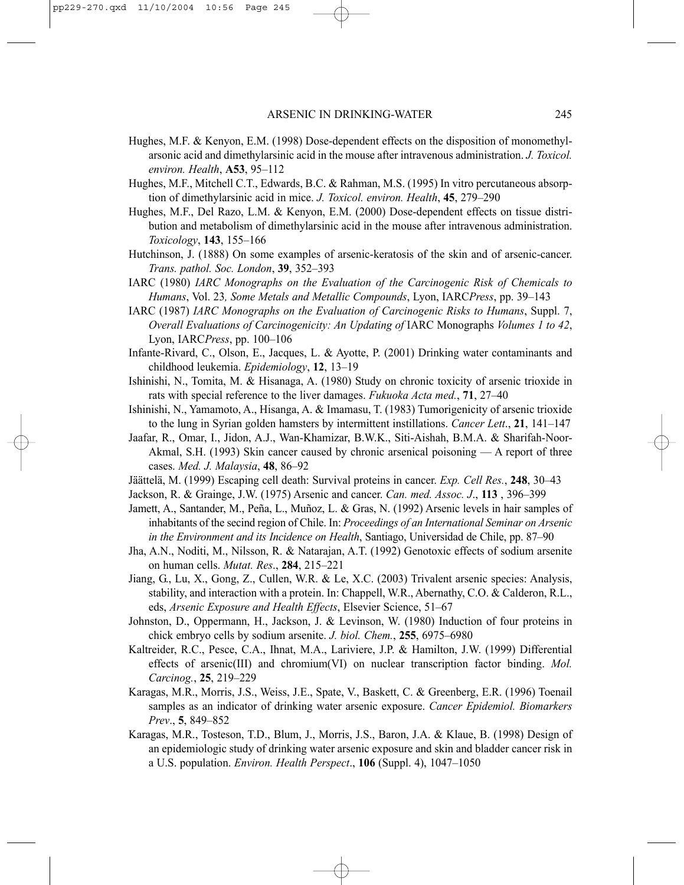Hughes, M.F. & Kenyon, E.M. (1998) Dose-dependent effects on the disposition of monomethylarsonic acid and dimethylarsinic acid in the mouse after intravenous administration. *J. Toxicol. environ. Health*, **A53**, 95–112

Hughes, M.F., Mitchell C.T., Edwards, B.C. & Rahman, M.S. (1995) In vitro percutaneous absorption of dimethylarsinic acid in mice. *J. Toxicol. environ. Health*, **45**, 279–290

Hughes, M.F., Del Razo, L.M. & Kenyon, E.M. (2000) Dose-dependent effects on tissue distribution and metabolism of dimethylarsinic acid in the mouse after intravenous administration. *Toxicology*, **143**, 155–166

Hutchinson, J. (1888) On some examples of arsenic-keratosis of the skin and of arsenic-cancer. *Trans. pathol. Soc. London*, **39**, 352–393

IARC (1980) *IARC Monographs on the Evaluation of the Carcinogenic Risk of Chemicals to Humans*, Vol. 23*, Some Metals and Metallic Compounds*, Lyon, IARC*Press*, pp. 39–143

IARC (1987) *IARC Monographs on the Evaluation of Carcinogenic Risks to Humans*, Suppl. 7, *Overall Evaluations of Carcinogenicity: An Updating of* IARC Monographs *Volumes 1 to 42*, Lyon, IARC*Press*, pp. 100–106

Infante-Rivard, C., Olson, E., Jacques, L. & Ayotte, P. (2001) Drinking water contaminants and childhood leukemia. *Epidemiology*, **12**, 13–19

Ishinishi, N., Tomita, M. & Hisanaga, A. (1980) Study on chronic toxicity of arsenic trioxide in rats with special reference to the liver damages. *Fukuoka Acta med.*, **71**, 27–40

Ishinishi, N., Yamamoto, A., Hisanga, A. & Imamasu, T. (1983) Tumorigenicity of arsenic trioxide to the lung in Syrian golden hamsters by intermittent instillations. *Cancer Lett*., **21**, 141–147

Jaafar, R., Omar, I., Jidon, A.J., Wan-Khamizar, B.W.K., Siti-Aishah, B.M.A. & Sharifah-Noor-Akmal, S.H. (1993) Skin cancer caused by chronic arsenical poisoning — A report of three cases. *Med. J. Malaysia*, **48**, 86–92

Jäättelä, M. (1999) Escaping cell death: Survival proteins in cancer. *Exp. Cell Res.*, **248**, 30–43

Jackson, R. & Grainge, J.W. (1975) Arsenic and cancer. *Can. med. Assoc. J*., **113** , 396–399

Jamett, A., Santander, M., Peña, L., Muñoz, L. & Gras, N. (1992) Arsenic levels in hair samples of inhabitants of the secind region of Chile. In: *Proceedings of an International Seminar on Arsenic in the Environment and its Incidence on Health*, Santiago, Universidad de Chile, pp. 87–90

Jha, A.N., Noditi, M., Nilsson, R. & Natarajan, A.T. (1992) Genotoxic effects of sodium arsenite on human cells. *Mutat. Res*., **284**, 215–221

Jiang, G., Lu, X., Gong, Z., Cullen, W.R. & Le, X.C. (2003) Trivalent arsenic species: Analysis, stability, and interaction with a protein. In: Chappell, W.R., Abernathy, C.O. & Calderon, R.L., eds, *Arsenic Exposure and Health Effects*, Elsevier Science, 51–67

Johnston, D., Oppermann, H., Jackson, J. & Levinson, W. (1980) Induction of four proteins in chick embryo cells by sodium arsenite. *J. biol. Chem.*, **255**, 6975–6980

Kaltreider, R.C., Pesce, C.A., Ihnat, M.A., Lariviere, J.P. & Hamilton, J.W. (1999) Differential effects of arsenic(III) and chromium(VI) on nuclear transcription factor binding. *Mol. Carcinog.*, **25**, 219–229

Karagas, M.R., Morris, J.S., Weiss, J.E., Spate, V., Baskett, C. & Greenberg, E.R. (1996) Toenail samples as an indicator of drinking water arsenic exposure. *Cancer Epidemiol. Biomarkers Prev*., **5**, 849–852

Karagas, M.R., Tosteson, T.D., Blum, J., Morris, J.S., Baron, J.A. & Klaue, B. (1998) Design of an epidemiologic study of drinking water arsenic exposure and skin and bladder cancer risk in a U.S. population. *Environ. Health Perspect*., **106** (Suppl. 4), 1047–1050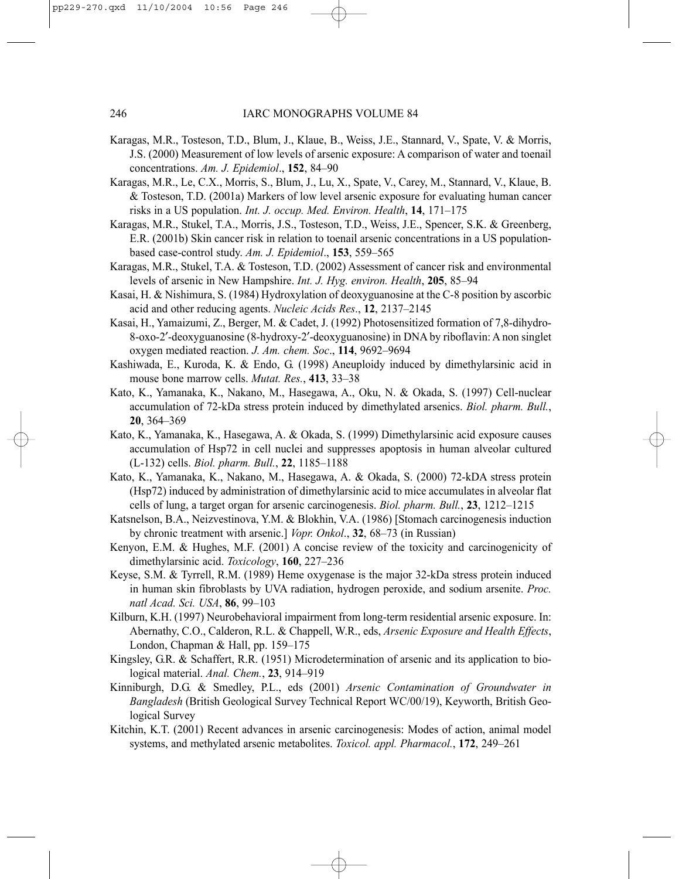Karagas, M.R., Tosteson, T.D., Blum, J., Klaue, B., Weiss, J.E., Stannard, V., Spate, V. & Morris, J.S. (2000) Measurement of low levels of arsenic exposure: A comparison of water and toenail concentrations. *Am. J. Epidemiol*., **152**, 84–90

Karagas, M.R., Le, C.X., Morris, S., Blum, J., Lu, X., Spate, V., Carey, M., Stannard, V., Klaue, B. & Tosteson, T.D. (2001a) Markers of low level arsenic exposure for evaluating human cancer risks in a US population. *Int. J. occup. Med. Environ. Health*, **14**, 171–175

Karagas, M.R., Stukel, T.A., Morris, J.S., Tosteson, T.D., Weiss, J.E., Spencer, S.K. & Greenberg, E.R. (2001b) Skin cancer risk in relation to toenail arsenic concentrations in a US population-based case-control study. *Am. J. Epidemiol*., **153**, 559–565

Karagas, M.R., Stukel, T.A. & Tosteson, T.D. (2002) Assessment of cancer risk and environmental levels of arsenic in New Hampshire. *Int. J. Hyg. environ. Health*, **205**, 85–94

Kasai, H. & Nishimura, S. (1984) Hydroxylation of deoxyguanosine at the C-8 position by ascorbic acid and other reducing agents. *Nucleic Acids Res*., **12**, 2137–2145

Kasai, H., Yamaizumi, Z., Berger, M. & Cadet, J. (1992) Photosensitized formation of 7,8-dihydro-8-oxo-2′-deoxyguanosine (8-hydroxy-2′-deoxyguanosine) in DNA by riboflavin: A non singlet oxygen mediated reaction. *J. Am. chem. Soc*., **114**, 9692–9694

Kashiwada, E., Kuroda, K. & Endo, G. (1998) Aneuploidy induced by dimethylarsinic acid in mouse bone marrow cells. *Mutat. Res.*, **413**, 33–38

Kato, K., Yamanaka, K., Nakano, M., Hasegawa, A., Oku, N. & Okada, S. (1997) Cell-nuclear accumulation of 72-kDa stress protein induced by dimethylated arsenics. *Biol. pharm. Bull.*, **20**, 364–369

Kato, K., Yamanaka, K., Hasegawa, A. & Okada, S. (1999) Dimethylarsinic acid exposure causes accumulation of Hsp72 in cell nuclei and suppresses apoptosis in human alveolar cultured (L-132) cells. *Biol. pharm. Bull.*, **22**, 1185–1188

Kato, K., Yamanaka, K., Nakano, M., Hasegawa, A. & Okada, S. (2000) 72-kDA stress protein (Hsp72) induced by administration of dimethylarsinic acid to mice accumulates in alveolar flat cells of lung, a target organ for arsenic carcinogenesis. *Biol. pharm. Bull.*, **23**, 1212–1215

Katsnelson, B.A., Neizvestinova, Y.M. & Blokhin, V.A. (1986) [Stomach carcinogenesis induction by chronic treatment with arsenic.] *Vopr. Onkol*., **32**, 68–73 (in Russian)

Kenyon, E.M. & Hughes, M.F. (2001) A concise review of the toxicity and carcinogenicity of dimethylarsinic acid. *Toxicology*, **160**, 227–236

Keyse, S.M. & Tyrrell, R.M. (1989) Heme oxygenase is the major 32-kDa stress protein induced in human skin fibroblasts by UVA radiation, hydrogen peroxide, and sodium arsenite. *Proc. natl Acad. Sci. USA*, **86**, 99–103

Kilburn, K.H. (1997) Neurobehavioral impairment from long-term residential arsenic exposure. In: Abernathy, C.O., Calderon, R.L. & Chappell, W.R., eds, *Arsenic Exposure and Health Effects*, London, Chapman & Hall, pp. 159–175

Kingsley, G.R. & Schaffert, R.R. (1951) Microdetermination of arsenic and its application to biological material. *Anal. Chem.*, **23**, 914–919

Kinniburgh, D.G. & Smedley, P.L., eds (2001) *Arsenic Contamination of Groundwater in Bangladesh* (British Geological Survey Technical Report WC/00/19), Keyworth, British Geological Survey

Kitchin, K.T. (2001) Recent advances in arsenic carcinogenesis: Modes of action, animal model systems, and methylated arsenic metabolites. *Toxicol. appl. Pharmacol.*, **172**, 249–261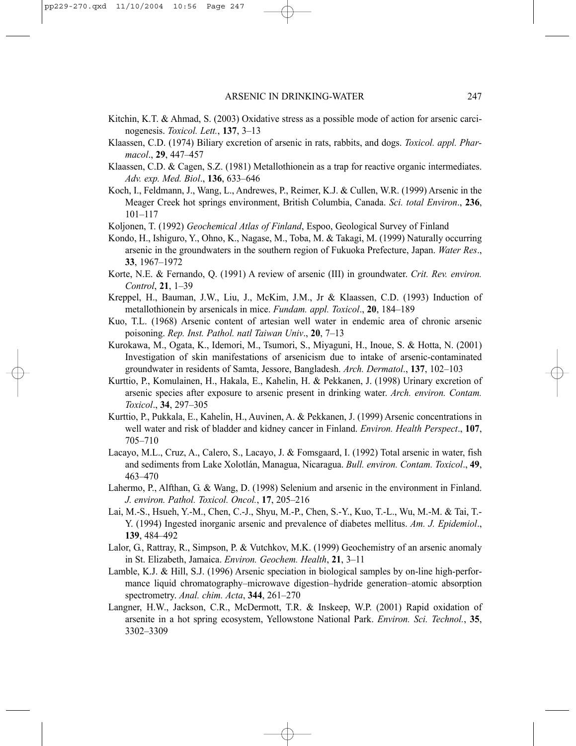Kitchin, K.T. & Ahmad, S. (2003) Oxidative stress as a possible mode of action for arsenic carcinogenesis. *Toxicol. Lett.*, **137**, 3–13

Klaassen, C.D. (1974) Biliary excretion of arsenic in rats, rabbits, and dogs. *Toxicol. appl. Pharmacol*., **29**, 447–457

Klaassen, C.D. & Cagen, S.Z. (1981) Metallothionein as a trap for reactive organic intermediates. *Adv. exp. Med. Biol*., **136**, 633–646

Koch, I., Feldmann, J., Wang, L., Andrewes, P., Reimer, K.J. & Cullen, W.R. (1999) Arsenic in the Meager Creek hot springs environment, British Columbia, Canada. *Sci. total Environ*., **236**, 101–117

Koljonen, T. (1992) *Geochemical Atlas of Finland*, Espoo, Geological Survey of Finland

Kondo, H., Ishiguro, Y., Ohno, K., Nagase, M., Toba, M. & Takagi, M. (1999) Naturally occurring arsenic in the groundwaters in the southern region of Fukuoka Prefecture, Japan. *Water Res*., **33**, 1967–1972

Korte, N.E. & Fernando, Q. (1991) A review of arsenic (III) in groundwater. *Crit. Rev. environ. Control*, **21**, 1–39

Kreppel, H., Bauman, J.W., Liu, J., McKim, J.M., Jr & Klaassen, C.D. (1993) Induction of metallothionein by arsenicals in mice. *Fundam. appl. Toxicol*., **20**, 184–189

Kuo, T.L. (1968) Arsenic content of artesian well water in endemic area of chronic arsenic poisoning. *Rep. Inst. Pathol. natl Taiwan Univ*., **20**, 7–13

Kurokawa, M., Ogata, K., Idemori, M., Tsumori, S., Miyaguni, H., Inoue, S. & Hotta, N. (2001) Investigation of skin manifestations of arsenicism due to intake of arsenic-contaminated groundwater in residents of Samta, Jessore, Bangladesh. *Arch. Dermatol*., **137**, 102–103

Kurttio, P., Komulainen, H., Hakala, E., Kahelin, H. & Pekkanen, J. (1998) Urinary excretion of arsenic species after exposure to arsenic present in drinking water. *Arch. environ. Contam. Toxicol*., **34**, 297–305

Kurttio, P., Pukkala, E., Kahelin, H., Auvinen, A. & Pekkanen, J. (1999) Arsenic concentrations in well water and risk of bladder and kidney cancer in Finland. *Environ. Health Perspect*., **107**, 705–710

Lacayo, M.L., Cruz, A., Calero, S., Lacayo, J. & Fomsgaard, I. (1992) Total arsenic in water, fish and sediments from Lake Xolotlán, Managua, Nicaragua. *Bull. environ. Contam. Toxicol*., **49**, 463–470

Lahermo, P., Alfthan, G. & Wang, D. (1998) Selenium and arsenic in the environment in Finland. *J. environ. Pathol. Toxicol. Oncol.*, **17**, 205–216

Lai, M.-S., Hsueh, Y.-M., Chen, C.-J., Shyu, M.-P., Chen, S.-Y., Kuo, T.-L., Wu, M.-M. & Tai, T.-Y. (1994) Ingested inorganic arsenic and prevalence of diabetes mellitus. *Am. J. Epidemiol*., **139**, 484–492

Lalor, G., Rattray, R., Simpson, P. & Vutchkov, M.K. (1999) Geochemistry of an arsenic anomaly in St. Elizabeth, Jamaica. *Environ. Geochem. Health*, **21**, 3–11

Lamble, K.J. & Hill, S.J. (1996) Arsenic speciation in biological samples by on-line high-performance liquid chromatography–microwave digestion–hydride generation–atomic absorption spectrometry. *Anal. chim. Acta*, **344**, 261–270

Langner, H.W., Jackson, C.R., McDermott, T.R. & Inskeep, W.P. (2001) Rapid oxidation of arsenite in a hot spring ecosystem, Yellowstone National Park. *Environ. Sci. Technol.*, **35**, 3302–3309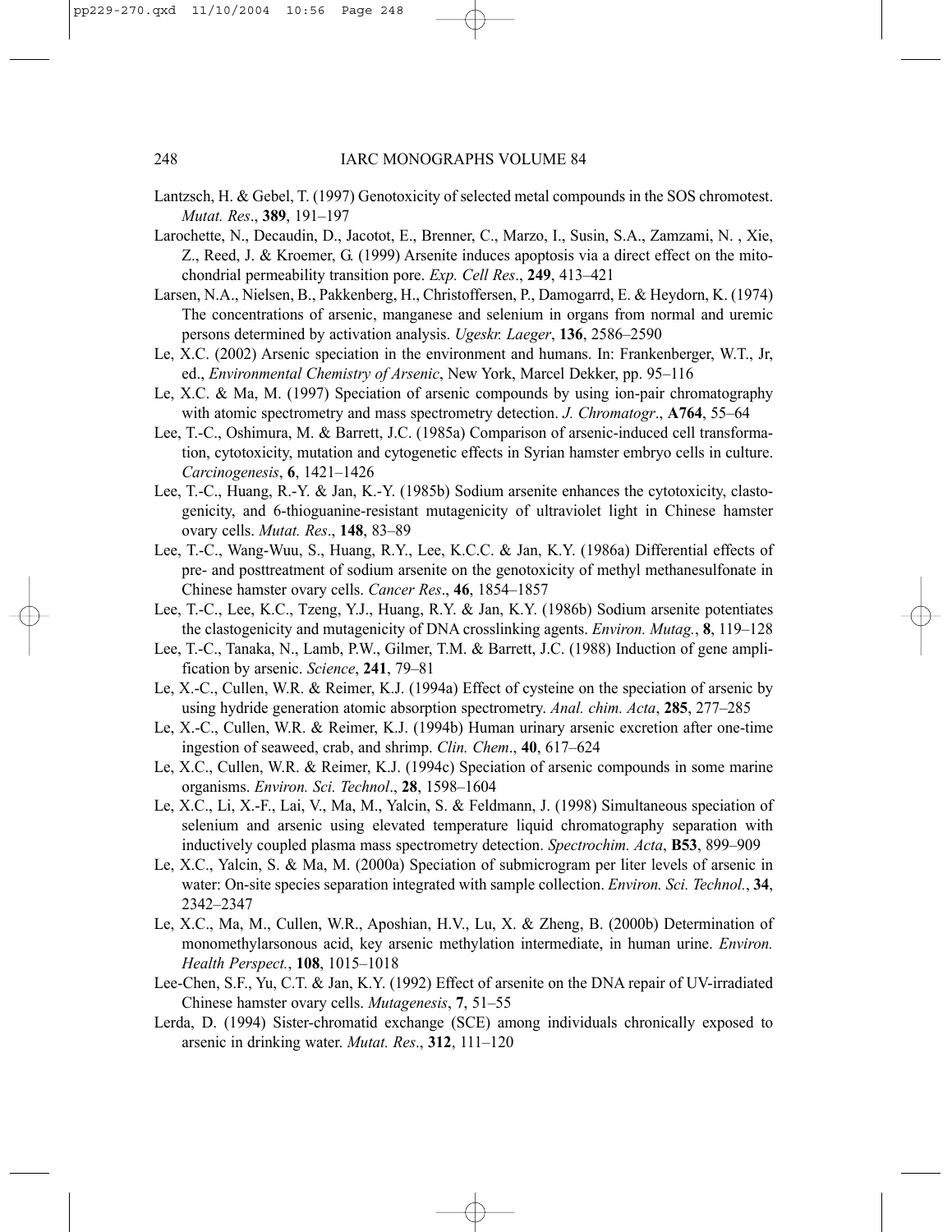Lantzsch, H. & Gebel, T. (1997) Genotoxicity of selected metal compounds in the SOS chromotest. *Mutat. Res*., **389**, 191–197

Larochette, N., Decaudin, D., Jacotot, E., Brenner, C., Marzo, I., Susin, S.A., Zamzami, N. , Xie, Z., Reed, J. & Kroemer, G. (1999) Arsenite induces apoptosis via a direct effect on the mitochondrial permeability transition pore. *Exp. Cell Res*., **249**, 413–421

Larsen, N.A., Nielsen, B., Pakkenberg, H., Christoffersen, P., Damogarrd, E. & Heydorn, K. (1974) The concentrations of arsenic, manganese and selenium in organs from normal and uremic persons determined by activation analysis. *Ugeskr. Laeger*, **136**, 2586–2590

Le, X.C. (2002) Arsenic speciation in the environment and humans. In: Frankenberger, W.T., Jr, ed., *Environmental Chemistry of Arsenic*, New York, Marcel Dekker, pp. 95–116

Le, X.C. & Ma, M. (1997) Speciation of arsenic compounds by using ion-pair chromatography with atomic spectrometry and mass spectrometry detection. *J. Chromatogr*., **A764**, 55–64

Lee, T.-C., Oshimura, M. & Barrett, J.C. (1985a) Comparison of arsenic-induced cell transformation, cytotoxicity, mutation and cytogenetic effects in Syrian hamster embryo cells in culture. *Carcinogenesis*, **6**, 1421–1426

Lee, T.-C., Huang, R.-Y. & Jan, K.-Y. (1985b) Sodium arsenite enhances the cytotoxicity, clastogenicity, and 6-thioguanine-resistant mutagenicity of ultraviolet light in Chinese hamster ovary cells. *Mutat. Res*., **148**, 83–89

Lee, T.-C., Wang-Wuu, S., Huang, R.Y., Lee, K.C.C. & Jan, K.Y. (1986a) Differential effects of pre- and posttreatment of sodium arsenite on the genotoxicity of methyl methanesulfonate in Chinese hamster ovary cells. *Cancer Res*., **46**, 1854–1857

Lee, T.-C., Lee, K.C., Tzeng, Y.J., Huang, R.Y. & Jan, K.Y. (1986b) Sodium arsenite potentiates the clastogenicity and mutagenicity of DNA crosslinking agents. *Environ. Mutag.*, **8**, 119–128

Lee, T.-C., Tanaka, N., Lamb, P.W., Gilmer, T.M. & Barrett, J.C. (1988) Induction of gene amplification by arsenic. *Science*, **241**, 79–81

Le, X.-C., Cullen, W.R. & Reimer, K.J. (1994a) Effect of cysteine on the speciation of arsenic by using hydride generation atomic absorption spectrometry. *Anal. chim. Acta*, **285**, 277–285

Le, X.-C., Cullen, W.R. & Reimer, K.J. (1994b) Human urinary arsenic excretion after one-time ingestion of seaweed, crab, and shrimp. *Clin. Chem*., **40**, 617–624

Le, X.C., Cullen, W.R. & Reimer, K.J. (1994c) Speciation of arsenic compounds in some marine organisms. *Environ. Sci. Technol*., **28**, 1598–1604

Le, X.C., Li, X.-F., Lai, V., Ma, M., Yalcin, S. & Feldmann, J. (1998) Simultaneous speciation of selenium and arsenic using elevated temperature liquid chromatography separation with inductively coupled plasma mass spectrometry detection. *Spectrochim. Acta*, **B53**, 899–909

Le, X.C., Yalcin, S. & Ma, M. (2000a) Speciation of submicrogram per liter levels of arsenic in water: On-site species separation integrated with sample collection. *Environ. Sci. Technol.*, **34**, 2342–2347

Le, X.C., Ma, M., Cullen, W.R., Aposhian, H.V., Lu, X. & Zheng, B. (2000b) Determination of monomethylarsonous acid, key arsenic methylation intermediate, in human urine. *Environ. Health Perspect.*, **108**, 1015–1018

Lee-Chen, S.F., Yu, C.T. & Jan, K.Y. (1992) Effect of arsenite on the DNA repair of UV-irradiated Chinese hamster ovary cells. *Mutagenesis*, **7**, 51–55

Lerda, D. (1994) Sister-chromatid exchange (SCE) among individuals chronically exposed to arsenic in drinking water. *Mutat. Res*., **312**, 111–120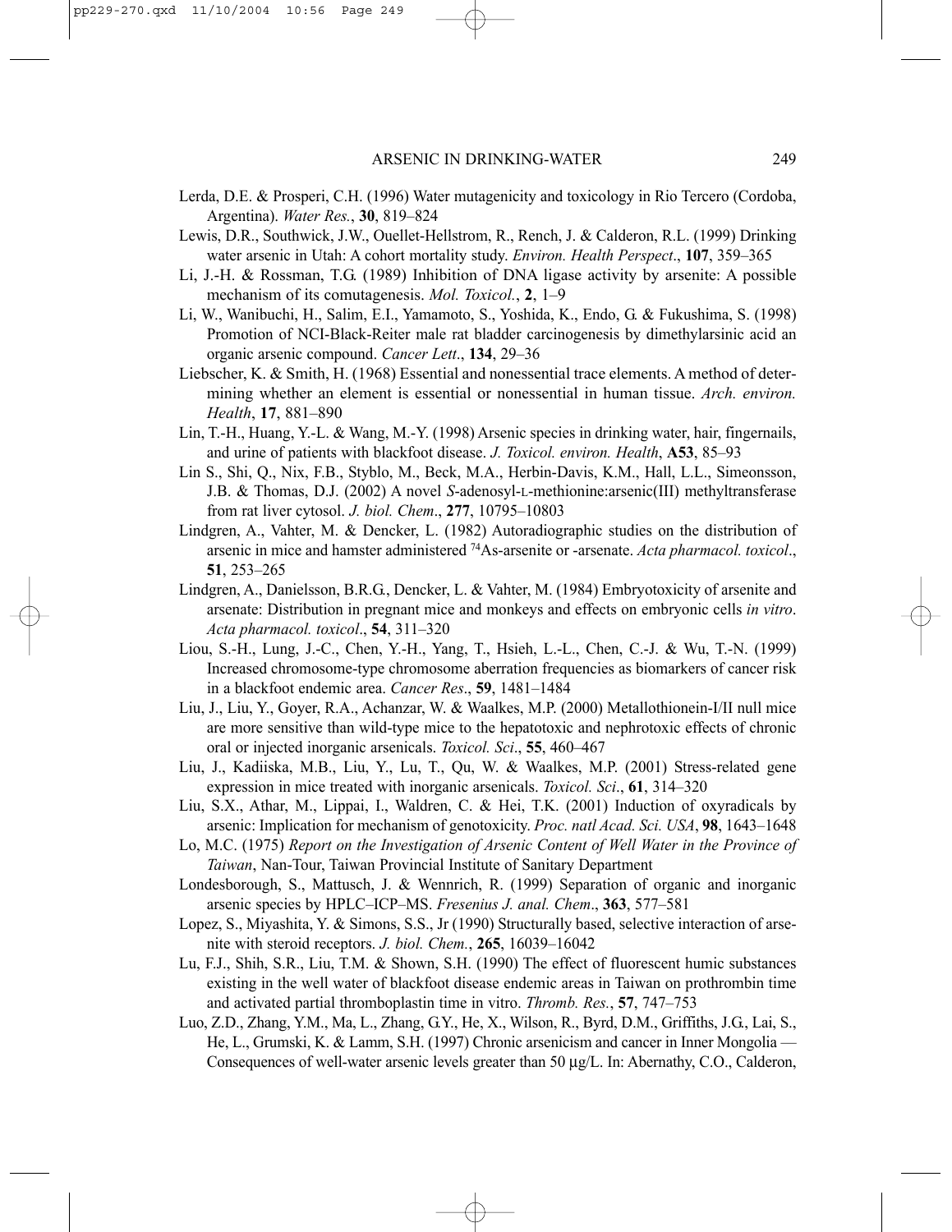Lerda, D.E. & Prosperi, C.H. (1996) Water mutagenicity and toxicology in Rio Tercero (Cordoba, Argentina). *Water Res.*, **30**, 819–824

Lewis, D.R., Southwick, J.W., Ouellet-Hellstrom, R., Rench, J. & Calderon, R.L. (1999) Drinking water arsenic in Utah: A cohort mortality study. *Environ. Health Perspect*., **107**, 359–365

Li, J.-H. & Rossman, T.G. (1989) Inhibition of DNA ligase activity by arsenite: A possible mechanism of its comutagenesis. *Mol. Toxicol.*, **2**, 1–9

Li, W., Wanibuchi, H., Salim, E.I., Yamamoto, S., Yoshida, K., Endo, G. & Fukushima, S. (1998) Promotion of NCI-Black-Reiter male rat bladder carcinogenesis by dimethylarsinic acid an organic arsenic compound. *Cancer Lett*., **134**, 29–36

Liebscher, K. & Smith, H. (1968) Essential and nonessential trace elements. A method of determining whether an element is essential or nonessential in human tissue. *Arch. environ. Health*, **17**, 881–890

Lin, T.-H., Huang, Y.-L. & Wang, M.-Y. (1998) Arsenic species in drinking water, hair, fingernails, and urine of patients with blackfoot disease. *J. Toxicol. environ. Health*, **A53**, 85–93

Lin S., Shi, Q., Nix, F.B., Styblo, M., Beck, M.A., Herbin-Davis, K.M., Hall, L.L., Simeonsson, J.B. & Thomas, D.J. (2002) A novel *S*-adenosyl-L-methionine:arsenic(III) methyltransferase from rat liver cytosol. *J. biol. Chem*., **277**, 10795–10803

Lindgren, A., Vahter, M. & Dencker, L. (1982) Autoradiographic studies on the distribution of arsenic in mice and hamster administered $^{74}$As-arsenite or -arsenate. *Acta pharmacol. toxicol*., **51**, 253–265

Lindgren, A., Danielsson, B.R.G., Dencker, L. & Vahter, M. (1984) Embryotoxicity of arsenite and arsenate: Distribution in pregnant mice and monkeys and effects on embryonic cells *in vitro*. *Acta pharmacol. toxicol*., **54**, 311–320

Liou, S.-H., Lung, J.-C., Chen, Y.-H., Yang, T., Hsieh, L.-L., Chen, C.-J. & Wu, T.-N. (1999) Increased chromosome-type chromosome aberration frequencies as biomarkers of cancer risk in a blackfoot endemic area. *Cancer Res*., **59**, 1481–1484

Liu, J., Liu, Y., Goyer, R.A., Achanzar, W. & Waalkes, M.P. (2000) Metallothionein-I/II null mice are more sensitive than wild-type mice to the hepatotoxic and nephrotoxic effects of chronic oral or injected inorganic arsenicals. *Toxicol. Sci*., **55**, 460–467

Liu, J., Kadiiska, M.B., Liu, Y., Lu, T., Qu, W. & Waalkes, M.P. (2001) Stress-related gene expression in mice treated with inorganic arsenicals. *Toxicol. Sci*., **61**, 314–320

Liu, S.X., Athar, M., Lippai, I., Waldren, C. & Hei, T.K. (2001) Induction of oxyradicals by arsenic: Implication for mechanism of genotoxicity. *Proc. natl Acad. Sci. USA*, **98**, 1643–1648

Lo, M.C. (1975) *Report on the Investigation of Arsenic Content of Well Water in the Province of Taiwan*, Nan-Tour, Taiwan Provincial Institute of Sanitary Department

Londesborough, S., Mattusch, J. & Wennrich, R. (1999) Separation of organic and inorganic arsenic species by HPLC–ICP–MS. *Fresenius J. anal. Chem*., **363**, 577–581

Lopez, S., Miyashita, Y. & Simons, S.S., Jr (1990) Structurally based, selective interaction of arsenite with steroid receptors. *J. biol. Chem.*, **265**, 16039–16042

Lu, F.J., Shih, S.R., Liu, T.M. & Shown, S.H. (1990) The effect of fluorescent humic substances existing in the well water of blackfoot disease endemic areas in Taiwan on prothrombin time and activated partial thromboplastin time in vitro. *Thromb. Res.*, **57**, 747–753

Luo, Z.D., Zhang, Y.M., Ma, L., Zhang, G.Y., He, X., Wilson, R., Byrd, D.M., Griffiths, J.G., Lai, S., He, L., Grumski, K. & Lamm, S.H. (1997) Chronic arsenicism and cancer in Inner Mongolia — Consequences of well-water arsenic levels greater than 50 μg/L. In: Abernathy, C.O., Calderon,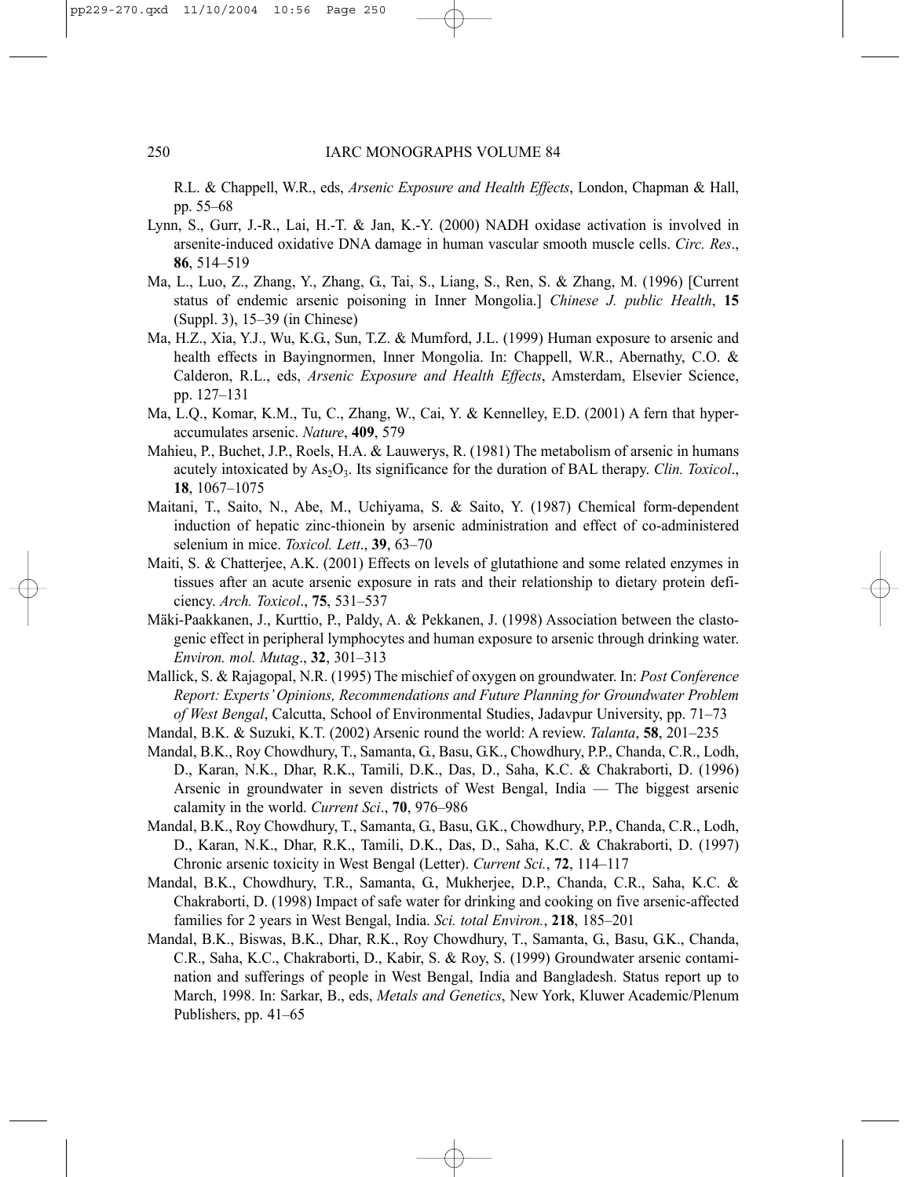R.L. & Chappell, W.R., eds, *Arsenic Exposure and Health Effects*, London, Chapman & Hall, pp. 55–68

Lynn, S., Gurr, J.-R., Lai, H.-T. & Jan, K.-Y. (2000) NADH oxidase activation is involved in arsenite-induced oxidative DNA damage in human vascular smooth muscle cells. *Circ. Res*., **86**, 514–519

Ma, L., Luo, Z., Zhang, Y., Zhang, G., Tai, S., Liang, S., Ren, S. & Zhang, M. (1996) [Current status of endemic arsenic poisoning in Inner Mongolia.] *Chinese J. public Health*, **15** (Suppl. 3), 15–39 (in Chinese)

Ma, H.Z., Xia, Y.J., Wu, K.G., Sun, T.Z. & Mumford, J.L. (1999) Human exposure to arsenic and health effects in Bayingnormen, Inner Mongolia. In: Chappell, W.R., Abernathy, C.O. & Calderon, R.L., eds, *Arsenic Exposure and Health Effects*, Amsterdam, Elsevier Science, pp. 127–131

Ma, L.Q., Komar, K.M., Tu, C., Zhang, W., Cai, Y. & Kennelley, E.D. (2001) A fern that hyperaccumulates arsenic. *Nature*, **409**, 579

Mahieu, P., Buchet, J.P., Roels, H.A. & Lauwerys, R. (1981) The metabolism of arsenic in humans acutely intoxicated by $As_2O_3$. Its significance for the duration of BAL therapy. *Clin. Toxicol*., **18**, 1067–1075

Maitani, T., Saito, N., Abe, M., Uchiyama, S. & Saito, Y. (1987) Chemical form-dependent induction of hepatic zinc-thionein by arsenic administration and effect of co-administered selenium in mice. *Toxicol. Lett*., **39**, 63–70

Maiti, S. & Chatterjee, A.K. (2001) Effects on levels of glutathione and some related enzymes in tissues after an acute arsenic exposure in rats and their relationship to dietary protein deficiency. *Arch. Toxicol*., **75**, 531–537

Mäki-Paakkanen, J., Kurttio, P., Paldy, A. & Pekkanen, J. (1998) Association between the clastogenic effect in peripheral lymphocytes and human exposure to arsenic through drinking water. *Environ. mol. Mutag*., **32**, 301–313

Mallick, S. & Rajagopal, N.R. (1995) The mischief of oxygen on groundwater. In: *Post Conference Report: Experts' Opinions, Recommendations and Future Planning for Groundwater Problem of West Bengal*, Calcutta, School of Environmental Studies, Jadavpur University, pp. 71–73

Mandal, B.K. & Suzuki, K.T. (2002) Arsenic round the world: A review. *Talanta*, **58**, 201–235

Mandal, B.K., Roy Chowdhury, T., Samanta, G., Basu, G.K., Chowdhury, P.P., Chanda, C.R., Lodh, D., Karan, N.K., Dhar, R.K., Tamili, D.K., Das, D., Saha, K.C. & Chakraborti, D. (1996) Arsenic in groundwater in seven districts of West Bengal, India — The biggest arsenic calamity in the world. *Current Sci*., **70**, 976–986

Mandal, B.K., Roy Chowdhury, T., Samanta, G., Basu, G.K., Chowdhury, P.P., Chanda, C.R., Lodh, D., Karan, N.K., Dhar, R.K., Tamili, D.K., Das, D., Saha, K.C. & Chakraborti, D. (1997) Chronic arsenic toxicity in West Bengal (Letter). *Current Sci.*, **72**, 114–117

Mandal, B.K., Chowdhury, T.R., Samanta, G., Mukherjee, D.P., Chanda, C.R., Saha, K.C. & Chakraborti, D. (1998) Impact of safe water for drinking and cooking on five arsenic-affected families for 2 years in West Bengal, India. *Sci. total Environ.*, **218**, 185–201

Mandal, B.K., Biswas, B.K., Dhar, R.K., Roy Chowdhury, T., Samanta, G., Basu, G.K., Chanda, C.R., Saha, K.C., Chakraborti, D., Kabir, S. & Roy, S. (1999) Groundwater arsenic contamination and sufferings of people in West Bengal, India and Bangladesh. Status report up to March, 1998. In: Sarkar, B., eds, *Metals and Genetics*, New York, Kluwer Academic/Plenum Publishers, pp. 41–65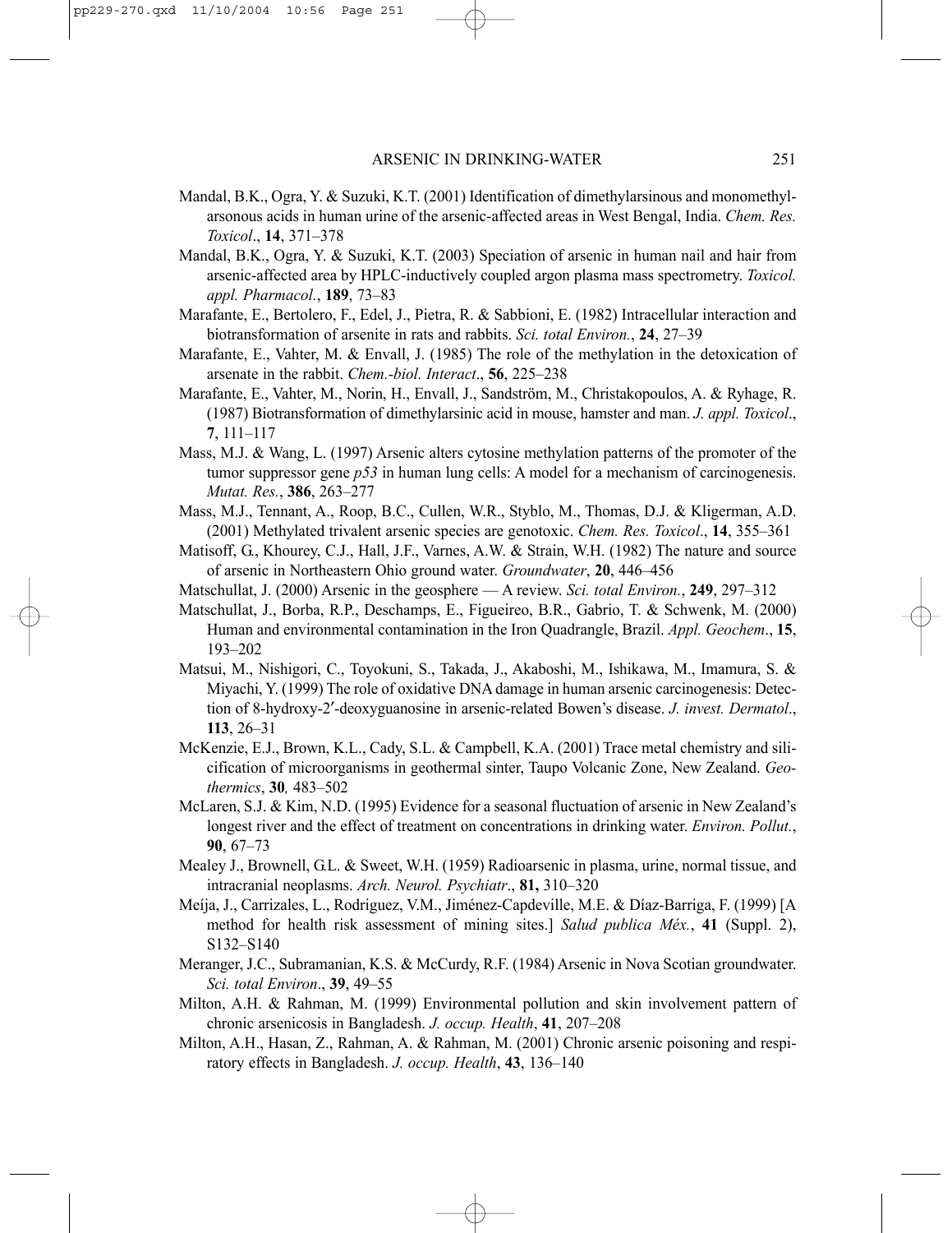Mandal, B.K., Ogra, Y. & Suzuki, K.T. (2001) Identification of dimethylarsinous and monomethylarsonous acids in human urine of the arsenic-affected areas in West Bengal, India. *Chem. Res. Toxicol*., **14**, 371–378

Mandal, B.K., Ogra, Y. & Suzuki, K.T. (2003) Speciation of arsenic in human nail and hair from arsenic-affected area by HPLC-inductively coupled argon plasma mass spectrometry. *Toxicol. appl. Pharmacol.*, **189**, 73–83

Marafante, E., Bertolero, F., Edel, J., Pietra, R. & Sabbioni, E. (1982) Intracellular interaction and biotransformation of arsenite in rats and rabbits. *Sci. total Environ.*, **24**, 27–39

Marafante, E., Vahter, M. & Envall, J. (1985) The role of the methylation in the detoxication of arsenate in the rabbit. *Chem.-biol. Interact*., **56**, 225–238

Marafante, E., Vahter, M., Norin, H., Envall, J., Sandström, M., Christakopoulos, A. & Ryhage, R. (1987) Biotransformation of dimethylarsinic acid in mouse, hamster and man. *J. appl. Toxicol*., **7**, 111–117

Mass, M.J. & Wang, L. (1997) Arsenic alters cytosine methylation patterns of the promoter of the tumor suppressor gene *p53* in human lung cells: A model for a mechanism of carcinogenesis. *Mutat. Res.*, **386**, 263–277

Mass, M.J., Tennant, A., Roop, B.C., Cullen, W.R., Styblo, M., Thomas, D.J. & Kligerman, A.D. (2001) Methylated trivalent arsenic species are genotoxic. *Chem. Res. Toxicol*., **14**, 355–361

Matisoff, G., Khourey, C.J., Hall, J.F., Varnes, A.W. & Strain, W.H. (1982) The nature and source of arsenic in Northeastern Ohio ground water. *Groundwater*, **20**, 446–456

Matschullat, J. (2000) Arsenic in the geosphere — A review. *Sci. total Environ.*, **249**, 297–312

Matschullat, J., Borba, R.P., Deschamps, E., Figueireo, B.R., Gabrio, T. & Schwenk, M. (2000) Human and environmental contamination in the Iron Quadrangle, Brazil. *Appl. Geochem*., **15**, 193–202

Matsui, M., Nishigori, C., Toyokuni, S., Takada, J., Akaboshi, M., Ishikawa, M., Imamura, S. & Miyachi, Y. (1999) The role of oxidative DNA damage in human arsenic carcinogenesis: Detection of 8-hydroxy-2′-deoxyguanosine in arsenic-related Bowen's disease. *J. invest. Dermatol*., **113**, 26–31

McKenzie, E.J., Brown, K.L., Cady, S.L. & Campbell, K.A. (2001) Trace metal chemistry and silicification of microorganisms in geothermal sinter, Taupo Volcanic Zone, New Zealand. *Geothermics*, **30***,* 483–502

McLaren, S.J. & Kim, N.D. (1995) Evidence for a seasonal fluctuation of arsenic in New Zealand's longest river and the effect of treatment on concentrations in drinking water. *Environ. Pollut.*, **90**, 67–73

Mealey J., Brownell, G.L. & Sweet, W.H. (1959) Radioarsenic in plasma, urine, normal tissue, and intracranial neoplasms. *Arch. Neurol. Psychiatr*., **81,** 310–320

Meíja, J., Carrizales, L., Rodriguez, V.M., Jiménez-Capdeville, M.E. & Díaz-Barriga, F. (1999) [A method for health risk assessment of mining sites.] *Salud publica Méx.*, **41** (Suppl. 2), S132–S140

Meranger, J.C., Subramanian, K.S. & McCurdy, R.F. (1984) Arsenic in Nova Scotian groundwater. *Sci. total Environ*., **39**, 49–55

Milton, A.H. & Rahman, M. (1999) Environmental pollution and skin involvement pattern of chronic arsenicosis in Bangladesh. *J. occup. Health*, **41**, 207–208

Milton, A.H., Hasan, Z., Rahman, A. & Rahman, M. (2001) Chronic arsenic poisoning and respiratory effects in Bangladesh. *J. occup. Health*, **43**, 136–140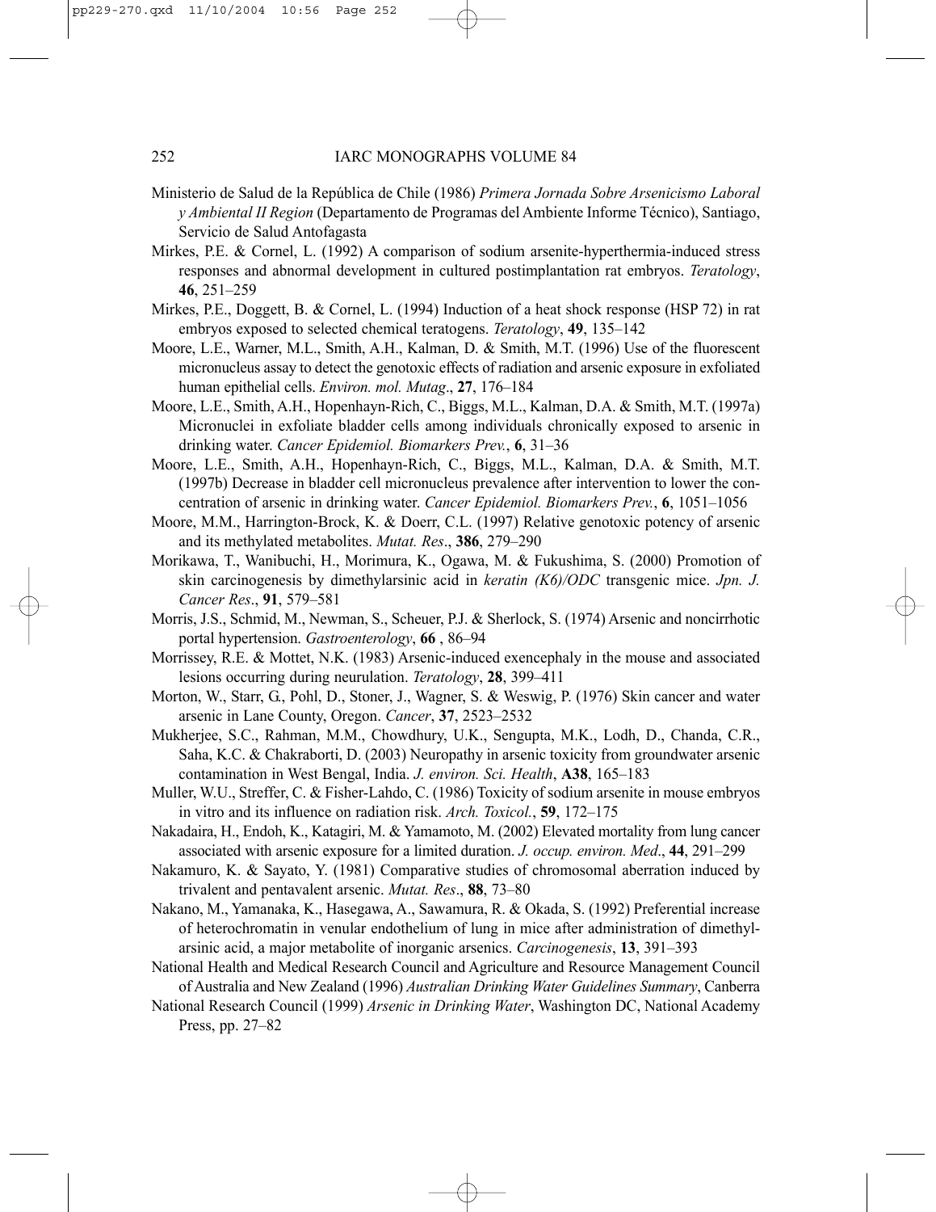Ministerio de Salud de la República de Chile (1986) *Primera Jornada Sobre Arsenicismo Laboral y Ambiental II Region* (Departamento de Programas del Ambiente Informe Técnico), Santiago, Servicio de Salud Antofagasta

Mirkes, P.E. & Cornel, L. (1992) A comparison of sodium arsenite-hyperthermia-induced stress responses and abnormal development in cultured postimplantation rat embryos. *Teratology*, **46**, 251–259

Mirkes, P.E., Doggett, B. & Cornel, L. (1994) Induction of a heat shock response (HSP 72) in rat embryos exposed to selected chemical teratogens. *Teratology*, **49**, 135–142

Moore, L.E., Warner, M.L., Smith, A.H., Kalman, D. & Smith, M.T. (1996) Use of the fluorescent micronucleus assay to detect the genotoxic effects of radiation and arsenic exposure in exfoliated human epithelial cells. *Environ. mol. Mutag*., **27**, 176–184

Moore, L.E., Smith, A.H., Hopenhayn-Rich, C., Biggs, M.L., Kalman, D.A. & Smith, M.T. (1997a) Micronuclei in exfoliate bladder cells among individuals chronically exposed to arsenic in drinking water. *Cancer Epidemiol. Biomarkers Prev.*, **6**, 31–36

Moore, L.E., Smith, A.H., Hopenhayn-Rich, C., Biggs, M.L., Kalman, D.A. & Smith, M.T. (1997b) Decrease in bladder cell micronucleus prevalence after intervention to lower the concentration of arsenic in drinking water. *Cancer Epidemiol. Biomarkers Prev.*, **6**, 1051–1056

Moore, M.M., Harrington-Brock, K. & Doerr, C.L. (1997) Relative genotoxic potency of arsenic and its methylated metabolites. *Mutat. Res*., **386**, 279–290

Morikawa, T., Wanibuchi, H., Morimura, K., Ogawa, M. & Fukushima, S. (2000) Promotion of skin carcinogenesis by dimethylarsinic acid in *keratin (K6)/ODC* transgenic mice. *Jpn. J. Cancer Res*., **91**, 579–581

Morris, J.S., Schmid, M., Newman, S., Scheuer, P.J. & Sherlock, S. (1974) Arsenic and noncirrhotic portal hypertension. *Gastroenterology*, **66** , 86–94

Morrissey, R.E. & Mottet, N.K. (1983) Arsenic-induced exencephaly in the mouse and associated lesions occurring during neurulation. *Teratology*, **28**, 399–411

Morton, W., Starr, G., Pohl, D., Stoner, J., Wagner, S. & Weswig, P. (1976) Skin cancer and water arsenic in Lane County, Oregon. *Cancer*, **37**, 2523–2532

Mukherjee, S.C., Rahman, M.M., Chowdhury, U.K., Sengupta, M.K., Lodh, D., Chanda, C.R., Saha, K.C. & Chakraborti, D. (2003) Neuropathy in arsenic toxicity from groundwater arsenic contamination in West Bengal, India. *J. environ. Sci. Health*, **A38**, 165–183

Muller, W.U., Streffer, C. & Fisher-Lahdo, C. (1986) Toxicity of sodium arsenite in mouse embryos in vitro and its influence on radiation risk. *Arch. Toxicol.*, **59**, 172–175

Nakadaira, H., Endoh, K., Katagiri, M. & Yamamoto, M. (2002) Elevated mortality from lung cancer associated with arsenic exposure for a limited duration. *J. occup. environ. Med*., **44**, 291–299

Nakamuro, K. & Sayato, Y. (1981) Comparative studies of chromosomal aberration induced by trivalent and pentavalent arsenic. *Mutat. Res*., **88**, 73–80

Nakano, M., Yamanaka, K., Hasegawa, A., Sawamura, R. & Okada, S. (1992) Preferential increase of heterochromatin in venular endothelium of lung in mice after administration of dimethylarsinic acid, a major metabolite of inorganic arsenics. *Carcinogenesis*, **13**, 391–393

National Health and Medical Research Council and Agriculture and Resource Management Council of Australia and New Zealand (1996) *Australian Drinking Water Guidelines Summary*, Canberra

National Research Council (1999) *Arsenic in Drinking Water*, Washington DC, National Academy Press, pp. 27–82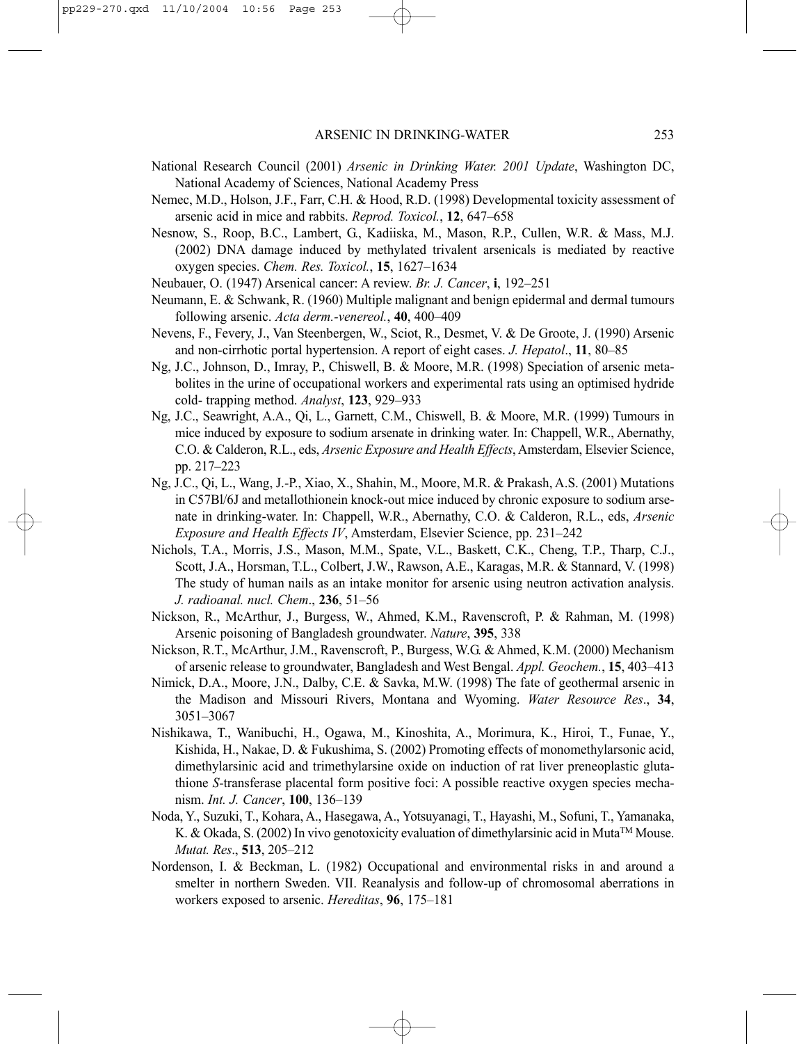National Research Council (2001) *Arsenic in Drinking Water. 2001 Update*, Washington DC, National Academy of Sciences, National Academy Press

Nemec, M.D., Holson, J.F., Farr, C.H. & Hood, R.D. (1998) Developmental toxicity assessment of arsenic acid in mice and rabbits. *Reprod. Toxicol.*, **12**, 647–658

Nesnow, S., Roop, B.C., Lambert, G., Kadiiska, M., Mason, R.P., Cullen, W.R. & Mass, M.J. (2002) DNA damage induced by methylated trivalent arsenicals is mediated by reactive oxygen species. *Chem. Res. Toxicol.*, **15**, 1627–1634

Neubauer, O. (1947) Arsenical cancer: A review. *Br. J. Cancer*, **i**, 192–251

Neumann, E. & Schwank, R. (1960) Multiple malignant and benign epidermal and dermal tumours following arsenic. *Acta derm.-venereol.*, **40**, 400–409

Nevens, F., Fevery, J., Van Steenbergen, W., Sciot, R., Desmet, V. & De Groote, J. (1990) Arsenic and non-cirrhotic portal hypertension. A report of eight cases. *J. Hepatol*., **11**, 80–85

Ng, J.C., Johnson, D., Imray, P., Chiswell, B. & Moore, M.R. (1998) Speciation of arsenic metabolites in the urine of occupational workers and experimental rats using an optimised hydride cold- trapping method. *Analyst*, **123**, 929–933

Ng, J.C., Seawright, A.A., Qi, L., Garnett, C.M., Chiswell, B. & Moore, M.R. (1999) Tumours in mice induced by exposure to sodium arsenate in drinking water. In: Chappell, W.R., Abernathy, C.O. & Calderon, R.L., eds, *Arsenic Exposure and Health Effects*, Amsterdam, Elsevier Science, pp. 217–223

Ng, J.C., Qi, L., Wang, J.-P., Xiao, X., Shahin, M., Moore, M.R. & Prakash, A.S. (2001) Mutations in C57Bl/6J and metallothionein knock-out mice induced by chronic exposure to sodium arsenate in drinking-water. In: Chappell, W.R., Abernathy, C.O. & Calderon, R.L., eds, *Arsenic Exposure and Health Effects IV*, Amsterdam, Elsevier Science, pp. 231–242

Nichols, T.A., Morris, J.S., Mason, M.M., Spate, V.L., Baskett, C.K., Cheng, T.P., Tharp, C.J., Scott, J.A., Horsman, T.L., Colbert, J.W., Rawson, A.E., Karagas, M.R. & Stannard, V. (1998) The study of human nails as an intake monitor for arsenic using neutron activation analysis. *J. radioanal. nucl. Chem*., **236**, 51–56

Nickson, R., McArthur, J., Burgess, W., Ahmed, K.M., Ravenscroft, P. & Rahman, M. (1998) Arsenic poisoning of Bangladesh groundwater. *Nature*, **395**, 338

Nickson, R.T., McArthur, J.M., Ravenscroft, P., Burgess, W.G. & Ahmed, K.M. (2000) Mechanism of arsenic release to groundwater, Bangladesh and West Bengal. *Appl. Geochem.*, **15**, 403–413

Nimick, D.A., Moore, J.N., Dalby, C.E. & Savka, M.W. (1998) The fate of geothermal arsenic in the Madison and Missouri Rivers, Montana and Wyoming. *Water Resource Res*., **34**, 3051–3067

Nishikawa, T., Wanibuchi, H., Ogawa, M., Kinoshita, A., Morimura, K., Hiroi, T., Funae, Y., Kishida, H., Nakae, D. & Fukushima, S. (2002) Promoting effects of monomethylarsonic acid, dimethylarsinic acid and trimethylarsine oxide on induction of rat liver preneoplastic glutathione *S*-transferase placental form positive foci: A possible reactive oxygen species mechanism. *Int. J. Cancer*, **100**, 136–139

Noda, Y., Suzuki, T., Kohara, A., Hasegawa, A., Yotsuyanagi, T., Hayashi, M., Sofuni, T., Yamanaka, K. & Okada, S. (2002) In vivo genotoxicity evaluation of dimethylarsinic acid in Muta™ Mouse. *Mutat. Res*., **513**, 205–212

Nordenson, I. & Beckman, L. (1982) Occupational and environmental risks in and around a smelter in northern Sweden. VII. Reanalysis and follow-up of chromosomal aberrations in workers exposed to arsenic. *Hereditas*, **96**, 175–181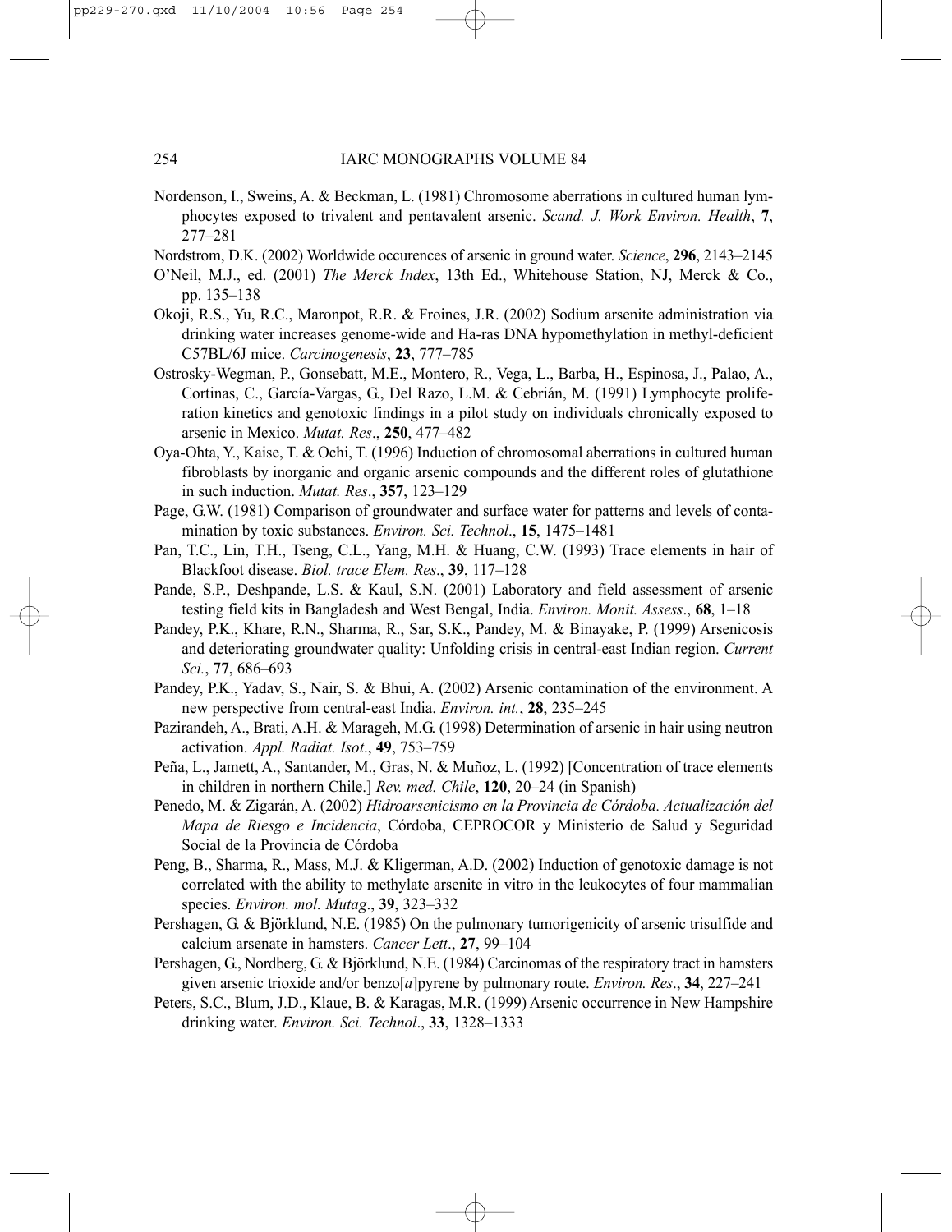Nordenson, I., Sweins, A. & Beckman, L. (1981) Chromosome aberrations in cultured human lymphocytes exposed to trivalent and pentavalent arsenic. *Scand. J. Work Environ. Health*, **7**, 277–281

Nordstrom, D.K. (2002) Worldwide occurences of arsenic in ground water. *Science*, **296**, 2143–2145

O'Neil, M.J., ed. (2001) *The Merck Index*, 13th Ed., Whitehouse Station, NJ, Merck & Co., pp. 135–138

Okoji, R.S., Yu, R.C., Maronpot, R.R. & Froines, J.R. (2002) Sodium arsenite administration via drinking water increases genome-wide and Ha-ras DNA hypomethylation in methyl-deficient C57BL/6J mice. *Carcinogenesis*, **23**, 777–785

Ostrosky-Wegman, P., Gonsebatt, M.E., Montero, R., Vega, L., Barba, H., Espinosa, J., Palao, A., Cortinas, C., García-Vargas, G., Del Razo, L.M. & Cebrián, M. (1991) Lymphocyte proliferation kinetics and genotoxic findings in a pilot study on individuals chronically exposed to arsenic in Mexico. *Mutat. Res*., **250**, 477–482

Oya-Ohta, Y., Kaise, T. & Ochi, T. (1996) Induction of chromosomal aberrations in cultured human fibroblasts by inorganic and organic arsenic compounds and the different roles of glutathione in such induction. *Mutat. Res*., **357**, 123–129

Page, G.W. (1981) Comparison of groundwater and surface water for patterns and levels of contamination by toxic substances. *Environ. Sci. Technol*., **15**, 1475–1481

Pan, T.C., Lin, T.H., Tseng, C.L., Yang, M.H. & Huang, C.W. (1993) Trace elements in hair of Blackfoot disease. *Biol. trace Elem. Res*., **39**, 117–128

Pande, S.P., Deshpande, L.S. & Kaul, S.N. (2001) Laboratory and field assessment of arsenic testing field kits in Bangladesh and West Bengal, India. *Environ. Monit. Assess*., **68**, 1–18

Pandey, P.K., Khare, R.N., Sharma, R., Sar, S.K., Pandey, M. & Binayake, P. (1999) Arsenicosis and deteriorating groundwater quality: Unfolding crisis in central-east Indian region. *Current Sci.*, **77**, 686–693

Pandey, P.K., Yadav, S., Nair, S. & Bhui, A. (2002) Arsenic contamination of the environment. A new perspective from central-east India. *Environ. int.*, **28**, 235–245

Pazirandeh, A., Brati, A.H. & Marageh, M.G. (1998) Determination of arsenic in hair using neutron activation. *Appl. Radiat. Isot*., **49**, 753–759

Peña, L., Jamett, A., Santander, M., Gras, N. & Muñoz, L. (1992) [Concentration of trace elements in children in northern Chile.] *Rev. med. Chile*, **120**, 20–24 (in Spanish)

Penedo, M. & Zigarán, A. (2002) *Hidroarsenicismo en la Provincia de Córdoba. Actualización del Mapa de Riesgo e Incidencia*, Córdoba, CEPROCOR y Ministerio de Salud y Seguridad Social de la Provincia de Córdoba

Peng, B., Sharma, R., Mass, M.J. & Kligerman, A.D. (2002) Induction of genotoxic damage is not correlated with the ability to methylate arsenite in vitro in the leukocytes of four mammalian species. *Environ. mol. Mutag*., **39**, 323–332

Pershagen, G. & Björklund, N.E. (1985) On the pulmonary tumorigenicity of arsenic trisulfide and calcium arsenate in hamsters. *Cancer Lett*., **27**, 99–104

Pershagen, G., Nordberg, G. & Björklund, N.E. (1984) Carcinomas of the respiratory tract in hamsters given arsenic trioxide and/or benzo[*a*]pyrene by pulmonary route. *Environ. Res*., **34**, 227–241

Peters, S.C., Blum, J.D., Klaue, B. & Karagas, M.R. (1999) Arsenic occurrence in New Hampshire drinking water. *Environ. Sci. Technol*., **33**, 1328–1333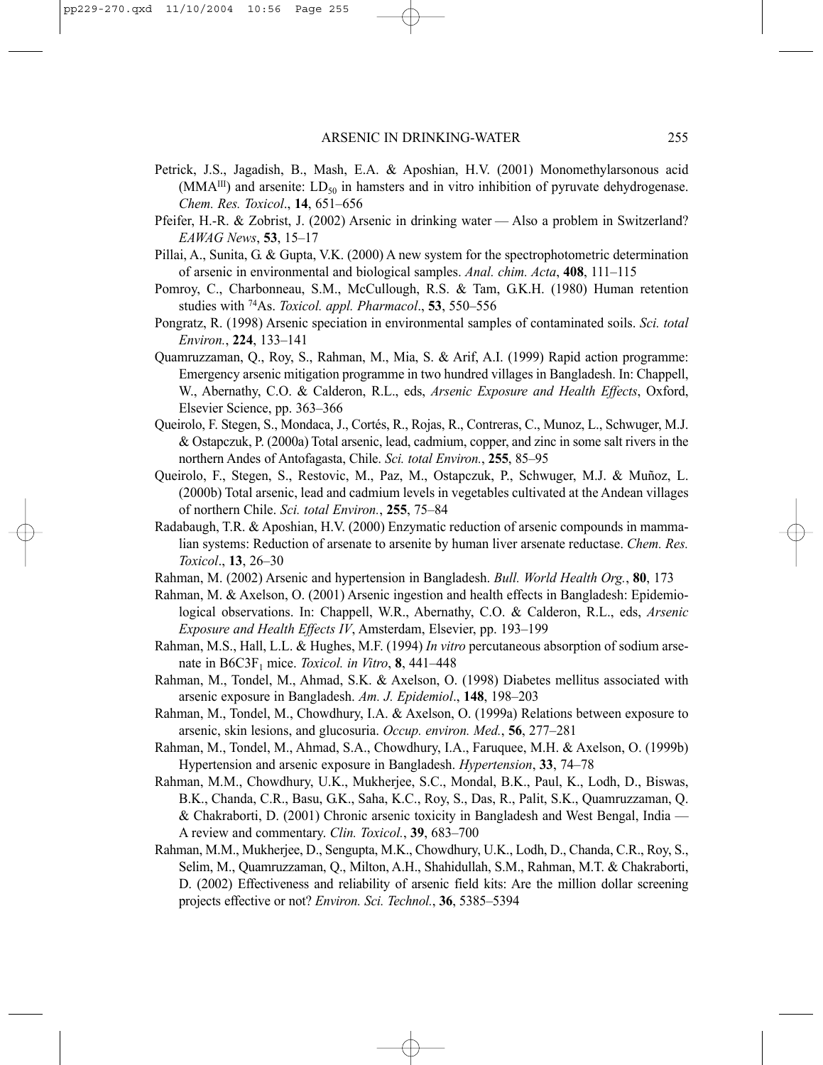Petrick, J.S., Jagadish, B., Mash, E.A. & Aposhian, H.V. (2001) Monomethylarsonous acid ($MMA^{III}$) and arsenite: $LD_{50}$ in hamsters and in vitro inhibition of pyruvate dehydrogenase. *Chem. Res. Toxicol*., **14**, 651–656

Pfeifer, H.-R. & Zobrist, J. (2002) Arsenic in drinking water — Also a problem in Switzerland? *EAWAG News*, **53**, 15–17

Pillai, A., Sunita, G. & Gupta, V.K. (2000) A new system for the spectrophotometric determination of arsenic in environmental and biological samples. *Anal. chim. Acta*, **408**, 111–115

Pomroy, C., Charbonneau, S.M., McCullough, R.S. & Tam, G.K.H. (1980) Human retention studies with $^{74}$As. *Toxicol. appl. Pharmacol*., **53**, 550–556

Pongratz, R. (1998) Arsenic speciation in environmental samples of contaminated soils. *Sci. total Environ.*, **224**, 133–141

Quamruzzaman, Q., Roy, S., Rahman, M., Mia, S. & Arif, A.I. (1999) Rapid action programme: Emergency arsenic mitigation programme in two hundred villages in Bangladesh. In: Chappell, W., Abernathy, C.O. & Calderon, R.L., eds, *Arsenic Exposure and Health Effects*, Oxford, Elsevier Science, pp. 363–366

Queirolo, F. Stegen, S., Mondaca, J., Cortés, R., Rojas, R., Contreras, C., Munoz, L., Schwuger, M.J. & Ostapczuk, P. (2000a) Total arsenic, lead, cadmium, copper, and zinc in some salt rivers in the northern Andes of Antofagasta, Chile. *Sci. total Environ.*, **255**, 85–95

Queirolo, F., Stegen, S., Restovic, M., Paz, M., Ostapczuk, P., Schwuger, M.J. & Muñoz, L. (2000b) Total arsenic, lead and cadmium levels in vegetables cultivated at the Andean villages of northern Chile. *Sci. total Environ.*, **255**, 75–84

Radabaugh, T.R. & Aposhian, H.V. (2000) Enzymatic reduction of arsenic compounds in mammalian systems: Reduction of arsenate to arsenite by human liver arsenate reductase. *Chem. Res. Toxicol*., **13**, 26–30

Rahman, M. (2002) Arsenic and hypertension in Bangladesh. *Bull. World Health Org.*, **80**, 173

Rahman, M. & Axelson, O. (2001) Arsenic ingestion and health effects in Bangladesh: Epidemiological observations. In: Chappell, W.R., Abernathy, C.O. & Calderon, R.L., eds, *Arsenic Exposure and Health Effects IV*, Amsterdam, Elsevier, pp. 193–199

Rahman, M.S., Hall, L.L. & Hughes, M.F. (1994) *In vitro* percutaneous absorption of sodium arsenate in B6C3F$_1$ mice. *Toxicol. in Vitro*, **8**, 441–448

Rahman, M., Tondel, M., Ahmad, S.K. & Axelson, O. (1998) Diabetes mellitus associated with arsenic exposure in Bangladesh. *Am. J. Epidemiol*., **148**, 198–203

Rahman, M., Tondel, M., Chowdhury, I.A. & Axelson, O. (1999a) Relations between exposure to arsenic, skin lesions, and glucosuria. *Occup. environ. Med.*, **56**, 277–281

Rahman, M., Tondel, M., Ahmad, S.A., Chowdhury, I.A., Faruquee, M.H. & Axelson, O. (1999b) Hypertension and arsenic exposure in Bangladesh. *Hypertension*, **33**, 74–78

Rahman, M.M., Chowdhury, U.K., Mukherjee, S.C., Mondal, B.K., Paul, K., Lodh, D., Biswas, B.K., Chanda, C.R., Basu, G.K., Saha, K.C., Roy, S., Das, R., Palit, S.K., Quamruzzaman, Q. & Chakraborti, D. (2001) Chronic arsenic toxicity in Bangladesh and West Bengal, India — A review and commentary. *Clin. Toxicol.*, **39**, 683–700

Rahman, M.M., Mukherjee, D., Sengupta, M.K., Chowdhury, U.K., Lodh, D., Chanda, C.R., Roy, S., Selim, M., Quamruzzaman, Q., Milton, A.H., Shahidullah, S.M., Rahman, M.T. & Chakraborti, D. (2002) Effectiveness and reliability of arsenic field kits: Are the million dollar screening projects effective or not? *Environ. Sci. Technol.*, **36**, 5385–5394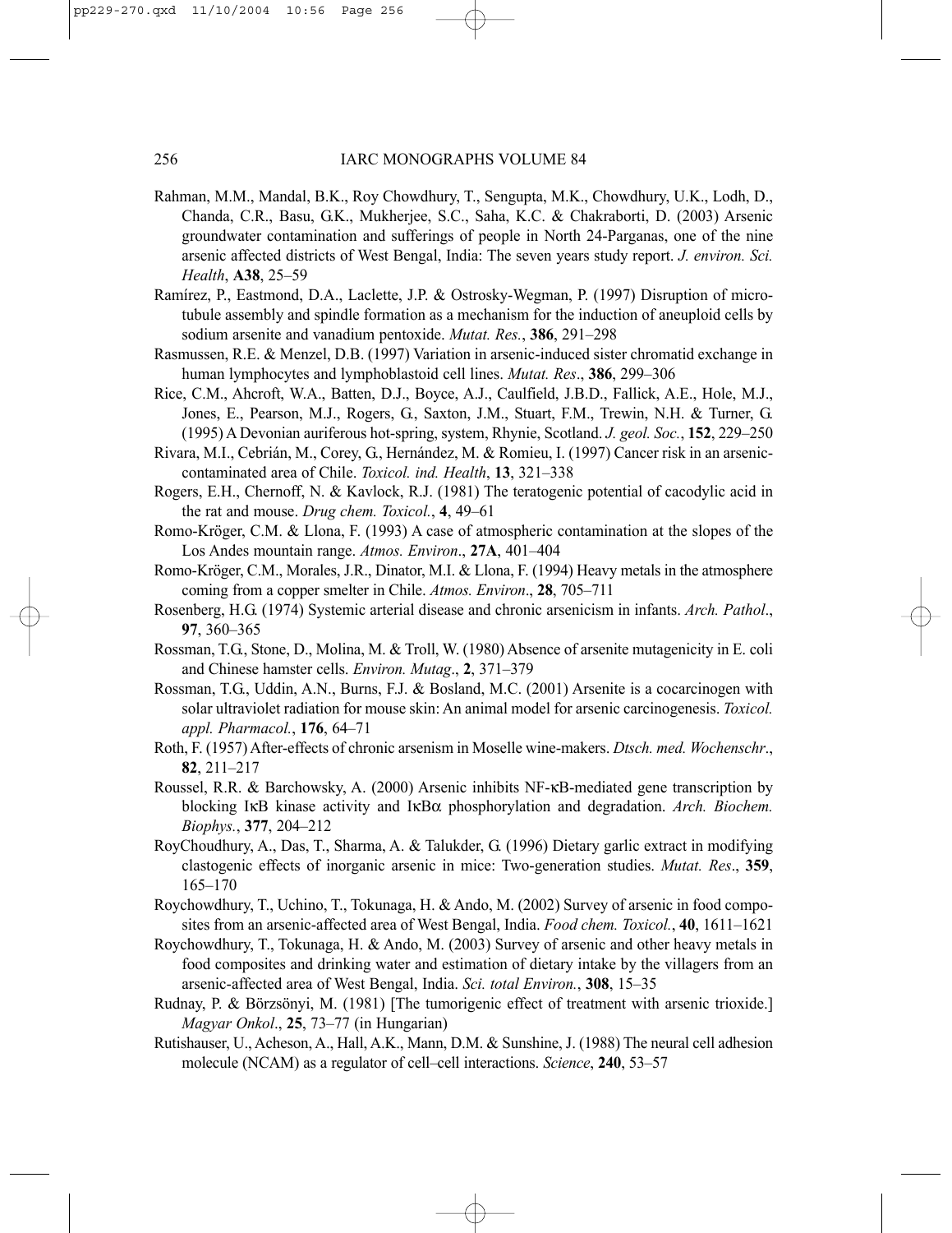Rahman, M.M., Mandal, B.K., Roy Chowdhury, T., Sengupta, M.K., Chowdhury, U.K., Lodh, D., Chanda, C.R., Basu, G.K., Mukherjee, S.C., Saha, K.C. & Chakraborti, D. (2003) Arsenic groundwater contamination and sufferings of people in North 24-Parganas, one of the nine arsenic affected districts of West Bengal, India: The seven years study report. *J. environ. Sci. Health*, **A38**, 25–59

Ramírez, P., Eastmond, D.A., Laclette, J.P. & Ostrosky-Wegman, P. (1997) Disruption of microtubule assembly and spindle formation as a mechanism for the induction of aneuploid cells by sodium arsenite and vanadium pentoxide. *Mutat. Res.*, **386**, 291–298

Rasmussen, R.E. & Menzel, D.B. (1997) Variation in arsenic-induced sister chromatid exchange in human lymphocytes and lymphoblastoid cell lines. *Mutat. Res*., **386**, 299–306

Rice, C.M., Ahcroft, W.A., Batten, D.J., Boyce, A.J., Caulfield, J.B.D., Fallick, A.E., Hole, M.J., Jones, E., Pearson, M.J., Rogers, G., Saxton, J.M., Stuart, F.M., Trewin, N.H. & Turner, G. (1995) A Devonian auriferous hot-spring, system, Rhynie, Scotland. *J. geol. Soc.*, **152**, 229–250

Rivara, M.I., Cebrián, M., Corey, G., Hernández, M. & Romieu, I. (1997) Cancer risk in an arsenic-contaminated area of Chile. *Toxicol. ind. Health*, **13**, 321–338

Rogers, E.H., Chernoff, N. & Kavlock, R.J. (1981) The teratogenic potential of cacodylic acid in the rat and mouse. *Drug chem. Toxicol.*, **4**, 49–61

Romo-Kröger, C.M. & Llona, F. (1993) A case of atmospheric contamination at the slopes of the Los Andes mountain range. *Atmos. Environ*., **27A**, 401–404

Romo-Kröger, C.M., Morales, J.R., Dinator, M.I. & Llona, F. (1994) Heavy metals in the atmosphere coming from a copper smelter in Chile. *Atmos. Environ*., **28**, 705–711

Rosenberg, H.G. (1974) Systemic arterial disease and chronic arsenicism in infants. *Arch. Pathol*., **97**, 360–365

Rossman, T.G., Stone, D., Molina, M. & Troll, W. (1980) Absence of arsenite mutagenicity in E. coli and Chinese hamster cells. *Environ. Mutag*., **2**, 371–379

Rossman, T.G., Uddin, A.N., Burns, F.J. & Bosland, M.C. (2001) Arsenite is a cocarcinogen with solar ultraviolet radiation for mouse skin: An animal model for arsenic carcinogenesis. *Toxicol. appl. Pharmacol.*, **176**, 64–71

Roth, F. (1957) After-effects of chronic arsenism in Moselle wine-makers. *Dtsch. med. Wochenschr*., **82**, 211–217

Roussel, R.R. & Barchowsky, A. (2000) Arsenic inhibits NF-κB-mediated gene transcription by blocking IκB kinase activity and IκBα phosphorylation and degradation. *Arch. Biochem. Biophys.*, **377**, 204–212

RoyChoudhury, A., Das, T., Sharma, A. & Talukder, G. (1996) Dietary garlic extract in modifying clastogenic effects of inorganic arsenic in mice: Two-generation studies. *Mutat. Res*., **359**, 165–170

Roychowdhury, T., Uchino, T., Tokunaga, H. & Ando, M. (2002) Survey of arsenic in food composites from an arsenic-affected area of West Bengal, India. *Food chem. Toxicol.*, **40**, 1611–1621

Roychowdhury, T., Tokunaga, H. & Ando, M. (2003) Survey of arsenic and other heavy metals in food composites and drinking water and estimation of dietary intake by the villagers from an arsenic-affected area of West Bengal, India. *Sci. total Environ.*, **308**, 15–35

Rudnay, P. & Börzsönyi, M. (1981) [The tumorigenic effect of treatment with arsenic trioxide.] *Magyar Onkol*., **25**, 73–77 (in Hungarian)

Rutishauser, U., Acheson, A., Hall, A.K., Mann, D.M. & Sunshine, J. (1988) The neural cell adhesion molecule (NCAM) as a regulator of cell–cell interactions. *Science*, **240**, 53–57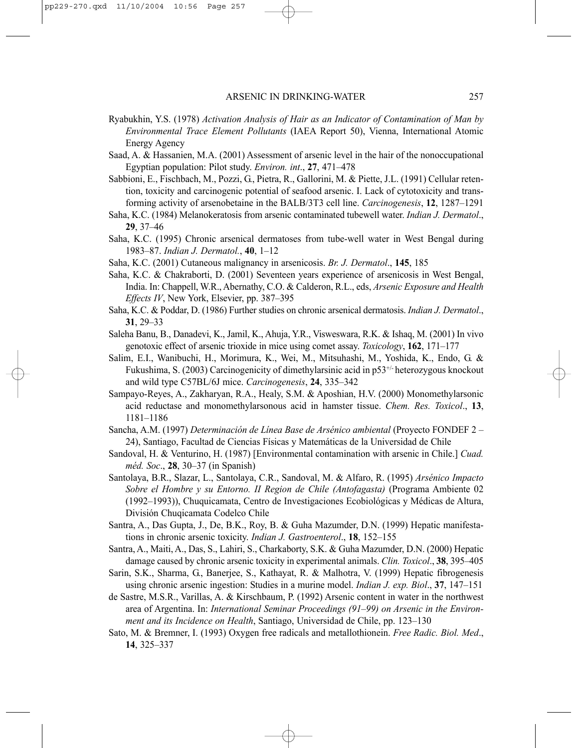Ryabukhin, Y.S. (1978) *Activation Analysis of Hair as an Indicator of Contamination of Man by Environmental Trace Element Pollutants* (IAEA Report 50), Vienna, International Atomic Energy Agency

Saad, A. & Hassanien, M.A. (2001) Assessment of arsenic level in the hair of the nonoccupational Egyptian population: Pilot study. *Environ. int*., **27**, 471–478

Sabbioni, E., Fischbach, M., Pozzi, G., Pietra, R., Gallorini, M. & Piette, J.L. (1991) Cellular retention, toxicity and carcinogenic potential of seafood arsenic. I. Lack of cytotoxicity and transforming activity of arsenobetaine in the BALB/3T3 cell line. *Carcinogenesis*, **12**, 1287–1291

Saha, K.C. (1984) Melanokeratosis from arsenic contaminated tubewell water. *Indian J. Dermatol*., **29**, 37–46

Saha, K.C. (1995) Chronic arsenical dermatoses from tube-well water in West Bengal during 1983–87. *Indian J. Dermatol.*, **40**, 1–12

Saha, K.C. (2001) Cutaneous malignancy in arsenicosis. *Br. J. Dermatol*., **145**, 185

Saha, K.C. & Chakraborti, D. (2001) Seventeen years experience of arsenicosis in West Bengal, India. In: Chappell, W.R., Abernathy, C.O. & Calderon, R.L., eds, *Arsenic Exposure and Health Effects IV*, New York, Elsevier, pp. 387–395

Saha, K.C. & Poddar, D. (1986) Further studies on chronic arsenical dermatosis. *Indian J. Dermatol*., **31**, 29–33

Saleha Banu, B., Danadevi, K., Jamil, K., Ahuja, Y.R., Visweswara, R.K. & Ishaq, M. (2001) In vivo genotoxic effect of arsenic trioxide in mice using comet assay. *Toxicology*, **162**, 171–177

Salim, E.I., Wanibuchi, H., Morimura, K., Wei, M., Mitsuhashi, M., Yoshida, K., Endo, G. & Fukushima, S. (2003) Carcinogenicity of dimethylarsinic acid in $p53^{+/-}$ heterozygous knockout and wild type C57BL/6J mice. *Carcinogenesis*, **24**, 335–342

Sampayo-Reyes, A., Zakharyan, R.A., Healy, S.M. & Aposhian, H.V. (2000) Monomethylarsonic acid reductase and monomethylarsonous acid in hamster tissue. *Chem. Res. Toxicol*., **13**, 1181–1186

Sancha, A.M. (1997) *Determinación de Línea Base de Arsénico ambiental* (Proyecto FONDEF 2 – 24), Santiago, Facultad de Ciencias Físicas y Matemáticas de la Universidad de Chile

Sandoval, H. & Venturino, H. (1987) [Environmental contamination with arsenic in Chile.] *Cuad. méd. Soc*., **28**, 30–37 (in Spanish)

Santolaya, B.R., Slazar, L., Santolaya, C.R., Sandoval, M. & Alfaro, R. (1995) *Arsénico Impacto Sobre el Hombre y su Entorno. II Region de Chile (Antofagasta)* (Programa Ambiente 02 (1992–1993)), Chuquicamata, Centro de Investigaciones Ecobiológicas y Médicas de Altura, División Chuqicamata Codelco Chile

Santra, A., Das Gupta, J., De, B.K., Roy, B. & Guha Mazumder, D.N. (1999) Hepatic manifestations in chronic arsenic toxicity. *Indian J. Gastroenterol*., **18**, 152–155

Santra, A., Maiti, A., Das, S., Lahiri, S., Charkaborty, S.K. & Guha Mazumder, D.N. (2000) Hepatic damage caused by chronic arsenic toxicity in experimental animals. *Clin. Toxicol*., **38**, 395–405

Sarin, S.K., Sharma, G., Banerjee, S., Kathayat, R. & Malhotra, V. (1999) Hepatic fibrogenesis using chronic arsenic ingestion: Studies in a murine model. *Indian J. exp. Biol*., **37**, 147–151

de Sastre, M.S.R., Varillas, A. & Kirschbaum, P. (1992) Arsenic content in water in the northwest area of Argentina. In: *International Seminar Proceedings (91–99) on Arsenic in the Environment and its Incidence on Health*, Santiago, Universidad de Chile, pp. 123–130

Sato, M. & Bremner, I. (1993) Oxygen free radicals and metallothionein. *Free Radic. Biol. Med*., **14**, 325–337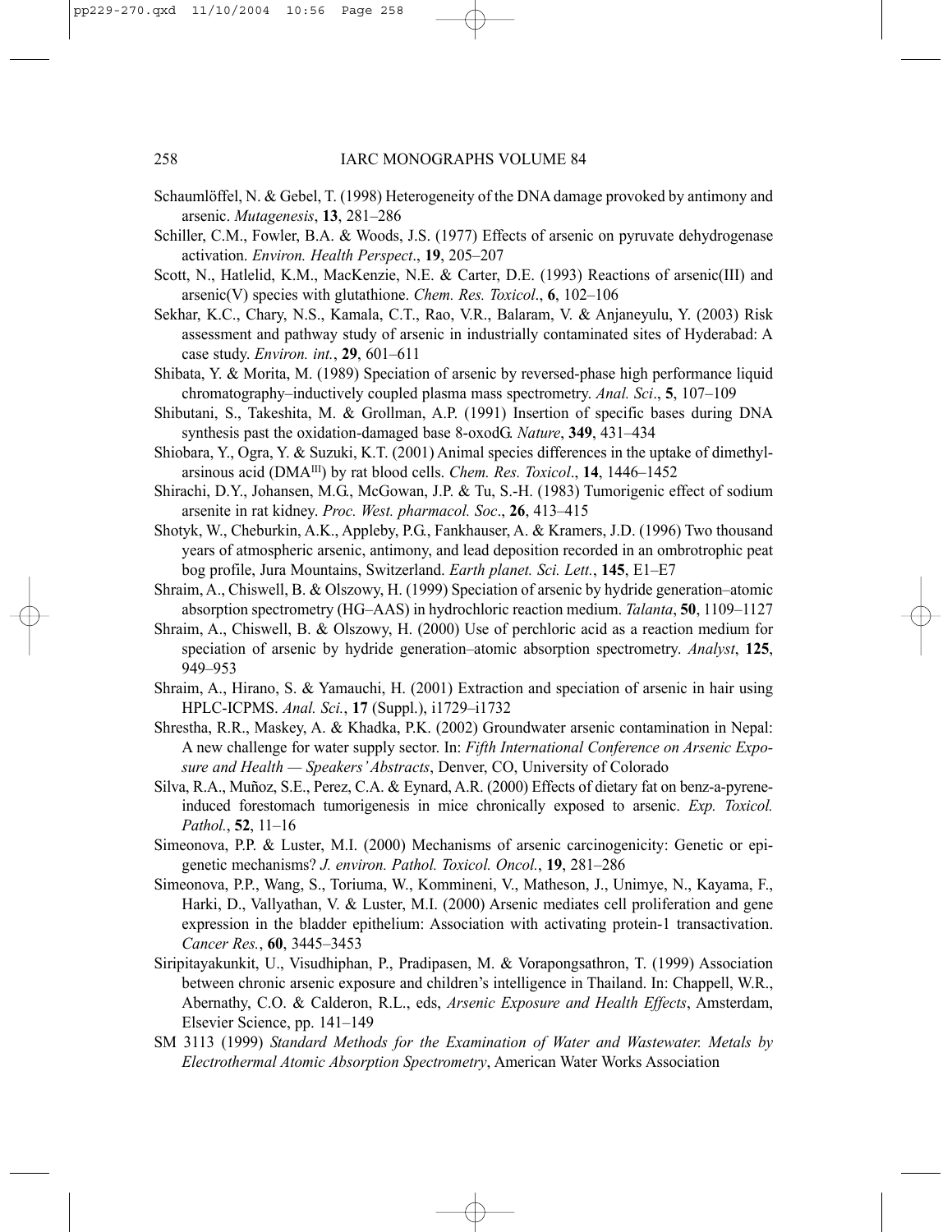Schaumlöffel, N. & Gebel, T. (1998) Heterogeneity of the DNA damage provoked by antimony and arsenic. *Mutagenesis*, **13**, 281–286

Schiller, C.M., Fowler, B.A. & Woods, J.S. (1977) Effects of arsenic on pyruvate dehydrogenase activation. *Environ. Health Perspect*., **19**, 205–207

Scott, N., Hatlelid, K.M., MacKenzie, N.E. & Carter, D.E. (1993) Reactions of arsenic(III) and arsenic(V) species with glutathione. *Chem. Res. Toxicol*., **6**, 102–106

Sekhar, K.C., Chary, N.S., Kamala, C.T., Rao, V.R., Balaram, V. & Anjaneyulu, Y. (2003) Risk assessment and pathway study of arsenic in industrially contaminated sites of Hyderabad: A case study. *Environ. int.*, **29**, 601–611

Shibata, Y. & Morita, M. (1989) Speciation of arsenic by reversed-phase high performance liquid chromatography–inductively coupled plasma mass spectrometry. *Anal. Sci*., **5**, 107–109

Shibutani, S., Takeshita, M. & Grollman, A.P. (1991) Insertion of specific bases during DNA synthesis past the oxidation-damaged base 8-oxodG. *Nature*, **349**, 431–434

Shiobara, Y., Ogra, Y. & Suzuki, K.T. (2001) Animal species differences in the uptake of dimethylarsinous acid ($DMA^{III}$) by rat blood cells. *Chem. Res. Toxicol*., **14**, 1446–1452

Shirachi, D.Y., Johansen, M.G., McGowan, J.P. & Tu, S.-H. (1983) Tumorigenic effect of sodium arsenite in rat kidney. *Proc. West. pharmacol. Soc*., **26**, 413–415

Shotyk, W., Cheburkin, A.K., Appleby, P.G., Fankhauser, A. & Kramers, J.D. (1996) Two thousand years of atmospheric arsenic, antimony, and lead deposition recorded in an ombrotrophic peat bog profile, Jura Mountains, Switzerland. *Earth planet. Sci. Lett.*, **145**, E1–E7

Shraim, A., Chiswell, B. & Olszowy, H. (1999) Speciation of arsenic by hydride generation–atomic absorption spectrometry (HG–AAS) in hydrochloric reaction medium. *Talanta*, **50**, 1109–1127

Shraim, A., Chiswell, B. & Olszowy, H. (2000) Use of perchloric acid as a reaction medium for speciation of arsenic by hydride generation–atomic absorption spectrometry. *Analyst*, **125**, 949–953

Shraim, A., Hirano, S. & Yamauchi, H. (2001) Extraction and speciation of arsenic in hair using HPLC-ICPMS. *Anal. Sci.*, **17** (Suppl.), i1729–i1732

Shrestha, R.R., Maskey, A. & Khadka, P.K. (2002) Groundwater arsenic contamination in Nepal: A new challenge for water supply sector. In: *Fifth International Conference on Arsenic Exposure and Health — Speakers' Abstracts*, Denver, CO, University of Colorado

Silva, R.A., Muñoz, S.E., Perez, C.A. & Eynard, A.R. (2000) Effects of dietary fat on benz-a-pyrene-induced forestomach tumorigenesis in mice chronically exposed to arsenic. *Exp. Toxicol. Pathol.*, **52**, 11–16

Simeonova, P.P. & Luster, M.I. (2000) Mechanisms of arsenic carcinogenicity: Genetic or epigenetic mechanisms? *J. environ. Pathol. Toxicol. Oncol.*, **19**, 281–286

Simeonova, P.P., Wang, S., Toriuma, W., Kommineni, V., Matheson, J., Unimye, N., Kayama, F., Harki, D., Vallyathan, V. & Luster, M.I. (2000) Arsenic mediates cell proliferation and gene expression in the bladder epithelium: Association with activating protein-1 transactivation. *Cancer Res.*, **60**, 3445–3453

Siripitayakunkit, U., Visudhiphan, P., Pradipasen, M. & Vorapongsathron, T. (1999) Association between chronic arsenic exposure and children's intelligence in Thailand. In: Chappell, W.R., Abernathy, C.O. & Calderon, R.L., eds, *Arsenic Exposure and Health Effects*, Amsterdam, Elsevier Science, pp. 141–149

SM 3113 (1999) *Standard Methods for the Examination of Water and Wastewater. Metals by Electrothermal Atomic Absorption Spectrometry*, American Water Works Association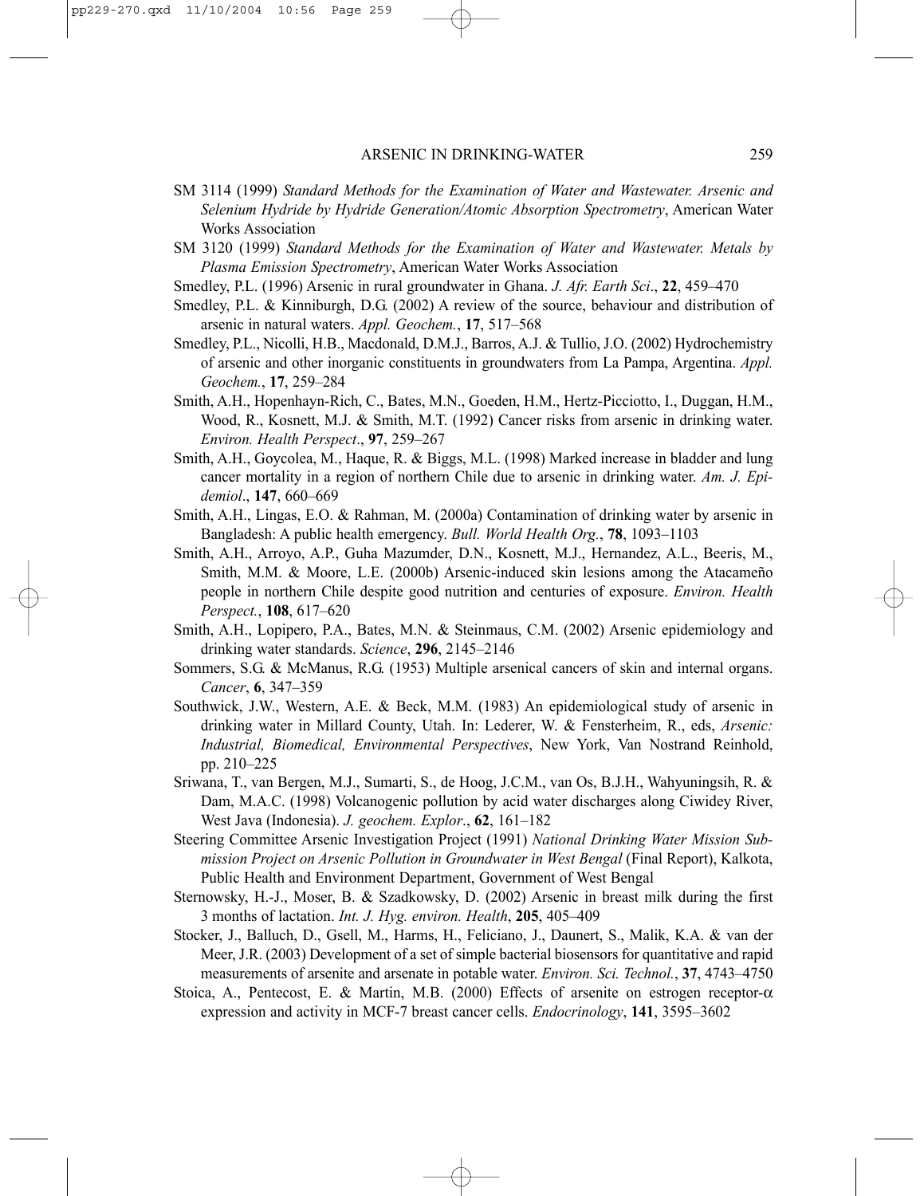SM 3114 (1999) *Standard Methods for the Examination of Water and Wastewater. Arsenic and Selenium Hydride by Hydride Generation/Atomic Absorption Spectrometry*, American Water Works Association

SM 3120 (1999) *Standard Methods for the Examination of Water and Wastewater. Metals by Plasma Emission Spectrometry*, American Water Works Association

Smedley, P.L. (1996) Arsenic in rural groundwater in Ghana. *J. Afr. Earth Sci*., **22**, 459–470

Smedley, P.L. & Kinniburgh, D.G. (2002) A review of the source, behaviour and distribution of arsenic in natural waters. *Appl. Geochem.*, **17**, 517–568

Smedley, P.L., Nicolli, H.B., Macdonald, D.M.J., Barros, A.J. & Tullio, J.O. (2002) Hydrochemistry of arsenic and other inorganic constituents in groundwaters from La Pampa, Argentina. *Appl. Geochem.*, **17**, 259–284

Smith, A.H., Hopenhayn-Rich, C., Bates, M.N., Goeden, H.M., Hertz-Picciotto, I., Duggan, H.M., Wood, R., Kosnett, M.J. & Smith, M.T. (1992) Cancer risks from arsenic in drinking water. *Environ. Health Perspect*., **97**, 259–267

Smith, A.H., Goycolea, M., Haque, R. & Biggs, M.L. (1998) Marked increase in bladder and lung cancer mortality in a region of northern Chile due to arsenic in drinking water. *Am. J. Epidemiol*., **147**, 660–669

Smith, A.H., Lingas, E.O. & Rahman, M. (2000a) Contamination of drinking water by arsenic in Bangladesh: A public health emergency. *Bull. World Health Org.*, **78**, 1093–1103

Smith, A.H., Arroyo, A.P., Guha Mazumder, D.N., Kosnett, M.J., Hernandez, A.L., Beeris, M., Smith, M.M. & Moore, L.E. (2000b) Arsenic-induced skin lesions among the Atacameño people in northern Chile despite good nutrition and centuries of exposure. *Environ. Health Perspect.*, **108**, 617–620

Smith, A.H., Lopipero, P.A., Bates, M.N. & Steinmaus, C.M. (2002) Arsenic epidemiology and drinking water standards. *Science*, **296**, 2145–2146

Sommers, S.G. & McManus, R.G. (1953) Multiple arsenical cancers of skin and internal organs. *Cancer*, **6**, 347–359

Southwick, J.W., Western, A.E. & Beck, M.M. (1983) An epidemiological study of arsenic in drinking water in Millard County, Utah. In: Lederer, W. & Fensterheim, R., eds, *Arsenic: Industrial, Biomedical, Environmental Perspectives*, New York, Van Nostrand Reinhold, pp. 210–225

Sriwana, T., van Bergen, M.J., Sumarti, S., de Hoog, J.C.M., van Os, B.J.H., Wahyuningsih, R. & Dam, M.A.C. (1998) Volcanogenic pollution by acid water discharges along Ciwidey River, West Java (Indonesia). *J. geochem. Explor*., **62**, 161–182

Steering Committee Arsenic Investigation Project (1991) *National Drinking Water Mission Submission Project on Arsenic Pollution in Groundwater in West Bengal* (Final Report), Kalkota, Public Health and Environment Department, Government of West Bengal

Sternowsky, H.-J., Moser, B. & Szadkowsky, D. (2002) Arsenic in breast milk during the first 3 months of lactation. *Int. J. Hyg. environ. Health*, **205**, 405–409

Stocker, J., Balluch, D., Gsell, M., Harms, H., Feliciano, J., Daunert, S., Malik, K.A. & van der Meer, J.R. (2003) Development of a set of simple bacterial biosensors for quantitative and rapid measurements of arsenite and arsenate in potable water. *Environ. Sci. Technol.*, **37**, 4743–4750

Stoica, A., Pentecost, E. & Martin, M.B. (2000) Effects of arsenite on estrogen receptor-$\alpha$ expression and activity in MCF-7 breast cancer cells. *Endocrinology*, **141**, 3595–3602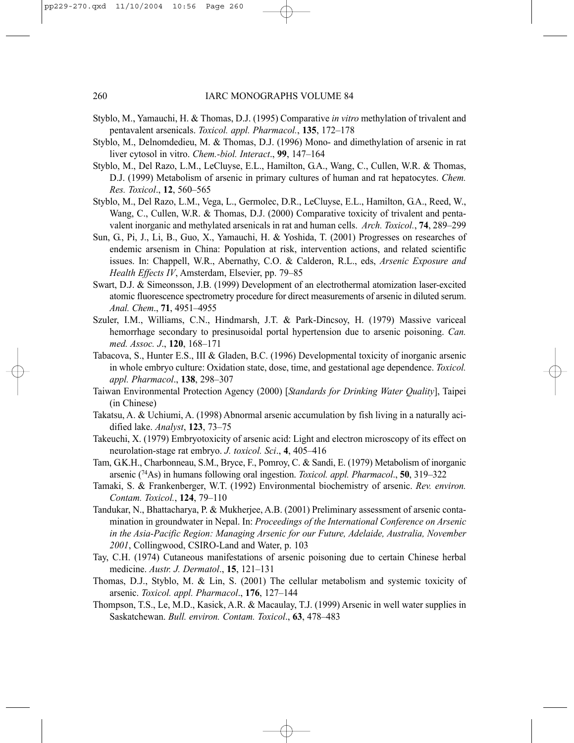Styblo, M., Yamauchi, H. & Thomas, D.J. (1995) Comparative *in vitro* methylation of trivalent and pentavalent arsenicals. *Toxicol. appl. Pharmacol.*, **135**, 172–178

Styblo, M., Delnomdedieu, M. & Thomas, D.J. (1996) Mono- and dimethylation of arsenic in rat liver cytosol in vitro. *Chem.-biol. Interact*., **99**, 147–164

Styblo, M., Del Razo, L.M., LeCluyse, E.L., Hamilton, G.A., Wang, C., Cullen, W.R. & Thomas, D.J. (1999) Metabolism of arsenic in primary cultures of human and rat hepatocytes. *Chem. Res. Toxicol*., **12**, 560–565

Styblo, M., Del Razo, L.M., Vega, L., Germolec, D.R., LeCluyse, E.L., Hamilton, G.A., Reed, W., Wang, C., Cullen, W.R. & Thomas, D.J. (2000) Comparative toxicity of trivalent and pentavalent inorganic and methylated arsenicals in rat and human cells. *Arch. Toxicol.*, **74**, 289–299

Sun, G., Pi, J., Li, B., Guo, X., Yamauchi, H. & Yoshida, T. (2001) Progresses on researches of endemic arsenism in China: Population at risk, intervention actions, and related scientific issues. In: Chappell, W.R., Abernathy, C.O. & Calderon, R.L., eds, *Arsenic Exposure and Health Effects IV*, Amsterdam, Elsevier, pp. 79–85

Swart, D.J. & Simeonsson, J.B. (1999) Development of an electrothermal atomization laser-excited atomic fluorescence spectrometry procedure for direct measurements of arsenic in diluted serum. *Anal. Chem*., **71**, 4951–4955

Szuler, I.M., Williams, C.N., Hindmarsh, J.T. & Park-Dincsoy, H. (1979) Massive variceal hemorrhage secondary to presinusoidal portal hypertension due to arsenic poisoning. *Can. med. Assoc. J*., **120**, 168–171

Tabacova, S., Hunter E.S., III & Gladen, B.C. (1996) Developmental toxicity of inorganic arsenic in whole embryo culture: Oxidation state, dose, time, and gestational age dependence. *Toxicol. appl. Pharmacol*., **138**, 298–307

Taiwan Environmental Protection Agency (2000) [*Standards for Drinking Water Quality*], Taipei (in Chinese)

Takatsu, A. & Uchiumi, A. (1998) Abnormal arsenic accumulation by fish living in a naturally acidified lake. *Analyst*, **123**, 73–75

Takeuchi, X. (1979) Embryotoxicity of arsenic acid: Light and electron microscopy of its effect on neurolation-stage rat embryo. *J. toxicol. Sci*., **4**, 405–416

Tam, G.K.H., Charbonneau, S.M., Bryce, F., Pomroy, C. & Sandi, E. (1979) Metabolism of inorganic arsenic ($^{74}$As) in humans following oral ingestion. *Toxicol. appl. Pharmacol*., **50**, 319–322

Tamaki, S. & Frankenberger, W.T. (1992) Environmental biochemistry of arsenic. *Rev. environ. Contam. Toxicol.*, **124**, 79–110

Tandukar, N., Bhattacharya, P. & Mukherjee, A.B. (2001) Preliminary assessment of arsenic contamination in groundwater in Nepal. In: *Proceedings of the International Conference on Arsenic in the Asia-Pacific Region: Managing Arsenic for our Future, Adelaide, Australia, November 2001*, Collingwood, CSIRO-Land and Water, p. 103

Tay, C.H. (1974) Cutaneous manifestations of arsenic poisoning due to certain Chinese herbal medicine. *Austr. J. Dermatol*., **15**, 121–131

Thomas, D.J., Styblo, M. & Lin, S. (2001) The cellular metabolism and systemic toxicity of arsenic. *Toxicol. appl. Pharmacol*., **176**, 127–144

Thompson, T.S., Le, M.D., Kasick, A.R. & Macaulay, T.J. (1999) Arsenic in well water supplies in Saskatchewan. *Bull. environ. Contam. Toxicol*., **63**, 478–483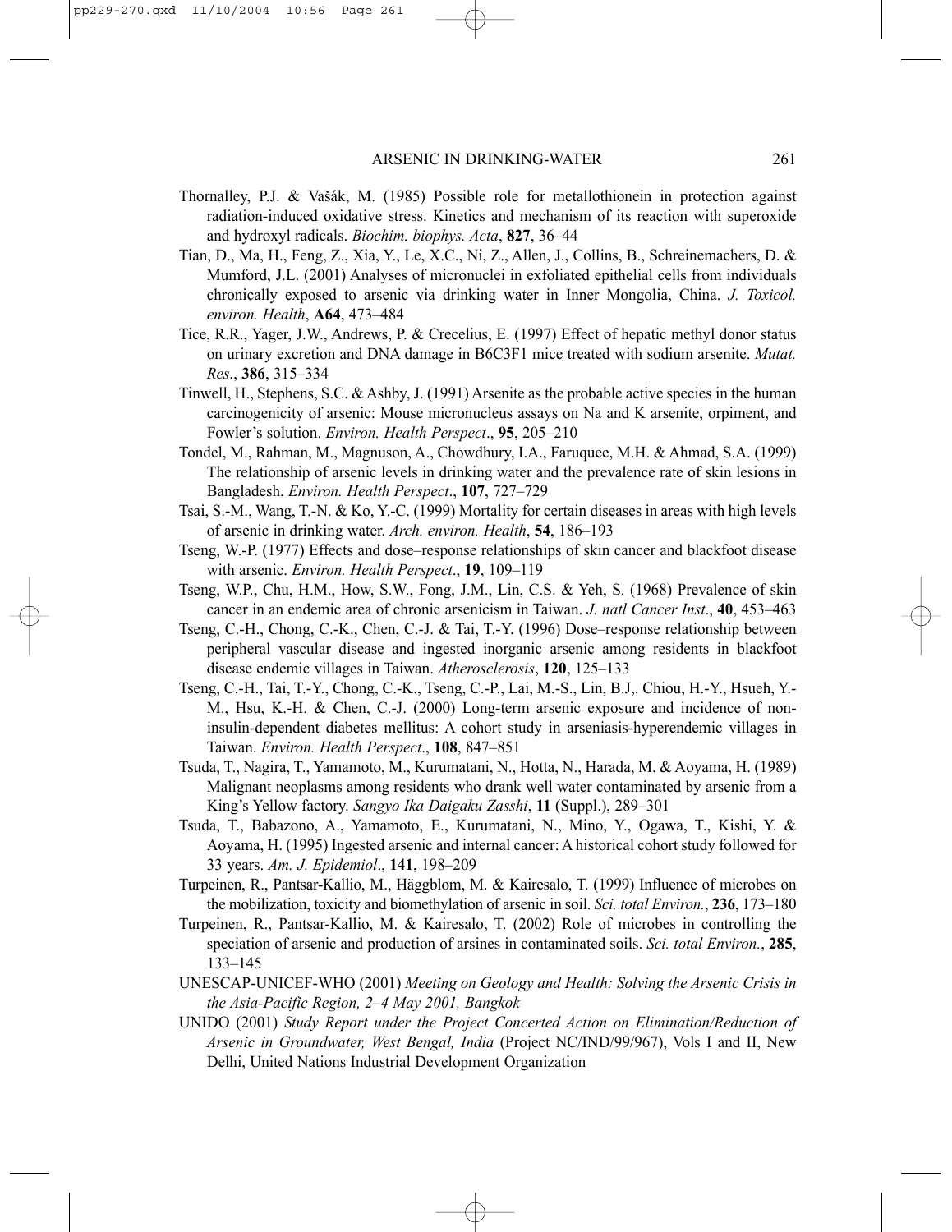Thornalley, P.J. & Vašák, M. (1985) Possible role for metallothionein in protection against radiation-induced oxidative stress. Kinetics and mechanism of its reaction with superoxide and hydroxyl radicals. *Biochim. biophys. Acta*, **827**, 36–44

Tian, D., Ma, H., Feng, Z., Xia, Y., Le, X.C., Ni, Z., Allen, J., Collins, B., Schreinemachers, D. & Mumford, J.L. (2001) Analyses of micronuclei in exfoliated epithelial cells from individuals chronically exposed to arsenic via drinking water in Inner Mongolia, China. *J. Toxicol. environ. Health*, **A64**, 473–484

Tice, R.R., Yager, J.W., Andrews, P. & Crecelius, E. (1997) Effect of hepatic methyl donor status on urinary excretion and DNA damage in B6C3F1 mice treated with sodium arsenite. *Mutat. Res*., **386**, 315–334

Tinwell, H., Stephens, S.C. & Ashby, J. (1991) Arsenite as the probable active species in the human carcinogenicity of arsenic: Mouse micronucleus assays on Na and K arsenite, orpiment, and Fowler's solution. *Environ. Health Perspect*., **95**, 205–210

Tondel, M., Rahman, M., Magnuson, A., Chowdhury, I.A., Faruquee, M.H. & Ahmad, S.A. (1999) The relationship of arsenic levels in drinking water and the prevalence rate of skin lesions in Bangladesh. *Environ. Health Perspect*., **107**, 727–729

Tsai, S.-M., Wang, T.-N. & Ko, Y.-C. (1999) Mortality for certain diseases in areas with high levels of arsenic in drinking water. *Arch. environ. Health*, **54**, 186–193

Tseng, W.-P. (1977) Effects and dose–response relationships of skin cancer and blackfoot disease with arsenic. *Environ. Health Perspect*., **19**, 109–119

Tseng, W.P., Chu, H.M., How, S.W., Fong, J.M., Lin, C.S. & Yeh, S. (1968) Prevalence of skin cancer in an endemic area of chronic arsenicism in Taiwan. *J. natl Cancer Inst*., **40**, 453–463

Tseng, C.-H., Chong, C.-K., Chen, C.-J. & Tai, T.-Y. (1996) Dose–response relationship between peripheral vascular disease and ingested inorganic arsenic among residents in blackfoot disease endemic villages in Taiwan. *Atherosclerosis*, **120**, 125–133

Tseng, C.-H., Tai, T.-Y., Chong, C.-K., Tseng, C.-P., Lai, M.-S., Lin, B.J,. Chiou, H.-Y., Hsueh, Y.-M., Hsu, K.-H. & Chen, C.-J. (2000) Long-term arsenic exposure and incidence of non-insulin-dependent diabetes mellitus: A cohort study in arseniasis-hyperendemic villages in Taiwan. *Environ. Health Perspect*., **108**, 847–851

Tsuda, T., Nagira, T., Yamamoto, M., Kurumatani, N., Hotta, N., Harada, M. & Aoyama, H. (1989) Malignant neoplasms among residents who drank well water contaminated by arsenic from a King's Yellow factory. *Sangyo Ika Daigaku Zasshi*, **11** (Suppl.), 289–301

Tsuda, T., Babazono, A., Yamamoto, E., Kurumatani, N., Mino, Y., Ogawa, T., Kishi, Y. & Aoyama, H. (1995) Ingested arsenic and internal cancer: A historical cohort study followed for 33 years. *Am. J. Epidemiol*., **141**, 198–209

Turpeinen, R., Pantsar-Kallio, M., Häggblom, M. & Kairesalo, T. (1999) Influence of microbes on the mobilization, toxicity and biomethylation of arsenic in soil. *Sci. total Environ.*, **236**, 173–180

Turpeinen, R., Pantsar-Kallio, M. & Kairesalo, T. (2002) Role of microbes in controlling the speciation of arsenic and production of arsines in contaminated soils. *Sci. total Environ.*, **285**, 133–145

UNESCAP-UNICEF-WHO (2001) *Meeting on Geology and Health: Solving the Arsenic Crisis in the Asia-Pacific Region, 2–4 May 2001, Bangkok*

UNIDO (2001) *Study Report under the Project Concerted Action on Elimination/Reduction of Arsenic in Groundwater, West Bengal, India* (Project NC/IND/99/967), Vols I and II, New Delhi, United Nations Industrial Development Organization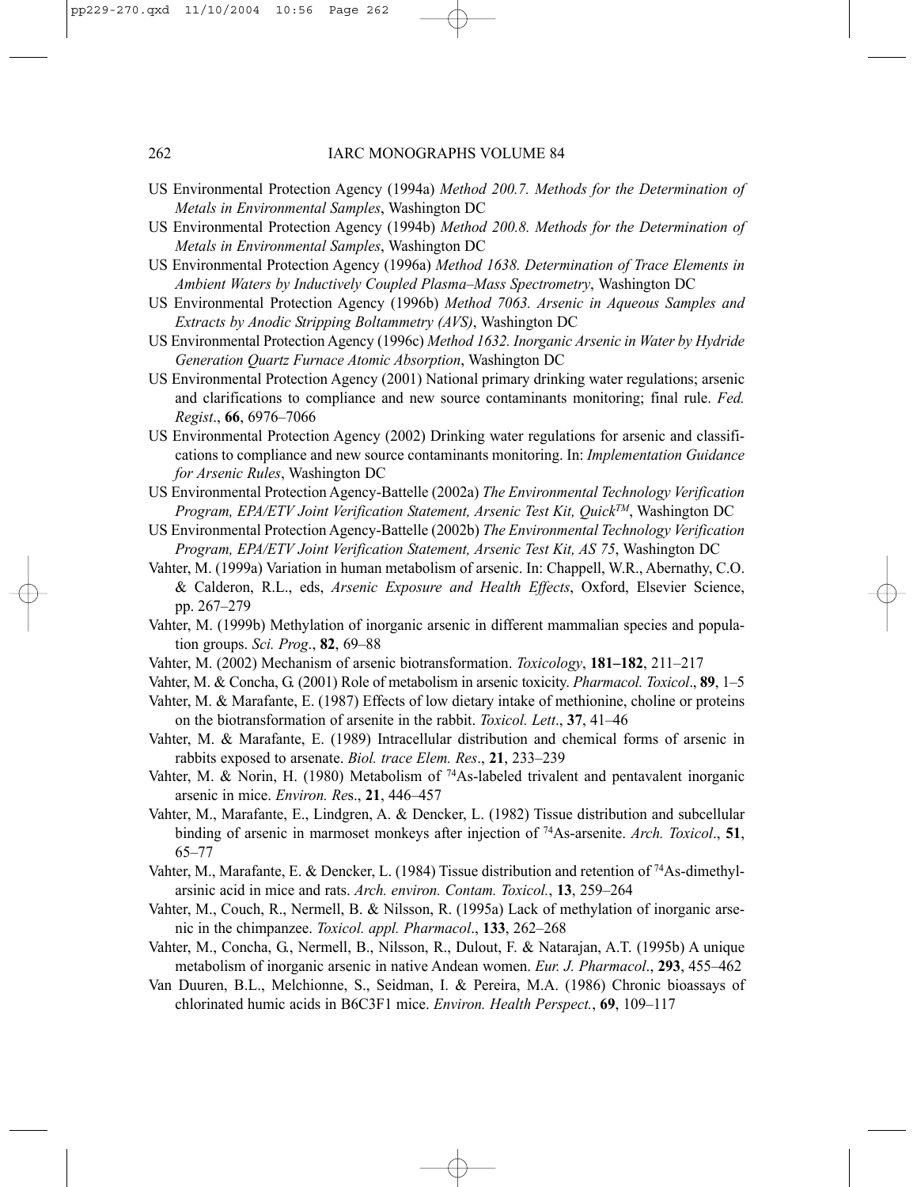US Environmental Protection Agency (1994a) *Method 200.7. Methods for the Determination of Metals in Environmental Samples*, Washington DC

US Environmental Protection Agency (1994b) *Method 200.8. Methods for the Determination of Metals in Environmental Samples*, Washington DC

US Environmental Protection Agency (1996a) *Method 1638. Determination of Trace Elements in Ambient Waters by Inductively Coupled Plasma–Mass Spectrometry*, Washington DC

US Environmental Protection Agency (1996b) *Method 7063. Arsenic in Aqueous Samples and Extracts by Anodic Stripping Boltammetry (AVS)*, Washington DC

US Environmental Protection Agency (1996c) *Method 1632. Inorganic Arsenic in Water by Hydride Generation Quartz Furnace Atomic Absorption*, Washington DC

US Environmental Protection Agency (2001) National primary drinking water regulations; arsenic and clarifications to compliance and new source contaminants monitoring; final rule. *Fed. Regist*., **66**, 6976–7066

US Environmental Protection Agency (2002) Drinking water regulations for arsenic and classifications to compliance and new source contaminants monitoring. In: *Implementation Guidance for Arsenic Rules*, Washington DC

US Environmental Protection Agency-Battelle (2002a) *The Environmental Technology Verification Program, EPA/ETV Joint Verification Statement, Arsenic Test Kit, Quick$^{TM}$*, Washington DC

US Environmental Protection Agency-Battelle (2002b) *The Environmental Technology Verification Program, EPA/ETV Joint Verification Statement, Arsenic Test Kit, AS 75*, Washington DC

Vahter, M. (1999a) Variation in human metabolism of arsenic. In: Chappell, W.R., Abernathy, C.O. & Calderon, R.L., eds, *Arsenic Exposure and Health Effects*, Oxford, Elsevier Science, pp. 267–279

Vahter, M. (1999b) Methylation of inorganic arsenic in different mammalian species and population groups. *Sci. Prog*., **82**, 69–88

Vahter, M. (2002) Mechanism of arsenic biotransformation. *Toxicology*, **181–182**, 211–217

Vahter, M. & Concha, G. (2001) Role of metabolism in arsenic toxicity. *Pharmacol. Toxicol*., **89**, 1–5

Vahter, M. & Marafante, E. (1987) Effects of low dietary intake of methionine, choline or proteins on the biotransformation of arsenite in the rabbit. *Toxicol. Lett*., **37**, 41–46

Vahter, M. & Marafante, E. (1989) Intracellular distribution and chemical forms of arsenic in rabbits exposed to arsenate. *Biol. trace Elem. Res*., **21**, 233–239

Vahter, M. & Norin, H. (1980) Metabolism of $^{74}$As-labeled trivalent and pentavalent inorganic arsenic in mice. *Environ. Res*., **21**, 446–457

Vahter, M., Marafante, E., Lindgren, A. & Dencker, L. (1982) Tissue distribution and subcellular binding of arsenic in marmoset monkeys after injection of $^{74}$As-arsenite. *Arch. Toxicol*., **51**, 65–77

Vahter, M., Marafante, E. & Dencker, L. (1984) Tissue distribution and retention of $^{74}$As-dimethylarsinic acid in mice and rats. *Arch. environ. Contam. Toxicol.*, **13**, 259–264

Vahter, M., Couch, R., Nermell, B. & Nilsson, R. (1995a) Lack of methylation of inorganic arsenic in the chimpanzee. *Toxicol. appl. Pharmacol*., **133**, 262–268

Vahter, M., Concha, G., Nermell, B., Nilsson, R., Dulout, F. & Natarajan, A.T. (1995b) A unique metabolism of inorganic arsenic in native Andean women. *Eur. J. Pharmacol*., **293**, 455–462

Van Duuren, B.L., Melchionne, S., Seidman, I. & Pereira, M.A. (1986) Chronic bioassays of chlorinated humic acids in B6C3F1 mice. *Environ. Health Perspect.*, **69**, 109–117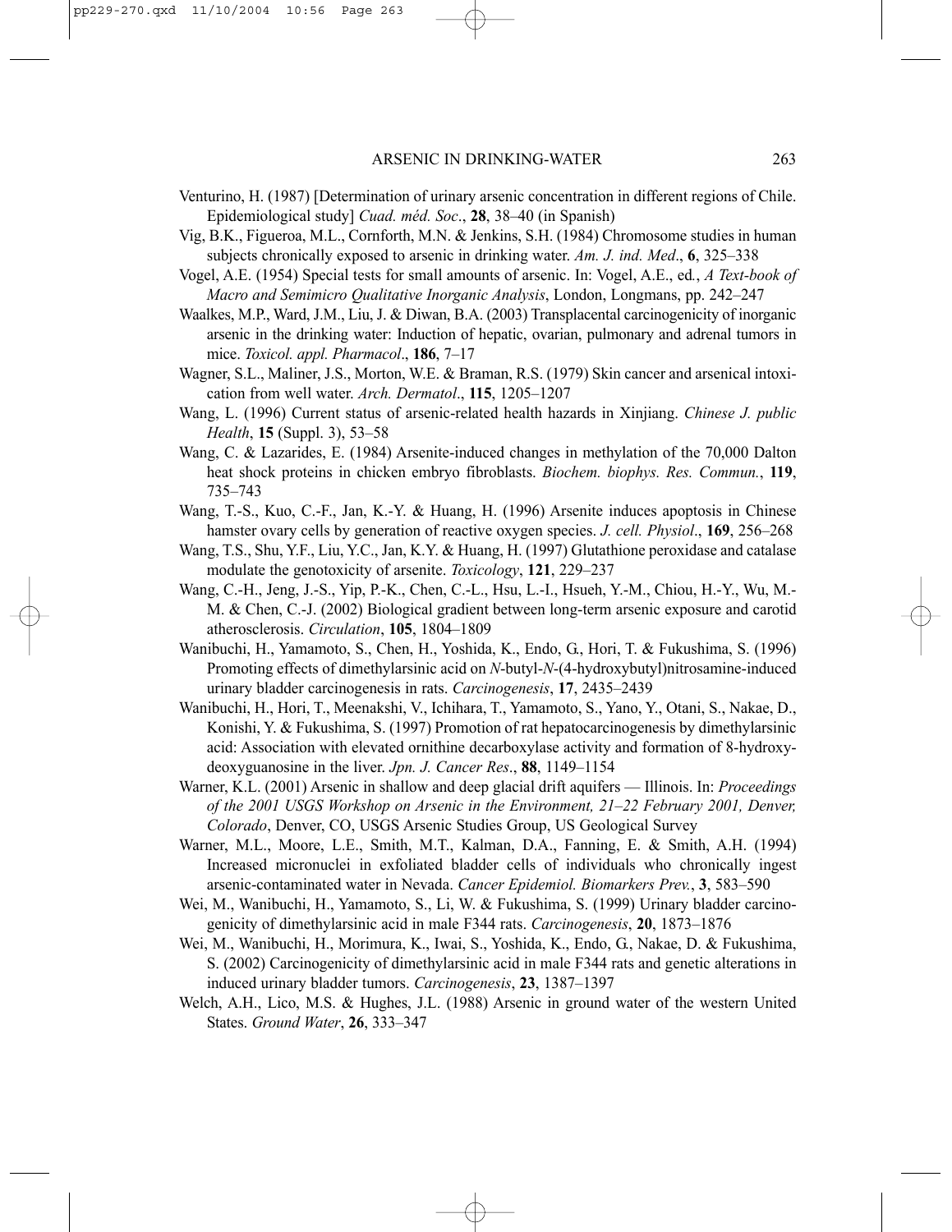Venturino, H. (1987) [Determination of urinary arsenic concentration in different regions of Chile. Epidemiological study] *Cuad. méd. Soc*., **28**, 38–40 (in Spanish)

Vig, B.K., Figueroa, M.L., Cornforth, M.N. & Jenkins, S.H. (1984) Chromosome studies in human subjects chronically exposed to arsenic in drinking water. *Am. J. ind. Med*., **6**, 325–338

Vogel, A.E. (1954) Special tests for small amounts of arsenic. In: Vogel, A.E., ed., *A Text-book of Macro and Semimicro Qualitative Inorganic Analysis*, London, Longmans, pp. 242–247

Waalkes, M.P., Ward, J.M., Liu, J. & Diwan, B.A. (2003) Transplacental carcinogenicity of inorganic arsenic in the drinking water: Induction of hepatic, ovarian, pulmonary and adrenal tumors in mice. *Toxicol. appl. Pharmacol*., **186**, 7–17

Wagner, S.L., Maliner, J.S., Morton, W.E. & Braman, R.S. (1979) Skin cancer and arsenical intoxication from well water. *Arch. Dermatol*., **115**, 1205–1207

Wang, L. (1996) Current status of arsenic-related health hazards in Xinjiang. *Chinese J. public Health*, **15** (Suppl. 3), 53–58

Wang, C. & Lazarides, E. (1984) Arsenite-induced changes in methylation of the 70,000 Dalton heat shock proteins in chicken embryo fibroblasts. *Biochem. biophys. Res. Commun.*, **119**, 735–743

Wang, T.-S., Kuo, C.-F., Jan, K.-Y. & Huang, H. (1996) Arsenite induces apoptosis in Chinese hamster ovary cells by generation of reactive oxygen species. *J. cell. Physiol*., **169**, 256–268

Wang, T.S., Shu, Y.F., Liu, Y.C., Jan, K.Y. & Huang, H. (1997) Glutathione peroxidase and catalase modulate the genotoxicity of arsenite. *Toxicology*, **121**, 229–237

Wang, C.-H., Jeng, J.-S., Yip, P.-K., Chen, C.-L., Hsu, L.-I., Hsueh, Y.-M., Chiou, H.-Y., Wu, M.-M. & Chen, C.-J. (2002) Biological gradient between long-term arsenic exposure and carotid atherosclerosis. *Circulation*, **105**, 1804–1809

Wanibuchi, H., Yamamoto, S., Chen, H., Yoshida, K., Endo, G., Hori, T. & Fukushima, S. (1996) Promoting effects of dimethylarsinic acid on *N*-butyl-*N*-(4-hydroxybutyl)nitrosamine-induced urinary bladder carcinogenesis in rats. *Carcinogenesis*, **17**, 2435–2439

Wanibuchi, H., Hori, T., Meenakshi, V., Ichihara, T., Yamamoto, S., Yano, Y., Otani, S., Nakae, D., Konishi, Y. & Fukushima, S. (1997) Promotion of rat hepatocarcinogenesis by dimethylarsinic acid: Association with elevated ornithine decarboxylase activity and formation of 8-hydroxydeoxyguanosine in the liver. *Jpn. J. Cancer Res*., **88**, 1149–1154

Warner, K.L. (2001) Arsenic in shallow and deep glacial drift aquifers — Illinois. In: *Proceedings of the 2001 USGS Workshop on Arsenic in the Environment, 21–22 February 2001, Denver, Colorado*, Denver, CO, USGS Arsenic Studies Group, US Geological Survey

Warner, M.L., Moore, L.E., Smith, M.T., Kalman, D.A., Fanning, E. & Smith, A.H. (1994) Increased micronuclei in exfoliated bladder cells of individuals who chronically ingest arsenic-contaminated water in Nevada. *Cancer Epidemiol. Biomarkers Prev.*, **3**, 583–590

Wei, M., Wanibuchi, H., Yamamoto, S., Li, W. & Fukushima, S. (1999) Urinary bladder carcinogenicity of dimethylarsinic acid in male F344 rats. *Carcinogenesis*, **20**, 1873–1876

Wei, M., Wanibuchi, H., Morimura, K., Iwai, S., Yoshida, K., Endo, G., Nakae, D. & Fukushima, S. (2002) Carcinogenicity of dimethylarsinic acid in male F344 rats and genetic alterations in induced urinary bladder tumors. *Carcinogenesis*, **23**, 1387–1397

Welch, A.H., Lico, M.S. & Hughes, J.L. (1988) Arsenic in ground water of the western United States. *Ground Water*, **26**, 333–347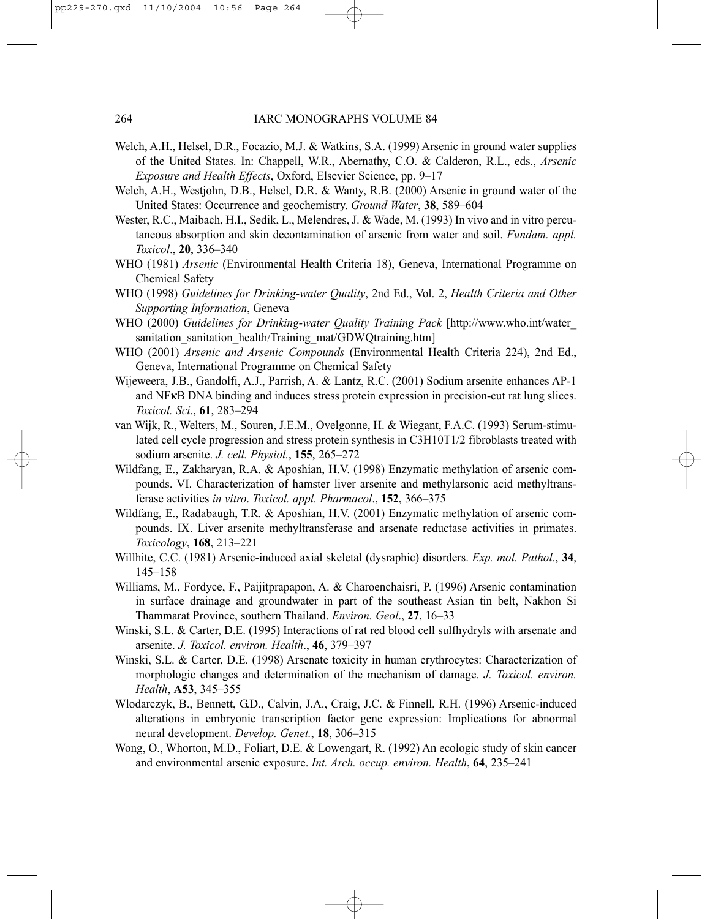Welch, A.H., Helsel, D.R., Focazio, M.J. & Watkins, S.A. (1999) Arsenic in ground water supplies of the United States. In: Chappell, W.R., Abernathy, C.O. & Calderon, R.L., eds., *Arsenic Exposure and Health Effects*, Oxford, Elsevier Science, pp. 9–17

Welch, A.H., Westjohn, D.B., Helsel, D.R. & Wanty, R.B. (2000) Arsenic in ground water of the United States: Occurrence and geochemistry. *Ground Water*, **38**, 589–604

Wester, R.C., Maibach, H.I., Sedik, L., Melendres, J. & Wade, M. (1993) In vivo and in vitro percutaneous absorption and skin decontamination of arsenic from water and soil. *Fundam. appl. Toxicol*., **20**, 336–340

WHO (1981) *Arsenic* (Environmental Health Criteria 18), Geneva, International Programme on Chemical Safety

WHO (1998) *Guidelines for Drinking-water Quality*, 2nd Ed., Vol. 2, *Health Criteria and Other Supporting Information*, Geneva

WHO (2000) *Guidelines for Drinking-water Quality Training Pack* [http://www.who.int/water_sanitation_sanitation_health/Training_mat/GDWQtraining.htm]

WHO (2001) *Arsenic and Arsenic Compounds* (Environmental Health Criteria 224), 2nd Ed., Geneva, International Programme on Chemical Safety

Wijeweera, J.B., Gandolfi, A.J., Parrish, A. & Lantz, R.C. (2001) Sodium arsenite enhances AP-1 and NFκB DNA binding and induces stress protein expression in precision-cut rat lung slices. *Toxicol. Sci*., **61**, 283–294

van Wijk, R., Welters, M., Souren, J.E.M., Ovelgonne, H. & Wiegant, F.A.C. (1993) Serum-stimulated cell cycle progression and stress protein synthesis in C3H10T1/2 fibroblasts treated with sodium arsenite. *J. cell. Physiol.*, **155**, 265–272

Wildfang, E., Zakharyan, R.A. & Aposhian, H.V. (1998) Enzymatic methylation of arsenic compounds. VI. Characterization of hamster liver arsenite and methylarsonic acid methyltransferase activities *in vitro*. *Toxicol. appl. Pharmacol*., **152**, 366–375

Wildfang, E., Radabaugh, T.R. & Aposhian, H.V. (2001) Enzymatic methylation of arsenic compounds. IX. Liver arsenite methyltransferase and arsenate reductase activities in primates. *Toxicology*, **168**, 213–221

Willhite, C.C. (1981) Arsenic-induced axial skeletal (dysraphic) disorders. *Exp. mol. Pathol.*, **34**, 145–158

Williams, M., Fordyce, F., Paijitprapapon, A. & Charoenchaisri, P. (1996) Arsenic contamination in surface drainage and groundwater in part of the southeast Asian tin belt, Nakhon Si Thammarat Province, southern Thailand. *Environ. Geol*., **27**, 16–33

Winski, S.L. & Carter, D.E. (1995) Interactions of rat red blood cell sulfhydryls with arsenate and arsenite. *J. Toxicol. environ. Health*., **46**, 379–397

Winski, S.L. & Carter, D.E. (1998) Arsenate toxicity in human erythrocytes: Characterization of morphologic changes and determination of the mechanism of damage. *J. Toxicol. environ. Health*, **A53**, 345–355

Wlodarczyk, B., Bennett, G.D., Calvin, J.A., Craig, J.C. & Finnell, R.H. (1996) Arsenic-induced alterations in embryonic transcription factor gene expression: Implications for abnormal neural development. *Develop. Genet.*, **18**, 306–315

Wong, O., Whorton, M.D., Foliart, D.E. & Lowengart, R. (1992) An ecologic study of skin cancer and environmental arsenic exposure. *Int. Arch. occup. environ. Health*, **64**, 235–241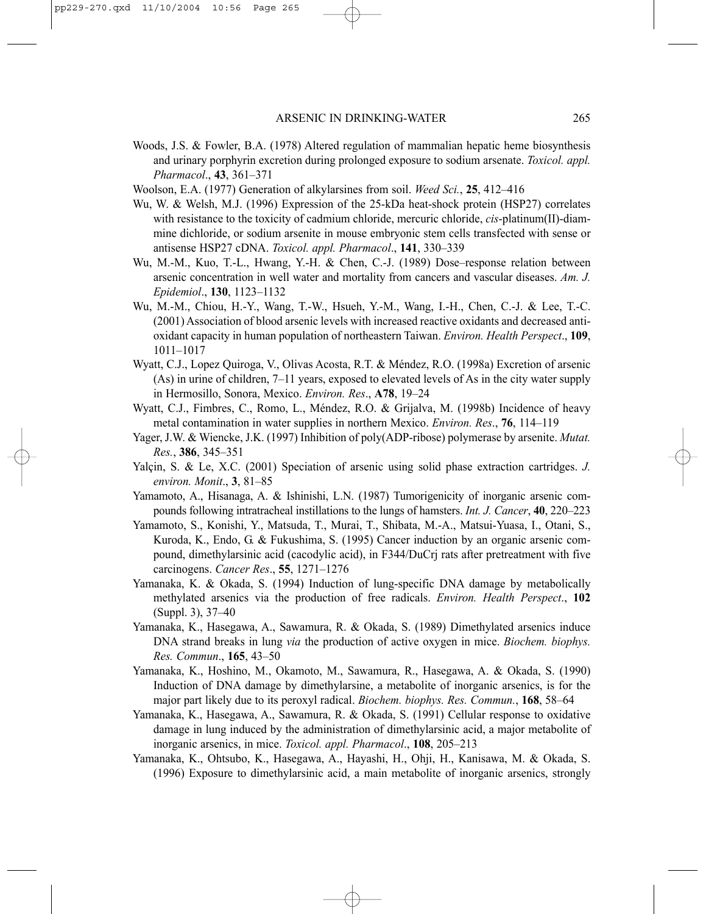Woods, J.S. & Fowler, B.A. (1978) Altered regulation of mammalian hepatic heme biosynthesis and urinary porphyrin excretion during prolonged exposure to sodium arsenate. *Toxicol. appl. Pharmacol*., **43**, 361–371

Woolson, E.A. (1977) Generation of alkylarsines from soil. *Weed Sci.*, **25**, 412–416

Wu, W. & Welsh, M.J. (1996) Expression of the 25-kDa heat-shock protein (HSP27) correlates with resistance to the toxicity of cadmium chloride, mercuric chloride, *cis*-platinum(II)-diammine dichloride, or sodium arsenite in mouse embryonic stem cells transfected with sense or antisense HSP27 cDNA. *Toxicol. appl. Pharmacol*., **141**, 330–339

Wu, M.-M., Kuo, T.-L., Hwang, Y.-H. & Chen, C.-J. (1989) Dose–response relation between arsenic concentration in well water and mortality from cancers and vascular diseases. *Am. J. Epidemiol*., **130**, 1123–1132

Wu, M.-M., Chiou, H.-Y., Wang, T.-W., Hsueh, Y.-M., Wang, I.-H., Chen, C.-J. & Lee, T.-C. (2001) Association of blood arsenic levels with increased reactive oxidants and decreased antioxidant capacity in human population of northeastern Taiwan. *Environ. Health Perspect*., **109**, 1011–1017

Wyatt, C.J., Lopez Quiroga, V., Olivas Acosta, R.T. & Méndez, R.O. (1998a) Excretion of arsenic (As) in urine of children, 7–11 years, exposed to elevated levels of As in the city water supply in Hermosillo, Sonora, Mexico. *Environ. Res*., **A78**, 19–24

Wyatt, C.J., Fimbres, C., Romo, L., Méndez, R.O. & Grijalva, M. (1998b) Incidence of heavy metal contamination in water supplies in northern Mexico. *Environ. Res*., **76**, 114–119

Yager, J.W. & Wiencke, J.K. (1997) Inhibition of poly(ADP-ribose) polymerase by arsenite. *Mutat. Res.*, **386**, 345–351

Yalçin, S. & Le, X.C. (2001) Speciation of arsenic using solid phase extraction cartridges. *J. environ. Monit*., **3**, 81–85

Yamamoto, A., Hisanaga, A. & Ishinishi, L.N. (1987) Tumorigenicity of inorganic arsenic compounds following intratracheal instillations to the lungs of hamsters. *Int. J. Cancer*, **40**, 220–223

Yamamoto, S., Konishi, Y., Matsuda, T., Murai, T., Shibata, M.-A., Matsui-Yuasa, I., Otani, S., Kuroda, K., Endo, G. & Fukushima, S. (1995) Cancer induction by an organic arsenic compound, dimethylarsinic acid (cacodylic acid), in F344/DuCrj rats after pretreatment with five carcinogens. *Cancer Res*., **55**, 1271–1276

Yamanaka, K. & Okada, S. (1994) Induction of lung-specific DNA damage by metabolically methylated arsenics via the production of free radicals. *Environ. Health Perspect*., **102** (Suppl. 3), 37–40

Yamanaka, K., Hasegawa, A., Sawamura, R. & Okada, S. (1989) Dimethylated arsenics induce DNA strand breaks in lung *via* the production of active oxygen in mice. *Biochem. biophys. Res. Commun*., **165**, 43–50

Yamanaka, K., Hoshino, M., Okamoto, M., Sawamura, R., Hasegawa, A. & Okada, S. (1990) Induction of DNA damage by dimethylarsine, a metabolite of inorganic arsenics, is for the major part likely due to its peroxyl radical. *Biochem. biophys. Res. Commun.*, **168**, 58–64

Yamanaka, K., Hasegawa, A., Sawamura, R. & Okada, S. (1991) Cellular response to oxidative damage in lung induced by the administration of dimethylarsinic acid, a major metabolite of inorganic arsenics, in mice. *Toxicol. appl. Pharmacol*., **108**, 205–213

Yamanaka, K., Ohtsubo, K., Hasegawa, A., Hayashi, H., Ohji, H., Kanisawa, M. & Okada, S. (1996) Exposure to dimethylarsinic acid, a main metabolite of inorganic arsenics, strongly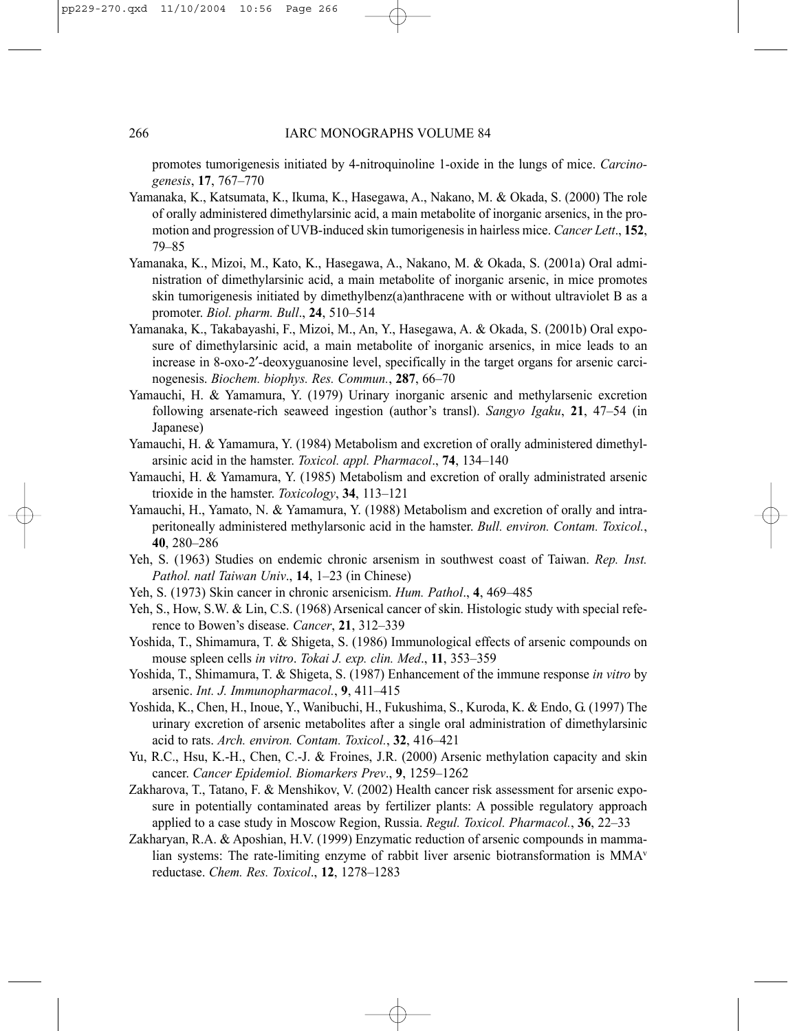promotes tumorigenesis initiated by 4-nitroquinoline 1-oxide in the lungs of mice. *Carcinogenesis*, **17**, 767–770

Yamanaka, K., Katsumata, K., Ikuma, K., Hasegawa, A., Nakano, M. & Okada, S. (2000) The role of orally administered dimethylarsinic acid, a main metabolite of inorganic arsenics, in the promotion and progression of UVB-induced skin tumorigenesis in hairless mice. *Cancer Lett*., **152**, 79–85

Yamanaka, K., Mizoi, M., Kato, K., Hasegawa, A., Nakano, M. & Okada, S. (2001a) Oral administration of dimethylarsinic acid, a main metabolite of inorganic arsenic, in mice promotes skin tumorigenesis initiated by dimethylbenz(a)anthracene with or without ultraviolet B as a promoter. *Biol. pharm. Bull*., **24**, 510–514

Yamanaka, K., Takabayashi, F., Mizoi, M., An, Y., Hasegawa, A. & Okada, S. (2001b) Oral exposure of dimethylarsinic acid, a main metabolite of inorganic arsenics, in mice leads to an increase in 8-oxo-2′-deoxyguanosine level, specifically in the target organs for arsenic carcinogenesis. *Biochem. biophys. Res. Commun.*, **287**, 66–70

Yamauchi, H. & Yamamura, Y. (1979) Urinary inorganic arsenic and methylarsenic excretion following arsenate-rich seaweed ingestion (author's transl). *Sangyo Igaku*, **21**, 47–54 (in Japanese)

Yamauchi, H. & Yamamura, Y. (1984) Metabolism and excretion of orally administered dimethylarsinic acid in the hamster. *Toxicol. appl. Pharmacol*., **74**, 134–140

Yamauchi, H. & Yamamura, Y. (1985) Metabolism and excretion of orally administrated arsenic trioxide in the hamster. *Toxicology*, **34**, 113–121

Yamauchi, H., Yamato, N. & Yamamura, Y. (1988) Metabolism and excretion of orally and intraperitoneally administered methylarsonic acid in the hamster. *Bull. environ. Contam. Toxicol.*, **40**, 280–286

Yeh, S. (1963) Studies on endemic chronic arsenism in southwest coast of Taiwan. *Rep. Inst. Pathol. natl Taiwan Univ*., **14**, 1–23 (in Chinese)

Yeh, S. (1973) Skin cancer in chronic arsenicism. *Hum. Pathol*., **4**, 469–485

Yeh, S., How, S.W. & Lin, C.S. (1968) Arsenical cancer of skin. Histologic study with special reference to Bowen's disease. *Cancer*, **21**, 312–339

Yoshida, T., Shimamura, T. & Shigeta, S. (1986) Immunological effects of arsenic compounds on mouse spleen cells *in vitro*. *Tokai J. exp. clin. Med*., **11**, 353–359

Yoshida, T., Shimamura, T. & Shigeta, S. (1987) Enhancement of the immune response *in vitro* by arsenic. *Int. J. Immunopharmacol.*, **9**, 411–415

Yoshida, K., Chen, H., Inoue, Y., Wanibuchi, H., Fukushima, S., Kuroda, K. & Endo, G. (1997) The urinary excretion of arsenic metabolites after a single oral administration of dimethylarsinic acid to rats. *Arch. environ. Contam. Toxicol.*, **32**, 416–421

Yu, R.C., Hsu, K.-H., Chen, C.-J. & Froines, J.R. (2000) Arsenic methylation capacity and skin cancer. *Cancer Epidemiol. Biomarkers Prev*., **9**, 1259–1262

Zakharova, T., Tatano, F. & Menshikov, V. (2002) Health cancer risk assessment for arsenic exposure in potentially contaminated areas by fertilizer plants: A possible regulatory approach applied to a case study in Moscow Region, Russia. *Regul. Toxicol. Pharmacol.*, **36**, 22–33

Zakharyan, R.A. & Aposhian, H.V. (1999) Enzymatic reduction of arsenic compounds in mammalian systems: The rate-limiting enzyme of rabbit liver arsenic biotransformation is $MMA^{V}$ reductase. *Chem. Res. Toxicol*., **12**, 1278–1283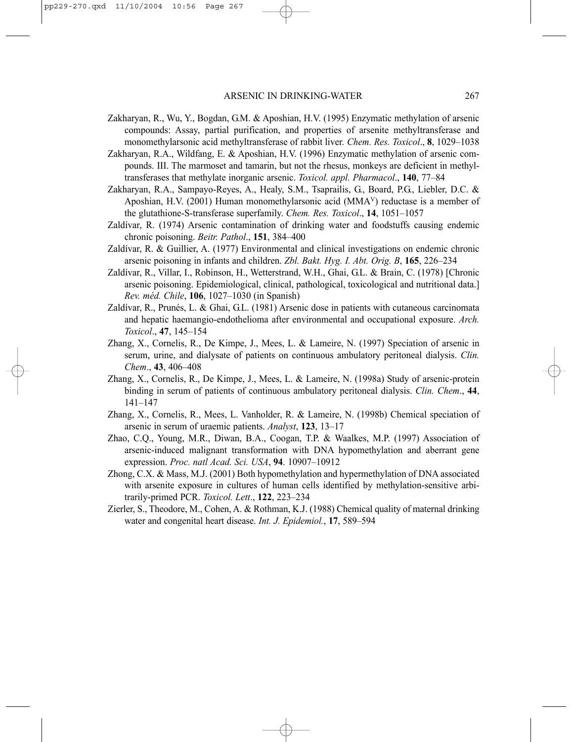Zakharyan, R., Wu, Y., Bogdan, G.M. & Aposhian, H.V. (1995) Enzymatic methylation of arsenic compounds: Assay, partial purification, and properties of arsenite methyltransferase and monomethylarsonic acid methyltransferase of rabbit liver. *Chem. Res. Toxicol*., **8**, 1029–1038

Zakharyan, R.A., Wildfang, E. & Aposhian, H.V. (1996) Enzymatic methylation of arsenic compounds. III. The marmoset and tamarin, but not the rhesus, monkeys are deficient in methyltransferases that methylate inorganic arsenic. *Toxicol. appl. Pharmacol*., **140**, 77–84

Zakharyan, R.A., Sampayo-Reyes, A., Healy, S.M., Tsaprailis, G., Board, P.G., Liebler, D.C. & Aposhian, H.V. (2001) Human monomethylarsonic acid ($MMA^{V}$) reductase is a member of the glutathione-S-transferase superfamily. *Chem. Res. Toxicol*., **14**, 1051–1057

Zaldívar, R. (1974) Arsenic contamination of drinking water and foodstuffs causing endemic chronic poisoning. *Beitr. Pathol*., **151**, 384–400

Zaldívar, R. & Guillier, A. (1977) Environmental and clinical investigations on endemic chronic arsenic poisoning in infants and children. *Zbl. Bakt. Hyg. I. Abt. Orig. B*, **165**, 226–234

Zaldívar, R., Villar, I., Robinson, H., Wetterstrand, W.H., Ghai, G.L. & Brain, C. (1978) [Chronic arsenic poisoning. Epidemiological, clinical, pathological, toxicological and nutritional data.] *Rev. méd. Chile*, **106**, 1027–1030 (in Spanish)

Zaldívar, R., Prunés, L. & Ghai, G.L. (1981) Arsenic dose in patients with cutaneous carcinomata and hepatic haemangio-endothelioma after environmental and occupational exposure. *Arch. Toxicol*., **47**, 145–154

Zhang, X., Cornelis, R., De Kimpe, J., Mees, L. & Lameire, N. (1997) Speciation of arsenic in serum, urine, and dialysate of patients on continuous ambulatory peritoneal dialysis. *Clin. Chem*., **43**, 406–408

Zhang, X., Cornelis, R., De Kimpe, J., Mees, L. & Lameire, N. (1998a) Study of arsenic-protein binding in serum of patients of continuous ambulatory peritoneal dialysis. *Clin. Chem*., **44**, 141–147

Zhang, X., Cornelis, R., Mees, L. Vanholder, R. & Lameire, N. (1998b) Chemical speciation of arsenic in serum of uraemic patients. *Analyst*, **123**, 13–17

Zhao, C.Q., Young, M.R., Diwan, B.A., Coogan, T.P. & Waalkes, M.P. (1997) Association of arsenic-induced malignant transformation with DNA hypomethylation and aberrant gene expression. *Proc. natl Acad. Sci. USA*, **94**. 10907–10912

Zhong, C.X. & Mass, M.J. (2001) Both hypomethylation and hypermethylation of DNA associated with arsenite exposure in cultures of human cells identified by methylation-sensitive arbitrarily-primed PCR. *Toxicol. Lett*., **122**, 223–234

Zierler, S., Theodore, M., Cohen, A. & Rothman, K.J. (1988) Chemical quality of maternal drinking water and congenital heart disease. *Int. J. Epidemiol.*, **17**, 589–594